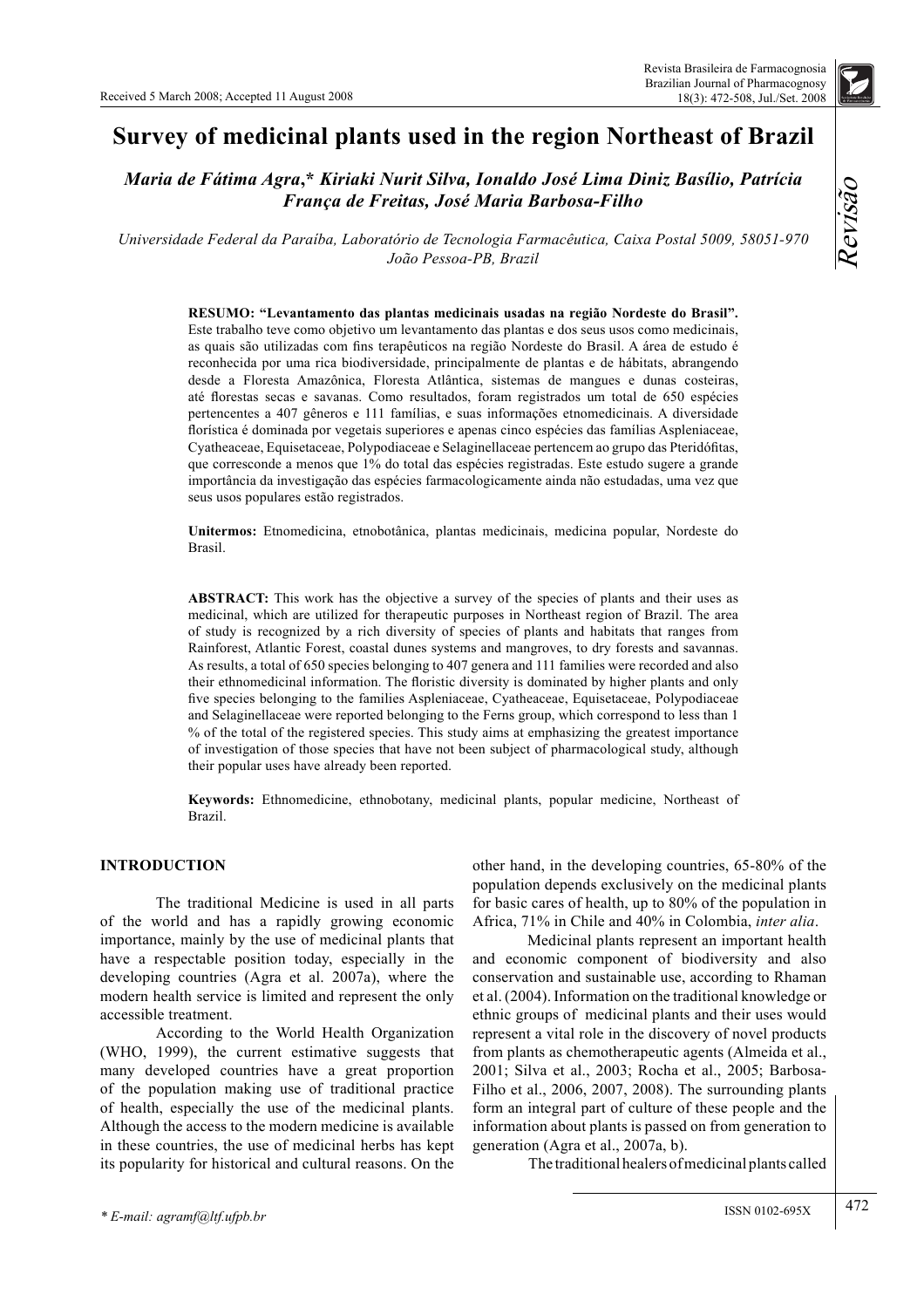Received 5 March 2008; Accepted 11 August 2008

# Survey of medicinal plants used in the region Northeast of Brazil

***Maria de Fátima Agra,\* Kiriaki Nurit Silva, Ionaldo José Lima Diniz Basílio, Patrícia França de Freitas, José Maria Barbosa-Filho***

*Universidade Federal da Paraíba, Laboratório de Tecnologia Farmacêutica, Caixa Postal 5009, 58051-970 João Pessoa-PB, Brazil*

**RESUMO: "Levantamento das plantas medicinais usadas na região Nordeste do Brasil".** Este trabalho teve como objetivo um levantamento das plantas e dos seus usos como medicinais, as quais são utilizadas com fins terapêuticos na região Nordeste do Brasil. A área de estudo é reconhecida por uma rica biodiversidade, principalmente de plantas e de hábitats, abrangendo desde a Floresta Amazônica, Floresta Atlântica, sistemas de mangues e dunas costeiras, até florestas secas e savanas. Como resultados, foram registrados um total de 650 espécies pertencentes a 407 gêneros e 111 famílias, e suas informações etnomedicinais. A diversidade florística é dominada por vegetais superiores e apenas cinco espécies das famílias Aspleniaceae, Cyatheaceae, Equisetaceae, Polypodiaceae e Selaginellaceae pertencem ao grupo das Pteridófitas, que corresconde a menos que 1% do total das espécies registradas. Este estudo sugere a grande importância da investigação das espécies farmacologicamente ainda não estudadas, uma vez que seus usos populares estão registrados.

**Unitermos:** Etnomedicina, etnobotânica, plantas medicinais, medicina popular, Nordeste do Brasil.

**ABSTRACT:** This work has the objective a survey of the species of plants and their uses as medicinal, which are utilized for therapeutic purposes in Northeast region of Brazil. The area of study is recognized by a rich diversity of species of plants and habitats that ranges from Rainforest, Atlantic Forest, coastal dunes systems and mangroves, to dry forests and savannas. As results, a total of 650 species belonging to 407 genera and 111 families were recorded and also their ethnomedicinal information. The floristic diversity is dominated by higher plants and only five species belonging to the families Aspleniaceae, Cyatheaceae, Equisetaceae, Polypodiaceae and Selaginellaceae were reported belonging to the Ferns group, which correspond to less than 1 % of the total of the registered species. This study aims at emphasizing the greatest importance of investigation of those species that have not been subject of pharmacological study, although their popular uses have already been reported.

**Keywords:** Ethnomedicine, ethnobotany, medicinal plants, popular medicine, Northeast of Brazil.

## INTRODUCTION

The traditional Medicine is used in all parts of the world and has a rapidly growing economic importance, mainly by the use of medicinal plants that have a respectable position today, especially in the developing countries (Agra et al. 2007a), where the modern health service is limited and represent the only accessible treatment.

According to the World Health Organization (WHO, 1999), the current estimative suggests that many developed countries have a great proportion of the population making use of traditional practice of health, especially the use of the medicinal plants. Although the access to the modern medicine is available in these countries, the use of medicinal herbs has kept its popularity for historical and cultural reasons. On the other hand, in the developing countries, 65-80% of the population depends exclusively on the medicinal plants for basic cares of health, up to 80% of the population in Africa, 71% in Chile and 40% in Colombia, *inter alia*.

Medicinal plants represent an important health and economic component of biodiversity and also conservation and sustainable use, according to Rhaman et al. (2004). Information on the traditional knowledge or ethnic groups of medicinal plants and their uses would represent a vital role in the discovery of novel products from plants as chemotherapeutic agents (Almeida et al., 2001; Silva et al., 2003; Rocha et al., 2005; Barbosa-Filho et al., 2006, 2007, 2008). The surrounding plants form an integral part of culture of these people and the information about plants is passed on from generation to generation (Agra et al., 2007a, b).

The traditional healers of medicinal plants called

\* E-mail: agramf@ltf.ufpb.br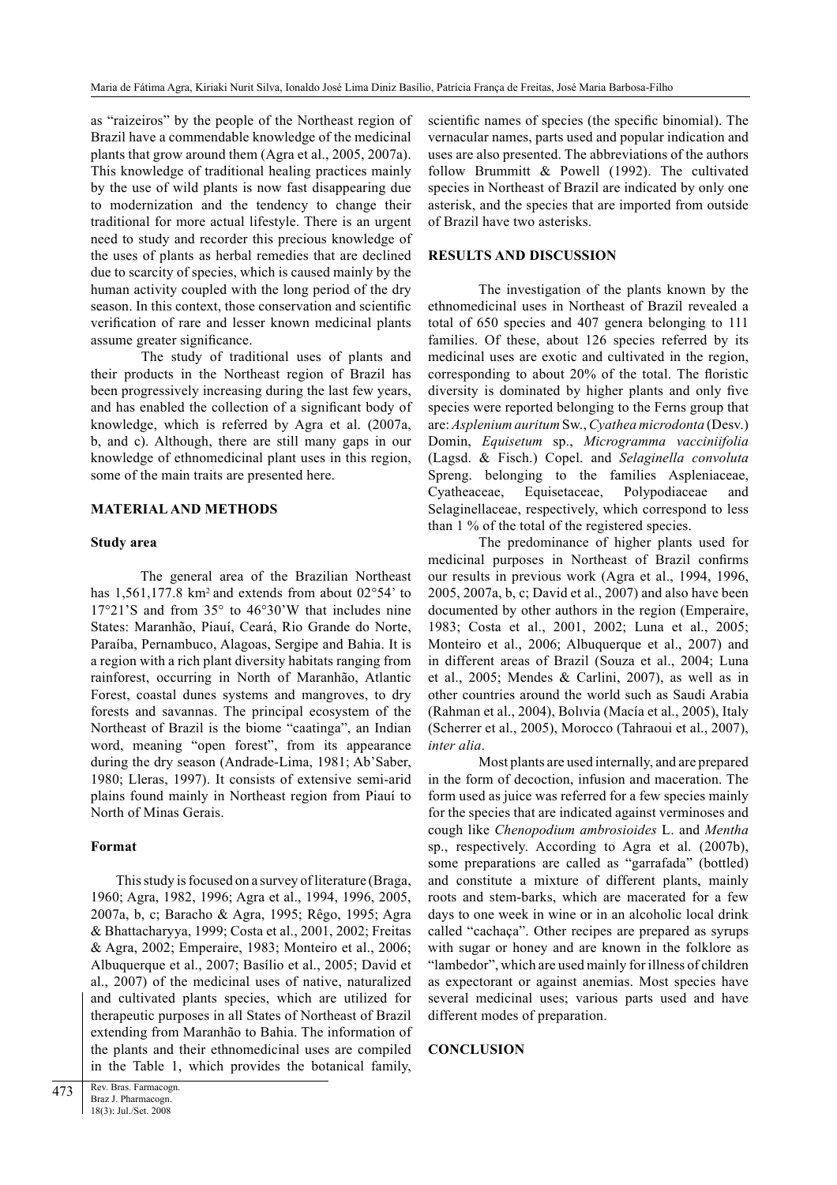as "raizeiros" by the people of the Northeast region of Brazil have a commendable knowledge of the medicinal plants that grow around them (Agra et al., 2005, 2007a). This knowledge of traditional healing practices mainly by the use of wild plants is now fast disappearing due to modernization and the tendency to change their traditional for more actual lifestyle. There is an urgent need to study and recorder this precious knowledge of the uses of plants as herbal remedies that are declined due to scarcity of species, which is caused mainly by the human activity coupled with the long period of the dry season. In this context, those conservation and scientific verification of rare and lesser known medicinal plants assume greater significance.

The study of traditional uses of plants and their products in the Northeast region of Brazil has been progressively increasing during the last few years, and has enabled the collection of a significant body of knowledge, which is referred by Agra et al. (2007a, b, and c). Although, there are still many gaps in our knowledge of ethnomedicinal plant uses in this region, some of the main traits are presented here.

## MATERIAL AND METHODS

### Study area

The general area of the Brazilian Northeast has 1,561,177.8 km$^2$ and extends from about 02°54' to 17°21'S and from 35° to 46°30'W that includes nine States: Maranhão, Piauí, Ceará, Rio Grande do Norte, Paraíba, Pernambuco, Alagoas, Sergipe and Bahia. It is a region with a rich plant diversity habitats ranging from rainforest, occurring in North of Maranhão, Atlantic Forest, coastal dunes systems and mangroves, to dry forests and savannas. The principal ecosystem of the Northeast of Brazil is the biome "caatinga", an Indian word, meaning "open forest", from its appearance during the dry season (Andrade-Lima, 1981; Ab'Saber, 1980; Lleras, 1997). It consists of extensive semi-arid plains found mainly in Northeast region from Piauí to North of Minas Gerais.

### Format

This study is focused on a survey of literature (Braga, 1960; Agra, 1982, 1996; Agra et al., 1994, 1996, 2005, 2007a, b, c; Baracho & Agra, 1995; Rêgo, 1995; Agra & Bhattacharyya, 1999; Costa et al., 2001, 2002; Freitas & Agra, 2002; Emperaire, 1983; Monteiro et al., 2006; Albuquerque et al., 2007; Basílio et al., 2005; David et al., 2007) of the medicinal uses of native, naturalized and cultivated plants species, which are utilized for therapeutic purposes in all States of Northeast of Brazil extending from Maranhão to Bahia. The information of the plants and their ethnomedicinal uses are compiled in the Table 1, which provides the botanical family, scientific names of species (the specific binomial). The vernacular names, parts used and popular indication and uses are also presented. The abbreviations of the authors follow Brummitt & Powell (1992). The cultivated species in Northeast of Brazil are indicated by only one asterisk, and the species that are imported from outside of Brazil have two asterisks.

## RESULTS AND DISCUSSION

The investigation of the plants known by the ethnomedicinal uses in Northeast of Brazil revealed a total of 650 species and 407 genera belonging to 111 families. Of these, about 126 species referred by its medicinal uses are exotic and cultivated in the region, corresponding to about 20% of the total. The floristic diversity is dominated by higher plants and only five species were reported belonging to the Ferns group that are: *Asplenium auritum* Sw., *Cyathea microdonta* (Desv.) Domin, *Equisetum* sp., *Microgramma vacciniifolia* (Lagsd. & Fisch.) Copel. and *Selaginella convoluta* Spreng. belonging to the families Aspleniaceae, Cyatheaceae, Equisetaceae, Polypodiaceae and Selaginellaceae, respectively, which correspond to less than 1 % of the total of the registered species.

The predominance of higher plants used for medicinal purposes in Northeast of Brazil confirms our results in previous work (Agra et al., 1994, 1996, 2005, 2007a, b, c; David et al., 2007) and also have been documented by other authors in the region (Emperaire, 1983; Costa et al., 2001, 2002; Luna et al., 2005; Monteiro et al., 2006; Albuquerque et al., 2007) and in different areas of Brazil (Souza et al., 2004; Luna et al., 2005; Mendes & Carlini, 2007), as well as in other countries around the world such as Saudi Arabia (Rahman et al., 2004), Bolıvia (Macía et al., 2005), Italy (Scherrer et al., 2005), Morocco (Tahraoui et al., 2007), *inter alia*.

Most plants are used internally, and are prepared in the form of decoction, infusion and maceration. The form used as juice was referred for a few species mainly for the species that are indicated against verminoses and cough like *Chenopodium ambrosioides* L. and *Mentha* sp., respectively. According to Agra et al. (2007b), some preparations are called as "garrafada" (bottled) and constitute a mixture of different plants, mainly roots and stem-barks, which are macerated for a few days to one week in wine or in an alcoholic local drink called "cachaça". Other recipes are prepared as syrups with sugar or honey and are known in the folklore as "lambedor", which are used mainly for illness of children as expectorant or against anemias. Most species have several medicinal uses; various parts used and have different modes of preparation.

## CONCLUSION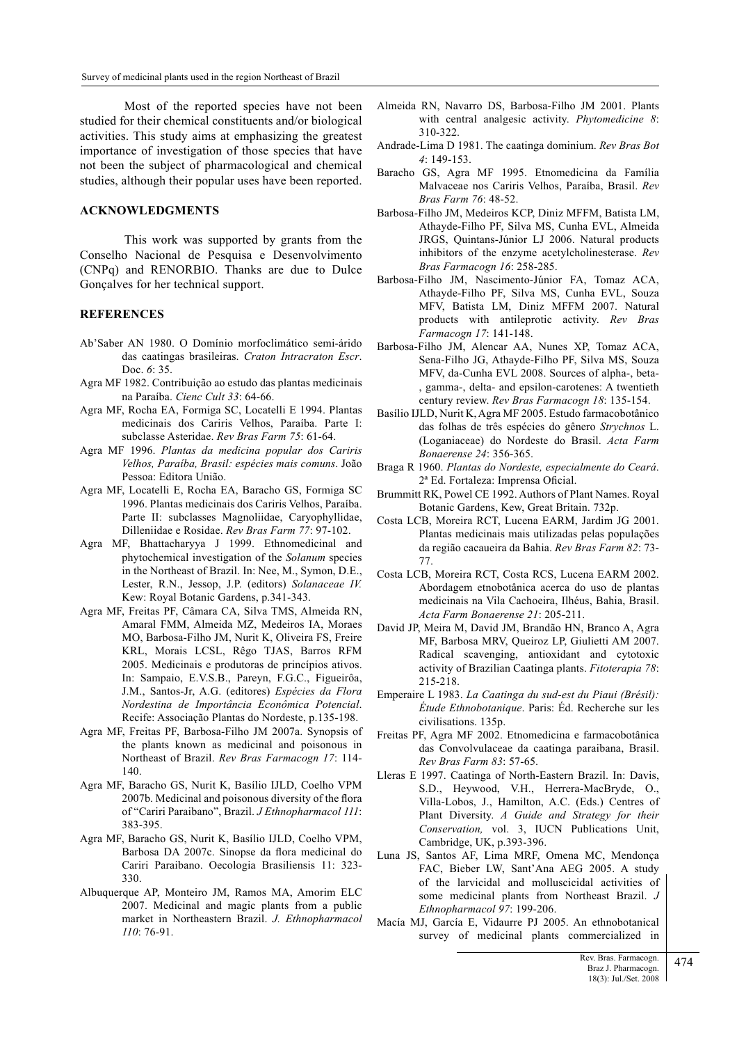Most of the reported species have not been studied for their chemical constituents and/or biological activities. This study aims at emphasizing the greatest importance of investigation of those species that have not been the subject of pharmacological and chemical studies, although their popular uses have been reported.

## ACKNOWLEDGMENTS

This work was supported by grants from the Conselho Nacional de Pesquisa e Desenvolvimento (CNPq) and RENORBIO. Thanks are due to Dulce Gonçalves for her technical support.

## REFERENCES

Ab'Saber AN 1980. O Domínio morfoclimático semi-árido das caatingas brasileiras. *Craton Intracraton Escr*. Doc. *6*: 35.

Agra MF 1982. Contribuição ao estudo das plantas medicinais na Paraíba. *Cienc Cult 33*: 64-66.

Agra MF, Rocha EA, Formiga SC, Locatelli E 1994. Plantas medicinais dos Cariris Velhos, Paraíba. Parte I: subclasse Asteridae. *Rev Bras Farm 75*: 61-64.

Agra MF 1996. *Plantas da medicina popular dos Cariris Velhos, Paraíba, Brasil: espécies mais comuns*. João Pessoa: Editora União.

Agra MF, Locatelli E, Rocha EA, Baracho GS, Formiga SC 1996. Plantas medicinais dos Cariris Velhos, Paraíba. Parte II: subclasses Magnoliidae, Caryophyllidae, Dilleniidae e Rosidae. *Rev Bras Farm 77*: 97-102.

Agra MF, Bhattacharyya J 1999. Ethnomedicinal and phytochemical investigation of the *Solanum* species in the Northeast of Brazil. In: Nee, M., Symon, D.E., Lester, R.N., Jessop, J.P. (editors) *Solanaceae IV.* Kew: Royal Botanic Gardens, p.341-343.

Agra MF, Freitas PF, Câmara CA, Silva TMS, Almeida RN, Amaral FMM, Almeida MZ, Medeiros IA, Moraes MO, Barbosa-Filho JM, Nurit K, Oliveira FS, Freire KRL, Morais LCSL, Rêgo TJAS, Barros RFM 2005. Medicinais e produtoras de princípios ativos. In: Sampaio, E.V.S.B., Pareyn, F.G.C., Figueirôa, J.M., Santos-Jr, A.G. (editores) *Espécies da Flora Nordestina de Importância Econômica Potencial*. Recife: Associação Plantas do Nordeste, p.135-198.

Agra MF, Freitas PF, Barbosa-Filho JM 2007a. Synopsis of the plants known as medicinal and poisonous in Northeast of Brazil. *Rev Bras Farmacogn 17*: 114-140.

Agra MF, Baracho GS, Nurit K, Basílio IJLD, Coelho VPM 2007b. Medicinal and poisonous diversity of the flora of "Cariri Paraibano", Brazil. *J Ethnopharmacol 111*: 383-395.

Agra MF, Baracho GS, Nurit K, Basílio IJLD, Coelho VPM, Barbosa DA 2007c. Sinopse da flora medicinal do Cariri Paraibano. Oecologia Brasiliensis 11: 323-330.

Albuquerque AP, Monteiro JM, Ramos MA, Amorim ELC 2007. Medicinal and magic plants from a public market in Northeastern Brazil. *J. Ethnopharmacol 110*: 76-91.

Almeida RN, Navarro DS, Barbosa-Filho JM 2001. Plants with central analgesic activity. *Phytomedicine 8*: 310-322.

Andrade-Lima D 1981. The caatinga dominium. *Rev Bras Bot 4*: 149-153.

Baracho GS, Agra MF 1995. Etnomedicina da Família Malvaceae nos Cariris Velhos, Paraíba, Brasil. *Rev Bras Farm 76*: 48-52.

Barbosa-Filho JM, Medeiros KCP, Diniz MFFM, Batista LM, Athayde-Filho PF, Silva MS, Cunha EVL, Almeida JRGS, Quintans-Júnior LJ 2006. Natural products inhibitors of the enzyme acetylcholinesterase. *Rev Bras Farmacogn 16*: 258-285.

Barbosa-Filho JM, Nascimento-Júnior FA, Tomaz ACA, Athayde-Filho PF, Silva MS, Cunha EVL, Souza MFV, Batista LM, Diniz MFFM 2007. Natural products with antileprotic activity. *Rev Bras Farmacogn 17*: 141-148.

Barbosa-Filho JM, Alencar AA, Nunes XP, Tomaz ACA, Sena-Filho JG, Athayde-Filho PF, Silva MS, Souza MFV, da-Cunha EVL 2008. Sources of alpha-, beta-, gamma-, delta- and epsilon-carotenes: A twentieth century review. *Rev Bras Farmacogn 18*: 135-154.

Basílio IJLD, Nurit K, Agra MF 2005. Estudo farmacobotânico das folhas de três espécies do gênero *Strychnos* L. (Loganiaceae) do Nordeste do Brasil. *Acta Farm Bonaerense 24*: 356-365.

Braga R 1960. *Plantas do Nordeste, especialmente do Ceará*. 2ª Ed. Fortaleza: Imprensa Oficial.

Brummitt RK, Powel CE 1992. Authors of Plant Names. Royal Botanic Gardens, Kew, Great Britain. 732p.

Costa LCB, Moreira RCT, Lucena EARM, Jardim JG 2001. Plantas medicinais mais utilizadas pelas populações da região cacaueira da Bahia. *Rev Bras Farm 82*: 73-77.

Costa LCB, Moreira RCT, Costa RCS, Lucena EARM 2002. Abordagem etnobotânica acerca do uso de plantas medicinais na Vila Cachoeira, Ilhéus, Bahia, Brasil. *Acta Farm Bonaerense 21*: 205-211.

David JP, Meira M, David JM, Brandão HN, Branco A, Agra MF, Barbosa MRV, Queiroz LP, Giulietti AM 2007. Radical scavenging, antioxidant and cytotoxic activity of Brazilian Caatinga plants. *Fitoterapia 78*: 215-218.

Emperaire L 1983. *La Caatinga du sud-est du Piaui (Brésil): Étude Ethnobotanique*. Paris: Éd. Recherche sur les civilisations. 135p.

Freitas PF, Agra MF 2002. Etnomedicina e farmacobotânica das Convolvulaceae da caatinga paraibana, Brasil. *Rev Bras Farm 83*: 57-65.

Lleras E 1997. Caatinga of North-Eastern Brazil. In: Davis, S.D., Heywood, V.H., Herrera-MacBryde, O., Villa-Lobos, J., Hamilton, A.C. (Eds.) Centres of Plant Diversity. *A Guide and Strategy for their Conservation,* vol. 3, IUCN Publications Unit, Cambridge, UK, p.393-396.

Luna JS, Santos AF, Lima MRF, Omena MC, Mendonça FAC, Bieber LW, Sant'Ana AEG 2005. A study of the larvicidal and molluscicidal activities of some medicinal plants from Northeast Brazil. *J Ethnopharmacol 97*: 199-206.

Macía MJ, García E, Vidaurre PJ 2005. An ethnobotanical survey of medicinal plants commercialized in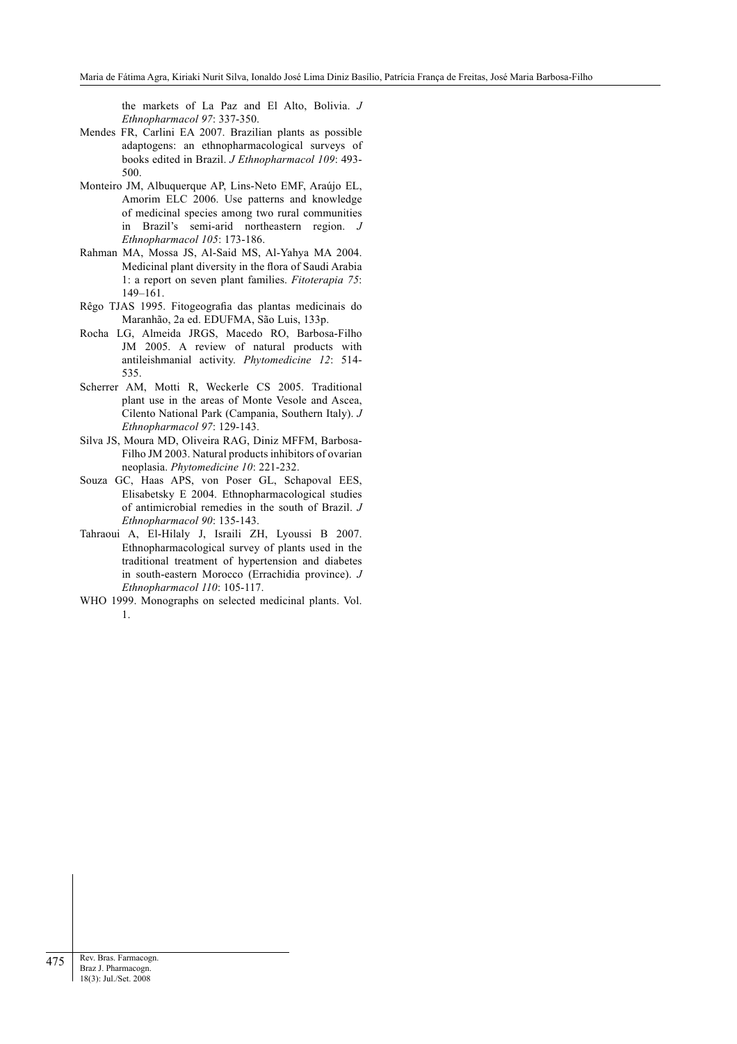the markets of La Paz and El Alto, Bolivia. *J Ethnopharmacol 97*: 337-350.

Mendes FR, Carlini EA 2007. Brazilian plants as possible adaptogens: an ethnopharmacological surveys of books edited in Brazil. *J Ethnopharmacol 109*: 493-500.

Monteiro JM, Albuquerque AP, Lins-Neto EMF, Araújo EL, Amorim ELC 2006. Use patterns and knowledge of medicinal species among two rural communities in Brazil's semi-arid northeastern region. *J Ethnopharmacol 105*: 173-186.

Rahman MA, Mossa JS, Al-Said MS, Al-Yahya MA 2004. Medicinal plant diversity in the flora of Saudi Arabia 1: a report on seven plant families. *Fitoterapia 75*: 149–161.

Rêgo TJAS 1995. Fitogeografia das plantas medicinais do Maranhão, 2a ed. EDUFMA, São Luis, 133p.

Rocha LG, Almeida JRGS, Macedo RO, Barbosa-Filho JM 2005. A review of natural products with antileishmanial activity. *Phytomedicine 12*: 514-535.

Scherrer AM, Motti R, Weckerle CS 2005. Traditional plant use in the areas of Monte Vesole and Ascea, Cilento National Park (Campania, Southern Italy). *J Ethnopharmacol 97*: 129-143.

Silva JS, Moura MD, Oliveira RAG, Diniz MFFM, Barbosa-Filho JM 2003. Natural products inhibitors of ovarian neoplasia. *Phytomedicine 10*: 221-232.

Souza GC, Haas APS, von Poser GL, Schapoval EES, Elisabetsky E 2004. Ethnopharmacological studies of antimicrobial remedies in the south of Brazil. *J Ethnopharmacol 90*: 135-143.

Tahraoui A, El-Hilaly J, Israili ZH, Lyoussi B 2007. Ethnopharmacological survey of plants used in the traditional treatment of hypertension and diabetes in south-eastern Morocco (Errachidia province). *J Ethnopharmacol 110*: 105-117.

WHO 1999. Monographs on selected medicinal plants. Vol. 1.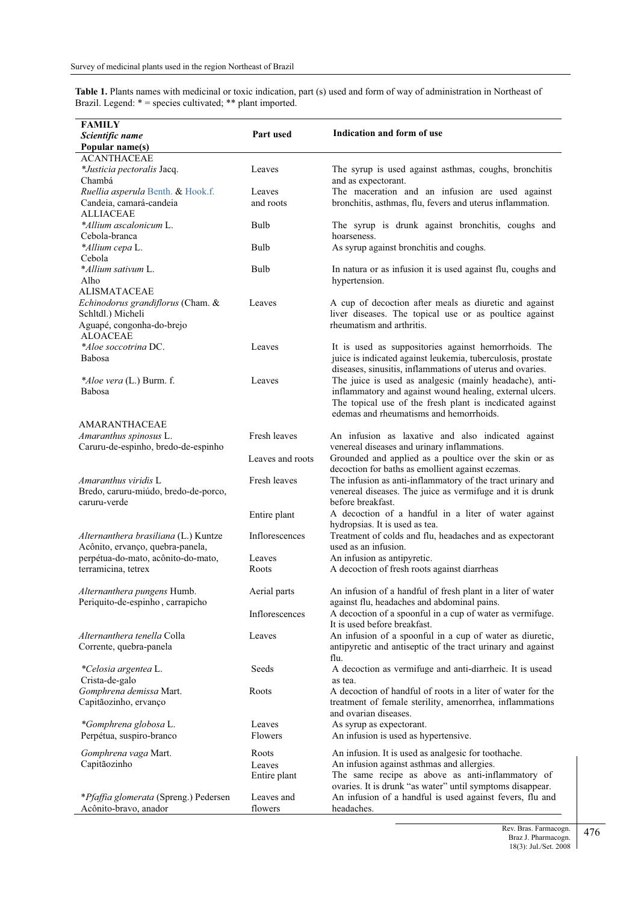**Table 1.** Plants names with medicinal or toxic indication, part (s) used and form of way of administration in Northeast of Brazil. Legend: * = species cultivated; ** plant imported.

| FAMILY<br>*Scientific name*<br>Popular name(s) | Part used | Indication and form of use |
|---|---|---|
| ACANTHACEAE | | |
| **Justicia pectoralis* Jacq.<br>Chambá | Leaves | The syrup is used against asthmas, coughs, bronchitis and as expectorant. |
| *Ruellia asperula* Benth. & Hook.f.<br>Candeia, camará-candeia | Leaves and roots | The maceration and an infusion are used against bronchitis, asthmas, flu, fevers and uterus inflammation. |
| ALLIACEAE | | |
| **Allium ascalonicum* L.<br>Cebola-branca | Bulb | The syrup is drunk against bronchitis, coughs and hoarseness. |
| **Allium cepa* L.<br>Cebola | Bulb | As syrup against bronchitis and coughs. |
| **Allium sativum* L.<br>Alho | Bulb | In natura or as infusion it is used against flu, coughs and hypertension. |
| ALISMATACEAE | | |
| *Echinodorus grandiflorus* (Cham. & Schltdl.) Micheli<br>Aguapé, congonha-do-brejo | Leaves | A cup of decoction after meals as diuretic and against liver diseases. The topical use or as poultice against rheumatism and arthritis. |
| ALOACEAE | | |
| **Aloe soccotrina* DC.<br>Babosa | Leaves | It is used as suppositories against hemorrhoids. The juice is indicated against leukemia, tuberculosis, prostate diseases, sinusitis, inflammations of uterus and ovaries. |
| **Aloe vera* (L.) Burm. f.<br>Babosa | Leaves | The juice is used as analgesic (mainly headache), anti-inflammatory and against wound healing, external ulcers. The topical use of the fresh plant is incdicated against edemas and rheumatisms and hemorrhoids. |
| AMARANTHACEAE | | |
| *Amaranthus spinosus* L.<br>Caruru-de-espinho, bredo-de-espinho | Fresh leaves | An infusion as laxative and also indicated against venereal diseases and urinary inflammations. |
| | Leaves and roots | Grounded and applied as a poultice over the skin or as decoction for baths as emollient against eczemas. |
| *Amaranthus viridis* L<br>Bredo, caruru-miúdo, bredo-de-porco, caruru-verde | Fresh leaves | The infusion as anti-inflammatory of the tract urinary and venereal diseases. The juice as vermifuge and it is drunk before breakfast. |
| | Entire plant | A decoction of a handful in a liter of water against hydropsias. It is used as tea. |
| *Alternanthera brasiliana* (L.) Kuntze<br>Acônito, ervanço, quebra-panela, perpétua-do-mato, acônito-do-mato, terramicina, tetrex | Inflorescences | Treatment of colds and flu, headaches and as expectorant used as an infusion. |
| | Leaves | An infusion as antipyretic. |
| | Roots | A decoction of fresh roots against diarrheas |
| *Alternanthera pungens* Humb.<br>Periquito-de-espinho , carrapicho | Aerial parts | An infusion of a handful of fresh plant in a liter of water against flu, headaches and abdominal pains. |
| | Inflorescences | A decoction of a spoonful in a cup of water as vermifuge. It is used before breakfast. |
| *Alternanthera tenella* Colla<br>Corrente, quebra-panela | Leaves | An infusion of a spoonful in a cup of water as diuretic, antipyretic and antiseptic of the tract urinary and against flu. |
| **Celosia argentea* L.<br>Crista-de-galo | Seeds | A decoction as vermifuge and anti-diarrheic. It is usead as tea. |
| *Gomphrena demissa* Mart.<br>Capitãozinho, ervanço | Roots | A decoction of handful of roots in a liter of water for the treatment of female sterility, amenorrhea, inflammations and ovarian diseases. |
| **Gomphrena globosa* L.<br>Perpétua, suspiro-branco | Leaves | As syrup as expectorant. |
| | Flowers | An infusion is used as hypertensive. |
| *Gomphrena vaga* Mart.<br>Capitãozinho | Roots | An infusion. It is used as analgesic for toothache. |
| | Leaves | An infusion against asthmas and allergies. |
| | Entire plant | The same recipe as above as anti-inflammatory of ovaries. It is drunk "as water" until symptoms disappear. |
| **Pfaffia glomerata* (Spreng.) Pedersen<br>Acônito-bravo, anador | Leaves and flowers | An infusion of a handful is used against fevers, flu and headaches. |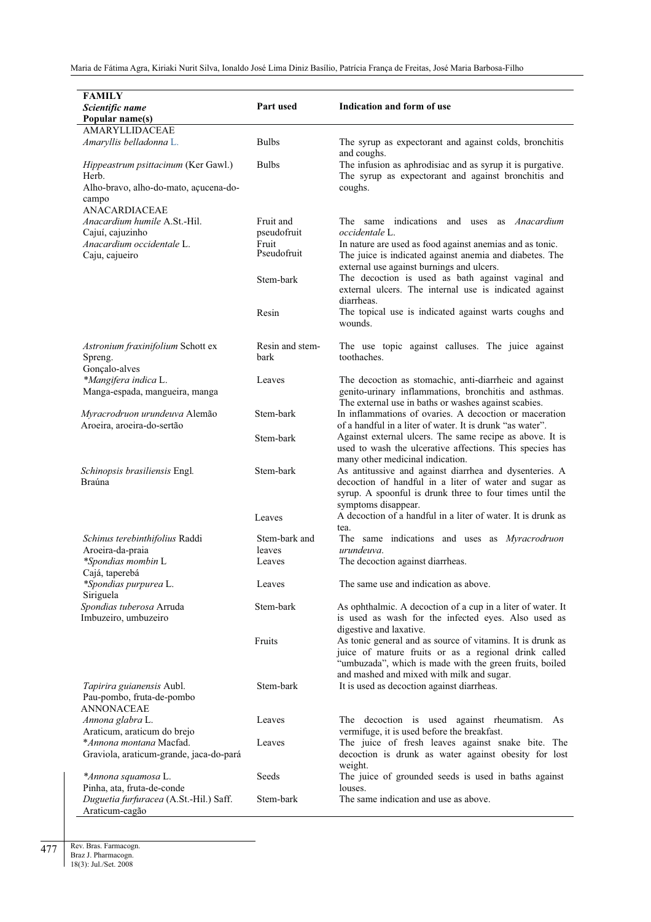| FAMILY<br>*Scientific name*<br>**Popular name(s)** | Part used | Indication and form of use |
|---|---|---|
| AMARYLLIDACEAE | | |
| *Amaryllis belladonna* L. | Bulbs | The syrup as expectorant and against colds, bronchitis and coughs. |
| *Hippeastrum psittacinum* (Ker Gawl.) Herb.<br>Alho-bravo, alho-do-mato, açucena-do-campo | Bulbs | The infusion as aphrodisiac and as syrup it is purgative. The syrup as expectorant and against bronchitis and coughs. |
| ANACARDIACEAE | | |
| *Anacardium humile* A.St.-Hil.<br>Cajuí, cajuzinho | Fruit and pseudofruit | The same indications and uses as *Anacardium occidentale* L. |
| *Anacardium occidentale* L.<br>Caju, cajueiro | Fruit | In nature are used as food against anemias and as tonic. |
| | Pseudofruit | The juice is indicated against anemia and diabetes. The external use against burnings and ulcers. |
| | Stem-bark | The decoction is used as bath against vaginal and external ulcers. The internal use is indicated against diarrheas. |
| | Resin | The topical use is indicated against warts coughs and wounds. |
| *Astronium fraxinifolium* Schott ex Spreng.<br>Gonçalo-alves | Resin and stem-bark | The use topic against calluses. The juice against toothaches. |
| *\*Mangifera indica* L.<br>Manga-espada, mangueira, manga | Leaves | The decoction as stomachic, anti-diarrheic and against genito-urinary inflammations, bronchitis and asthmas. The external use in baths or washes against scabies. |
| *Myracrodruon urundeuva* Alemão<br>Aroeira, aroeira-do-sertão | Stem-bark | In inflammations of ovaries. A decoction or maceration of a handful in a liter of water. It is drunk "as water". |
| | Stem-bark | Against external ulcers. The same recipe as above. It is used to wash the ulcerative affections. This species has many other medicinal indication. |
| *Schinopsis brasiliensis* Engl.<br>Braúna | Stem-bark | As antitussive and against diarrhea and dysenteries. A decoction of handful in a liter of water and sugar as syrup. A spoonful is drunk three to four times until the symptoms disappear. |
| | Leaves | A decoction of a handful in a liter of water. It is drunk as tea. |
| *Schinus terebinthifolius* Raddi<br>Aroeira-da-praia | Stem-bark and leaves | The same indications and uses as *Myracrodruon urundeuva*. |
| *\*Spondias mombin* L<br>Cajá, taperebá | Leaves | The decoction against diarrheas. |
| *\*Spondias purpurea* L.<br>Siriguela | Leaves | The same use and indication as above. |
| *Spondias tuberosa* Arruda<br>Imbuzeiro, umbuzeiro | Stem-bark | As ophthalmic. A decoction of a cup in a liter of water. It is used as wash for the infected eyes. Also used as digestive and laxative. |
| | Fruits | As tonic general and as source of vitamins. It is drunk as juice of mature fruits or as a regional drink called "umbuzada", which is made with the green fruits, boiled and mashed and mixed with milk and sugar. |
| *Tapirira guianensis* Aubl.<br>Pau-pombo, fruta-de-pombo | Stem-bark | It is used as decoction against diarrheas. |
| ANNONACEAE | | |
| *Annona glabra* L.<br>Araticum, araticum do brejo | Leaves | The decoction is used against rheumatism. As vermifuge, it is used before the breakfast. |
| *\*Annona montana* Macfad.<br>Graviola, araticum-grande, jaca-do-pará | Leaves | The juice of fresh leaves against snake bite. The decoction is drunk as water against obesity for lost weight. |
| *\*Annona squamosa* L.<br>Pinha, ata, fruta-de-conde | Seeds | The juice of grounded seeds is used in baths against louses. |
| *Duguetia furfuracea* (A.St.-Hil.) Saff.<br>Araticum-cagão | Stem-bark | The same indication and use as above. |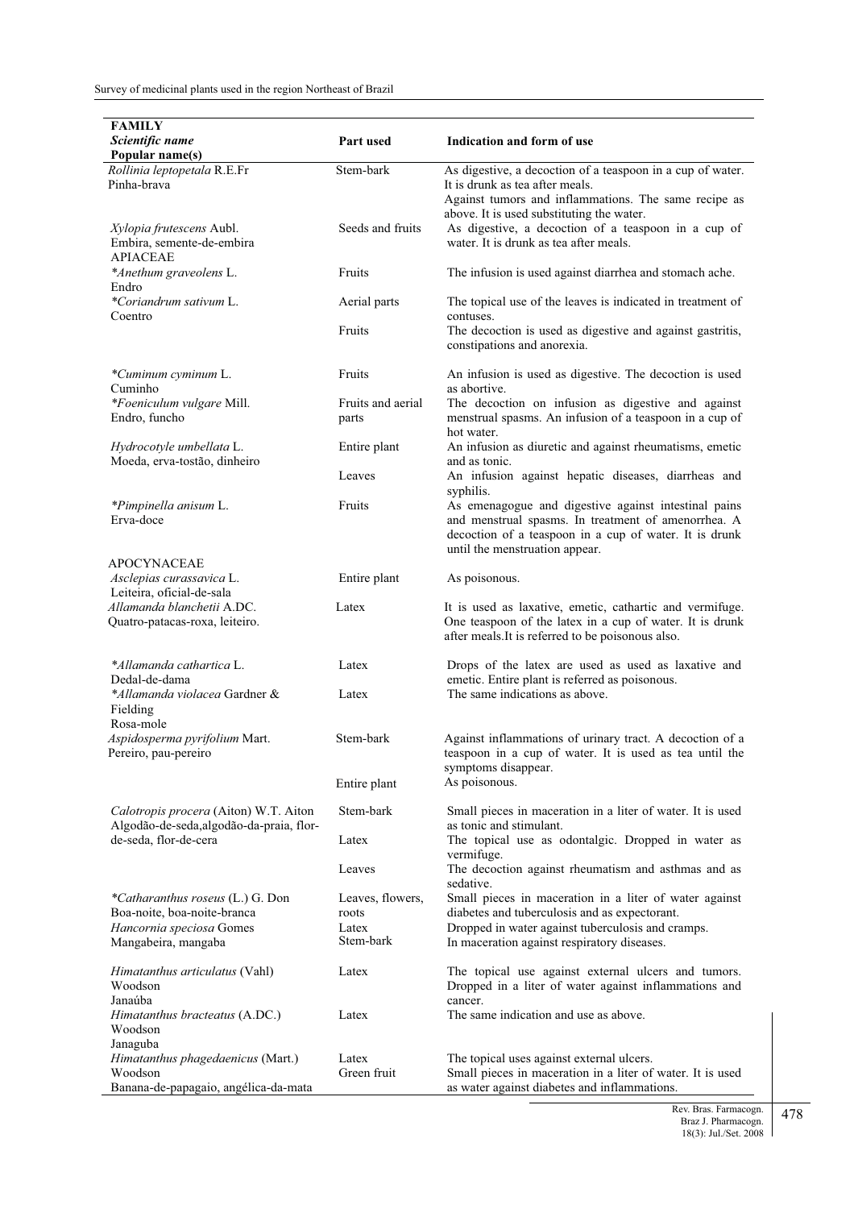| FAMILY<br>*Scientific name*<br>**Popular name(s)** | Part used | Indication and form of use |
|---|---|---|
| *Rollinia leptopetala* R.E.Fr<br>Pinha-brava | Stem-bark | As digestive, a decoction of a teaspoon in a cup of water. It is drunk as tea after meals.<br>Against tumors and inflammations. The same recipe as above. It is used substituting the water. |
| *Xylopia frutescens* Aubl.<br>Embira, semente-de-embira | Seeds and fruits | As digestive, a decoction of a teaspoon in a cup of water. It is drunk as tea after meals. |
| APIACEAE | | |
| **Anethum graveolens* L.<br>Endro | Fruits | The infusion is used against diarrhea and stomach ache. |
| **Coriandrum sativum* L.<br>Coentro | Aerial parts | The topical use of the leaves is indicated in treatment of contuses. |
| | Fruits | The decoction is used as digestive and against gastritis, constipations and anorexia. |
| **Cuminum cyminum* L.<br>Cuminho | Fruits | An infusion is used as digestive. The decoction is used as abortive. |
| **Foeniculum vulgare* Mill.<br>Endro, funcho | Fruits and aerial parts | The decoction on infusion as digestive and against menstrual spasms. An infusion of a teaspoon in a cup of hot water. |
| *Hydrocotyle umbellata* L.<br>Moeda, erva-tostão, dinheiro | Entire plant | An infusion as diuretic and against rheumatisms, emetic and as tonic. |
| | Leaves | An infusion against hepatic diseases, diarrheas and syphilis. |
| **Pimpinella anisum* L.<br>Erva-doce | Fruits | As emenagogue and digestive against intestinal pains and menstrual spasms. In treatment of amenorrhea. A decoction of a teaspoon in a cup of water. It is drunk until the menstruation appear. |
| APOCYNACEAE | | |
| *Asclepias curassavica* L.<br>Leiteira, oficial-de-sala | Entire plant | As poisonous. |
| *Allamanda blanchetii* A.DC.<br>Quatro-patacas-roxa, leiteiro. | Latex | It is used as laxative, emetic, cathartic and vermifuge. One teaspoon of the latex in a cup of water. It is drunk after meals.It is referred to be poisonous also. |
| **Allamanda cathartica* L.<br>Dedal-de-dama | Latex | Drops of the latex are used as used as laxative and emetic. Entire plant is referred as poisonous. |
| **Allamanda violacea* Gardner & Fielding<br>Rosa-mole | Latex | The same indications as above. |
| *Aspidosperma pyrifolium* Mart.<br>Pereiro, pau-pereiro | Stem-bark | Against inflammations of urinary tract. A decoction of a teaspoon in a cup of water. It is used as tea until the symptoms disappear. |
| | Entire plant | As poisonous. |
| *Calotropis procera* (Aiton) W.T. Aiton<br>Algodão-de-seda,algodão-da-praia, flor-de-seda, flor-de-cera | Stem-bark | Small pieces in maceration in a liter of water. It is used as tonic and stimulant. |
| | Latex | The topical use as odontalgic. Dropped in water as vermifuge. |
| | Leaves | The decoction against rheumatism and asthmas and as sedative. |
| **Catharanthus roseus* (L.) G. Don<br>Boa-noite, boa-noite-branca | Leaves, flowers, roots | Small pieces in maceration in a liter of water against diabetes and tuberculosis and as expectorant. |
| *Hancornia speciosa* Gomes<br>Mangabeira, mangaba | Latex<br>Stem-bark | Dropped in water against tuberculosis and cramps.<br>In maceration against respiratory diseases. |
| *Himatanthus articulatus* (Vahl) Woodson<br>Janaúba | Latex | The topical use against external ulcers and tumors. Dropped in a liter of water against inflammations and cancer. |
| *Himatanthus bracteatus* (A.DC.) Woodson<br>Janaguba | Latex | The same indication and use as above. |
| *Himatanthus phagedaenicus* (Mart.) Woodson<br>Banana-de-papagaio, angélica-da-mata | Latex<br>Green fruit | The topical uses against external ulcers.<br>Small pieces in maceration in a liter of water. It is used as water against diabetes and inflammations. |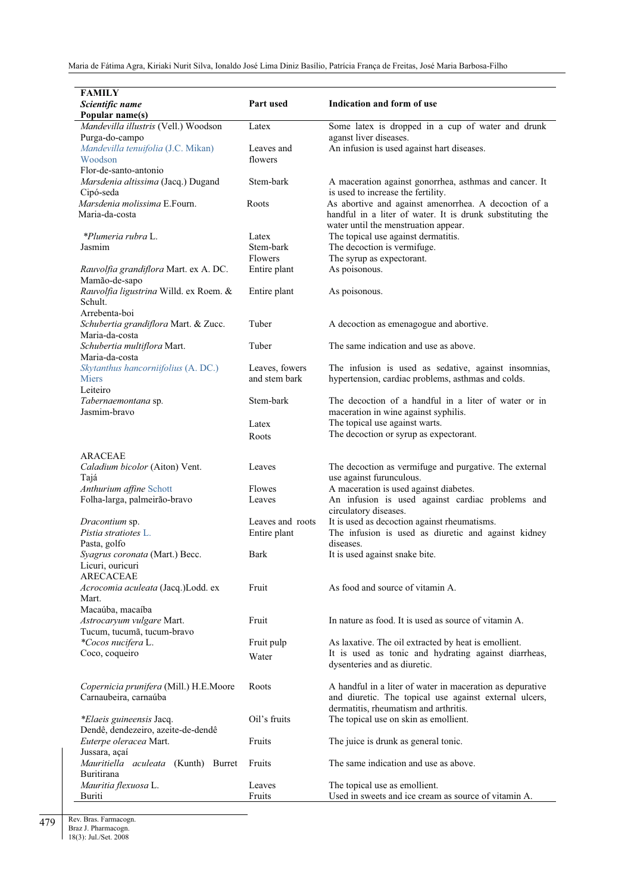| FAMILY<br>*Scientific name*<br>Popular name(s) | Part used | Indication and form of use |
|---|---|---|
| *Mandevilla illustris* (Vell.) Woodson<br>Purga-do-campo | Latex | Some latex is dropped in a cup of water and drunk aganst liver diseases. |
| *Mandevilla tenuifolia* (J.C. Mikan) Woodson<br>Flor-de-santo-antonio | Leaves and flowers | An infusion is used against hart diseases. |
| *Marsdenia altissima* (Jacq.) Dugand<br>Cipó-seda | Stem-bark | A maceration against gonorrhea, asthmas and cancer. It is used to increase the fertility. |
| *Marsdenia molissima* E.Fourn.<br>Maria-da-costa | Roots | As abortive and against amenorrhea. A decoction of a handful in a liter of water. It is drunk substituting the water until the menstruation appear. |
| **Plumeria rubra* L.<br>Jasmim | Latex<br>Stem-bark<br>Flowers | The topical use against dermatitis.<br>The decoction is vermifuge.<br>The syrup as expectorant. |
| *Rauvolfia grandiflora* Mart. ex A. DC.<br>Mamão-de-sapo | Entire plant | As poisonous. |
| *Rauvolfia ligustrina* Willd. ex Roem. & Schult.<br>Arrebenta-boi | Entire plant | As poisonous. |
| *Schubertia grandiflora* Mart. & Zucc.<br>Maria-da-costa | Tuber | A decoction as emenagogue and abortive. |
| *Schubertia multiflora* Mart.<br>Maria-da-costa | Tuber | The same indication and use as above. |
| *Skytanthus hancorniifolius* (A. DC.) Miers<br>Leiteiro | Leaves, fowers and stem bark | The infusion is used as sedative, against insomnias, hypertension, cardiac problems, asthmas and colds. |
| *Tabernaemontana* sp.<br>Jasmim-bravo | Stem-bark<br><br>Latex<br>Roots | The decoction of a handful in a liter of water or in maceration in wine against syphilis.<br>The topical use against warts.<br>The decoction or syrup as expectorant. |
| ARACEAE | | |
| *Caladium bicolor* (Aiton) Vent.<br>Tajá | Leaves | The decoction as vermifuge and purgative. The external use against furunculous. |
| *Anthurium affine* Schott<br>Folha-larga, palmeirão-bravo | Flowes<br>Leaves | A maceration is used against diabetes.<br>An infusion is used against cardiac problems and circulatory diseases. |
| *Dracontium* sp. | Leaves and roots | It is used as decoction against rheumatisms. |
| *Pistia stratiotes* L.<br>Pasta, golfo | Entire plant | The infusion is used as diuretic and against kidney diseases. |
| *Syagrus coronata* (Mart.) Becc.<br>Licuri, ouricuri | Bark | It is used against snake bite. |
| ARECACEAE | | |
| *Acrocomia aculeata* (Jacq.)Lodd. ex Mart.<br>Macaúba, macaíba | Fruit | As food and source of vitamin A. |
| *Astrocaryum vulgare* Mart.<br>Tucum, tucumã, tucum-bravo | Fruit | In nature as food. It is used as source of vitamin A. |
| **Cocos nucifera* L.<br>Coco, coqueiro | Fruit pulp<br>Water | As laxative. The oil extracted by heat is emollient.<br>It is used as tonic and hydrating against diarrheas, dysenteries and as diuretic. |
| *Copernicia prunifera* (Mill.) H.E.Moore<br>Carnaubeira, carnaúba | Roots | A handful in a liter of water in maceration as depurative and diuretic. The topical use against external ulcers, dermatitis, rheumatism and arthritis. |
| **Elaeis guineensis* Jacq.<br>Dendê, dendezeiro, azeite-de-dendê | Oil's fruits | The topical use on skin as emollient. |
| *Euterpe oleracea* Mart.<br>Jussara, açaí | Fruits | The juice is drunk as general tonic. |
| *Mauritiella aculeata* (Kunth) Burret<br>Buritirana | Fruits | The same indication and use as above. |
| *Mauritia flexuosa* L.<br>Buriti | Leaves<br>Fruits | The topical use as emollient.<br>Used in sweets and ice cream as source of vitamin A. |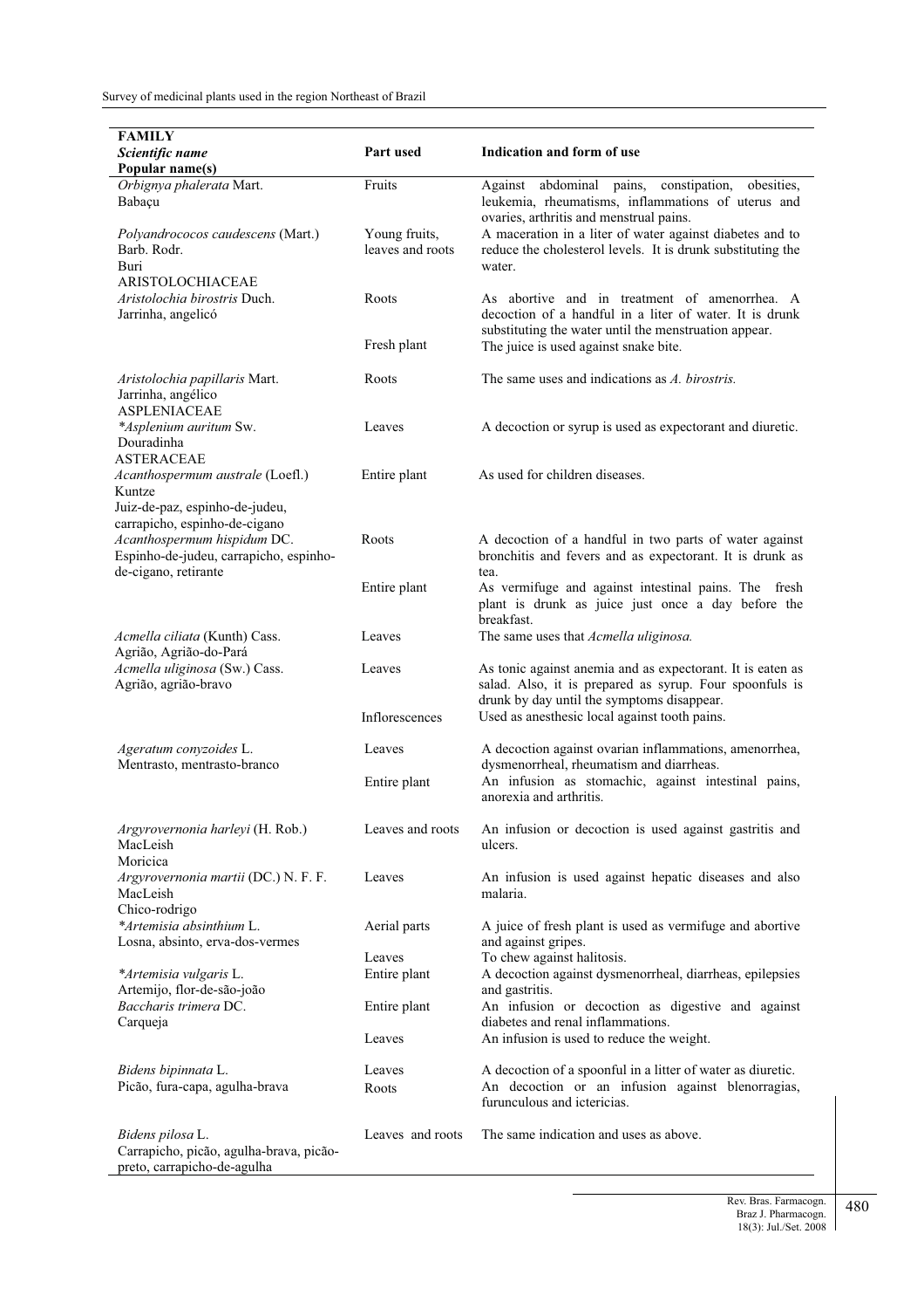| FAMILY<br>*Scientific name*<br>**Popular name(s)** | Part used | Indication and form of use |
|---|---|---|
| *Orbignya phalerata* Mart.<br>Babaçu | Fruits | Against abdominal pains, constipation, obesities, leukemia, rheumatisms, inflammations of uterus and ovaries, arthritis and menstrual pains. |
| *Polyandrococos caudescens* (Mart.) Barb. Rodr.<br>Buri | Young fruits, leaves and roots | A maceration in a liter of water against diabetes and to reduce the cholesterol levels. It is drunk substituting the water. |
| ARISTOLOCHIACEAE | | |
| *Aristolochia birostris* Duch.<br>Jarrinha, angelicó | Roots | As abortive and in treatment of amenorrhea. A decoction of a handful in a liter of water. It is drunk substituting the water until the menstruation appear. |
| | Fresh plant | The juice is used against snake bite. |
| *Aristolochia papillaris* Mart.<br>Jarrinha, angélico | Roots | The same uses and indications as *A. birostris.* |
| ASPLENIACEAE | | |
| **Asplenium auritum* Sw.<br>Douradinha | Leaves | A decoction or syrup is used as expectorant and diuretic. |
| ASTERACEAE | | |
| *Acanthospermum australe* (Loefl.) Kuntze<br>Juiz-de-paz, espinho-de-judeu, carrapicho, espinho-de-cigano | Entire plant | As used for children diseases. |
| *Acanthospermum hispidum* DC.<br>Espinho-de-judeu, carrapicho, espinho-de-cigano, retirante | Roots | A decoction of a handful in two parts of water against bronchitis and fevers and as expectorant. It is drunk as tea. |
| | Entire plant | As vermifuge and against intestinal pains. The fresh plant is drunk as juice just once a day before the breakfast. |
| *Acmella ciliata* (Kunth) Cass.<br>Agrião, Agrião-do-Pará | Leaves | The same uses that *Acmella uliginosa.* |
| *Acmella uliginosa* (Sw.) Cass.<br>Agrião, agrião-bravo | Leaves | As tonic against anemia and as expectorant. It is eaten as salad. Also, it is prepared as syrup. Four spoonfuls is drunk by day until the symptoms disappear. |
| | Inflorescences | Used as anesthesic local against tooth pains. |
| *Ageratum conyzoides* L.<br>Mentrasto, mentrasto-branco | Leaves | A decoction against ovarian inflammations, amenorrhea, dysmenorrheal, rheumatism and diarrheas. |
| | Entire plant | An infusion as stomachic, against intestinal pains, anorexia and arthritis. |
| *Argyrovernonia harleyi* (H. Rob.) MacLeish<br>Moricica | Leaves and roots | An infusion or decoction is used against gastritis and ulcers. |
| *Argyrovernonia martii* (DC.) N. F. F. MacLeish<br>Chico-rodrigo | Leaves | An infusion is used against hepatic diseases and also malaria. |
| **Artemisia absinthium* L.<br>Losna, absinto, erva-dos-vermes | Aerial parts | A juice of fresh plant is used as vermifuge and abortive and against gripes. |
| | Leaves | To chew against halitosis. |
| **Artemisia vulgaris* L.<br>Artemijo, flor-de-são-joão | Entire plant | A decoction against dysmenorrheal, diarrheas, epilepsies and gastritis. |
| *Baccharis trimera* DC.<br>Carqueja | Entire plant | An infusion or decoction as digestive and against diabetes and renal inflammations. |
| | Leaves | An infusion is used to reduce the weight. |
| *Bidens bipinnata* L.<br>Picão, fura-capa, agulha-brava | Leaves | A decoction of a spoonful in a litter of water as diuretic. |
| | Roots | An decoction or an infusion against blenorragias, furunculous and ictericias. |
| *Bidens pilosa* L.<br>Carrapicho, picão, agulha-brava, picão-preto, carrapicho-de-agulha | Leaves and roots | The same indication and uses as above. |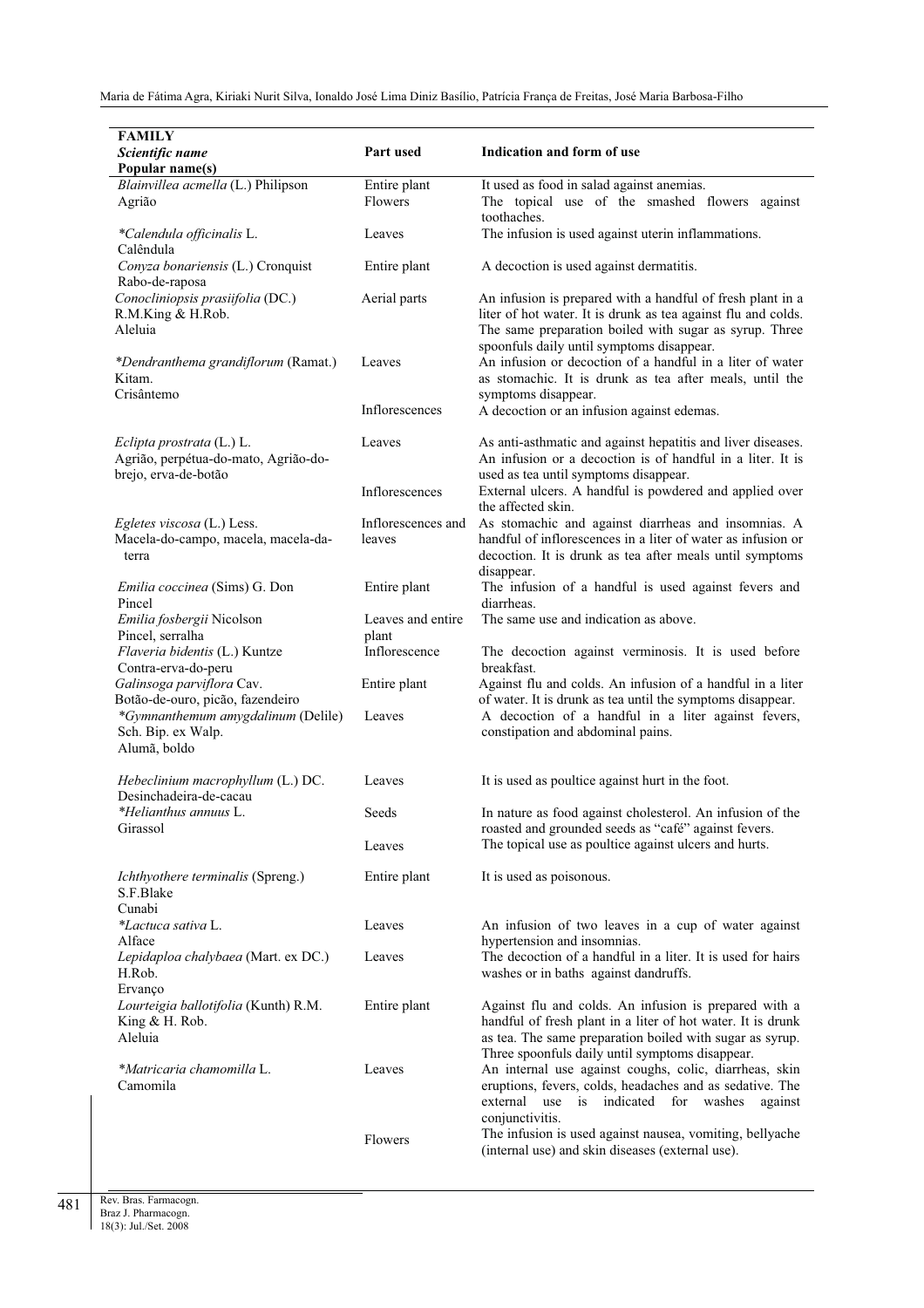| **FAMILY**<br>*Scientific name*<br>**Popular name(s)** | **Part used** | **Indication and form of use** |
|---|---|---|
| *Blainvillea acmella* (L.) Philipson<br>Agrião | Entire plant | It used as food in salad against anemias. |
| | Flowers | The topical use of the smashed flowers against toothaches. |
| *\*Calendula officinalis* L.<br>Calêndula | Leaves | The infusion is used against uterin inflammations. |
| *Conyza bonariensis* (L.) Cronquist<br>Rabo-de-raposa | Entire plant | A decoction is used against dermatitis. |
| *Conocliniopsis prasiifolia* (DC.) R.M.King & H.Rob.<br>Aleluia | Aerial parts | An infusion is prepared with a handful of fresh plant in a liter of hot water. It is drunk as tea against flu and colds. The same preparation boiled with sugar as syrup. Three spoonfuls daily until symptoms disappear. |
| *\*Dendranthema grandiflorum* (Ramat.) Kitam.<br>Crisântemo | Leaves | An infusion or decoction of a handful in a liter of water as stomachic. It is drunk as tea after meals, until the symptoms disappear. |
| | Inflorescences | A decoction or an infusion against edemas. |
| *Eclipta prostrata* (L.) L.<br>Agrião, perpétua-do-mato, Agrião-do-brejo, erva-de-botão | Leaves | As anti-asthmatic and against hepatitis and liver diseases. An infusion or a decoction is of handful in a liter. It is used as tea until symptoms disappear. |
| | Inflorescences | External ulcers. A handful is powdered and applied over the affected skin. |
| *Egletes viscosa* (L.) Less.<br>Macela-do-campo, macela, macela-da-terra | Inflorescences and leaves | As stomachic and against diarrheas and insomnias. A handful of inflorescences in a liter of water as infusion or decoction. It is drunk as tea after meals until symptoms disappear. |
| *Emilia coccinea* (Sims) G. Don<br>Pincel | Entire plant | The infusion of a handful is used against fevers and diarrheas. |
| *Emilia fosbergii* Nicolson<br>Pincel, serralha | Leaves and entire plant | The same use and indication as above. |
| *Flaveria bidentis* (L.) Kuntze<br>Contra-erva-do-peru | Inflorescence | The decoction against verminosis. It is used before breakfast. |
| *Galinsoga parviflora* Cav.<br>Botão-de-ouro, picão, fazendeiro | Entire plant | Against flu and colds. An infusion of a handful in a liter of water. It is drunk as tea until the symptoms disappear. |
| *\*Gymnanthemum amygdalinum* (Delile) Sch. Bip. ex Walp.<br>Alumã, boldo | Leaves | A decoction of a handful in a liter against fevers, constipation and abdominal pains. |
| *Hebeclinium macrophyllum* (L.) DC.<br>Desinchadeira-de-cacau | Leaves | It is used as poultice against hurt in the foot. |
| *\*Helianthus annuus* L.<br>Girassol | Seeds | In nature as food against cholesterol. An infusion of the roasted and grounded seeds as "café" against fevers. |
| | Leaves | The topical use as poultice against ulcers and hurts. |
| *Ichthyothere terminalis* (Spreng.) S.F.Blake<br>Cunabi | Entire plant | It is used as poisonous. |
| *\*Lactuca sativa* L.<br>Alface | Leaves | An infusion of two leaves in a cup of water against hypertension and insomnias. |
| *Lepidaploa chalybaea* (Mart. ex DC.) H.Rob.<br>Ervanço | Leaves | The decoction of a handful in a liter. It is used for hairs washes or in baths against dandruffs. |
| *Lourteigia ballotifolia* (Kunth) R.M. King & H. Rob.<br>Aleluia | Entire plant | Against flu and colds. An infusion is prepared with a handful of fresh plant in a liter of hot water. It is drunk as tea. The same preparation boiled with sugar as syrup. Three spoonfuls daily until symptoms disappear. |
| *\*Matricaria chamomilla* L.<br>Camomila | Leaves | An internal use against coughs, colic, diarrheas, skin eruptions, fevers, colds, headaches and as sedative. The external use is indicated for washes against conjunctivitis. |
| | Flowers | The infusion is used against nausea, vomiting, bellyache (internal use) and skin diseases (external use). |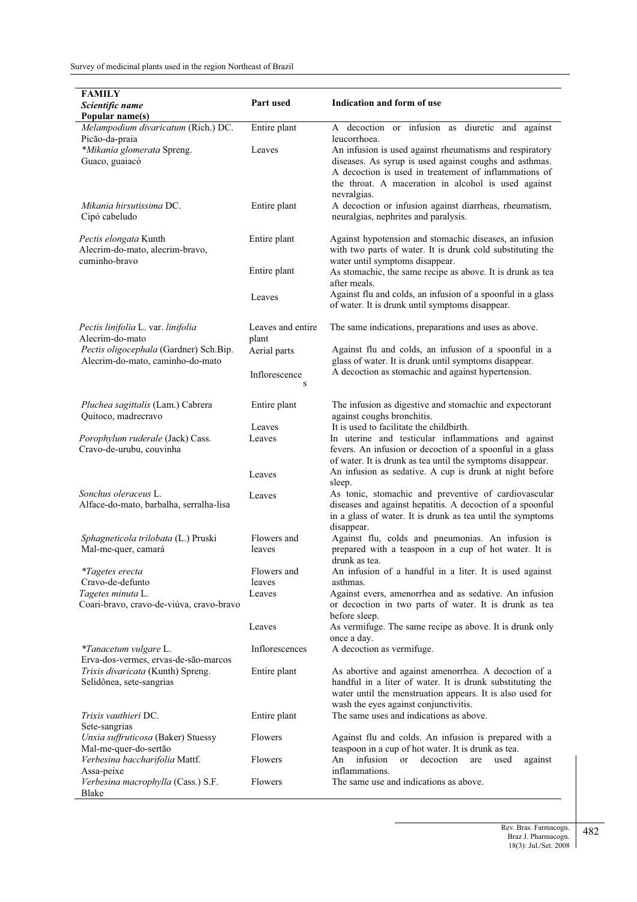| FAMILY *Scientific name* Popular name(s) | Part used | Indication and form of use |
|---|---|---|
| *Melampodium divaricatum* (Rich.) DC. Picão-da-praia | Entire plant | A decoction or infusion as diuretic and against leucorrhoea. |
| **Mikania glomerata* Spreng. Guaco, guaiacó | Leaves | An infusion is used against rheumatisms and respiratory diseases. As syrup is used against coughs and asthmas. A decoction is used in treatement of inflammations of the throat. A maceration in alcohol is used against nevralgias. |
| *Mikania hirsutissima* DC. Cipó cabeludo | Entire plant | A decoction or infusion against diarrheas, rheumatism, neuralgias, nephrites and paralysis. |
| *Pectis elongata* Kunth Alecrim-do-mato, alecrim-bravo, cuminho-bravo | Entire plant | Against hypotension and stomachic diseases, an infusion with two parts of water. It is drunk cold substituting the water until symptoms disappear. |
| | Entire plant | As stomachic, the same recipe as above. It is drunk as tea after meals. |
| | Leaves | Against flu and colds, an infusion of a spoonful in a glass of water. It is drunk until symptoms disappear. |
| *Pectis linifolia* L. var. *linifolia* Alecrim-do-mato | Leaves and entire plant | The same indications, preparations and uses as above. |
| *Pectis oligocephala* (Gardner) Sch.Bip. Alecrim-do-mato, caminho-do-mato | Aerial parts | Against flu and colds, an infusion of a spoonful in a glass of water. It is drunk until symptoms disappear. |
| | Inflorescences | A decoction as stomachic and against hypertension. |
| *Pluchea sagittalis* (Lam.) Cabrera Quitoco, madrecravo | Entire plant | The infusion as digestive and stomachic and expectorant against coughs bronchitis. |
| | Leaves | It is used to facilitate the childbirth. |
| *Porophylum ruderale* (Jack) Cass. Cravo-de-urubu, couvinha | Leaves | In uterine and testicular inflammations and against fevers. An infusion or decoction of a spoonful in a glass of water. It is drunk as tea until the symptoms disappear. |
| | Leaves | An infusion as sedative. A cup is drunk at night before sleep. |
| *Sonchus oleraceus* L. Alface-do-mato, barbalha, serralha-lisa | Leaves | As tonic, stomachic and preventive of cardiovascular diseases and against hepatitis. A decoction of a spoonful in a glass of water. It is drunk as tea until the symptoms disappear. |
| *Sphagneticola trilobata* (L.) Pruski Mal-me-quer, camará | Flowers and leaves | Against flu, colds and pneumonias. An infusion is prepared with a teaspoon in a cup of hot water. It is drunk as tea. |
| **Tagetes erecta* Cravo-de-defunto | Flowers and leaves | An infusion of a handful in a liter. It is used against asthmas. |
| *Tagetes minuta* L. Coari-bravo, cravo-de-viúva, cravo-bravo | Leaves | Against evers, amenorrhea and as sedative. An infusion or decoction in two parts of water. It is drunk as tea before sleep. |
| | Leaves | As vermifuge. The same recipe as above. It is drunk only once a day. |
| **Tanacetum vulgare* L. Erva-dos-vermes, ervas-de-são-marcos | Inflorescences | A decoction as vermifuge. |
| *Trixis divaricata* (Kunth) Spreng. Selidônea, sete-sangrias | Entire plant | As abortive and against amenorrhea. A decoction of a handful in a liter of water. It is drunk substituting the water until the menstruation appears. It is also used for wash the eyes against conjunctivitis. |
| *Trixis vauthieri* DC. Sete-sangrias | Entire plant | The same uses and indications as above. |
| *Unxia suffruticosa* (Baker) Stuessy Mal-me-quer-do-sertão | Flowers | Against flu and colds. An infusion is prepared with a teaspoon in a cup of hot water. It is drunk as tea. |
| *Verbesina baccharifolia* Mattf. Assa-peixe | Flowers | An infusion or decoction are used against inflammations. |
| *Verbesina macrophylla* (Cass.) S.F. Blake | Flowers | The same use and indications as above. |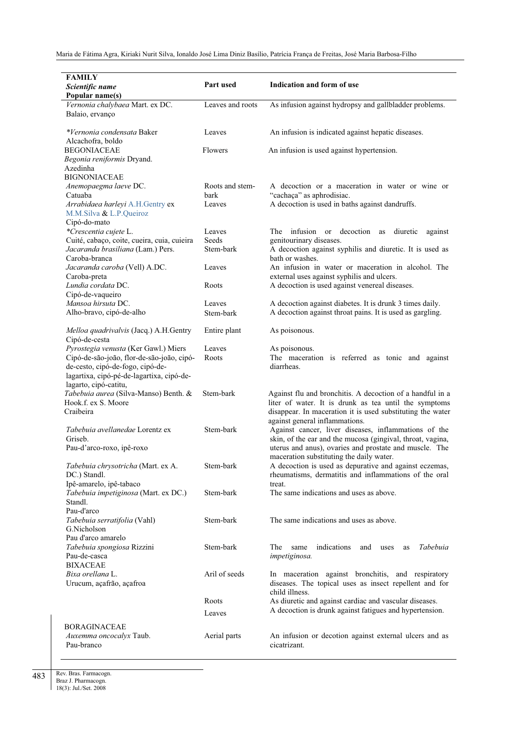| FAMILY<br>*Scientific name*<br>Popular name(s) | Part used | Indication and form of use |
|---|---|---|
| *Vernonia chalybaea* Mart. ex DC.<br>Balaio, ervanço | Leaves and roots | As infusion against hydropsy and gallbladder problems. |
| **Vernonia condensata* Baker<br>Alcachofra, boldo | Leaves | An infusion is indicated against hepatic diseases. |
| BEGONIACEAE | | |
| *Begonia reniformis* Dryand.<br>Azedinha | Flowers | An infusion is used against hypertension. |
| BIGNONIACEAE | | |
| *Anemopaegma laeve* DC.<br>Catuaba | Roots and stem-bark | A decoction or a maceration in water or wine or "cachaça" as aphrodisiac. |
| *Arrabidaea harleyi* A.H.Gentry ex M.M.Silva & L.P.Queiroz<br>Cipó-do-mato | Leaves | A decoction is used in baths against dandruffs. |
| **Crescentia cujete* L.<br>Cuité, cabaço, coite, cueira, cuia, cuieira | Leaves<br>Seeds | The infusion or decoction as diuretic against genitourinary diseases. |
| *Jacaranda brasiliana* (Lam.) Pers.<br>Caroba-branca | Stem-bark | A decoction against syphilis and diuretic. It is used as bath or washes. |
| *Jacaranda caroba* (Vell) A.DC.<br>Caroba-preta | Leaves | An infusion in water or maceration in alcohol. The external uses against syphilis and ulcers. |
| *Lundia cordata* DC.<br>Cipó-de-vaqueiro | Roots | A decoction is used against venereal diseases. |
| *Mansoa hirsuta* DC.<br>Alho-bravo, cipó-de-alho | Leaves | A decoction against diabetes. It is drunk 3 times daily. |
| | Stem-bark | A decoction against throat pains. It is used as gargling. |
| *Melloa quadrivalvis* (Jacq.) A.H.Gentry<br>Cipó-de-cesta | Entire plant | As poisonous. |
| *Pyrostegia venusta* (Ker Gawl.) Miers<br>Cipó-de-são-joão, flor-de-são-joão, cipó-de-cesto, cipó-de-fogo, cipó-de-lagartixa, cipó-pé-de-lagartixa, cipó-de-lagarto, cipó-catitu, | Leaves | As poisonous. |
| | Roots | The maceration is referred as tonic and against diarrheas. |
| *Tabebuia aurea* (Silva-Manso) Benth. & Hook.f. ex S. Moore<br>Craibeira | Stem-bark | Against flu and bronchitis. A decoction of a handful in a liter of water. It is drunk as tea until the symptoms disappear. In maceration it is used substituting the water against general inflammations. |
| *Tabebuia avellanedae* Lorentz ex Griseb.<br>Pau-d'arco-roxo, ipê-roxo | Stem-bark | Against cancer, liver diseases, inflammations of the skin, of the ear and the mucosa (gingival, throat, vagina, uterus and anus), ovaries and prostate and muscle. The maceration substituting the daily water. |
| *Tabebuia chrysotricha* (Mart. ex A. DC.) Standl.<br>Ipê-amarelo, ipê-tabaco | Stem-bark | A decoction is used as depurative and against eczemas, rheumatisms, dermatitis and inflammations of the oral treat. |
| *Tabebuia impetiginosa* (Mart. ex DC.) Standl.<br>Pau-d'arco | Stem-bark | The same indications and uses as above. |
| *Tabebuia serratifolia* (Vahl) G.Nicholson<br>Pau d'arco amarelo | Stem-bark | The same indications and uses as above. |
| *Tabebuia spongiosa* Rizzini<br>Pau-de-casca | Stem-bark | The same indications and uses as *Tabebuia impetiginosa.* |
| BIXACEAE | | |
| *Bixa orellana* L.<br>Urucum, açafrão, açafroa | Aril of seeds | In maceration against bronchitis, and respiratory diseases. The topical uses as insect repellent and for child illness. |
| | Roots | As diuretic and against cardiac and vascular diseases. |
| | Leaves | A decoction is drunk against fatigues and hypertension. |
| BORAGINACEAE | | |
| *Auxemma oncocalyx* Taub.<br>Pau-branco | Aerial parts | An infusion or decotion against external ulcers and as cicatrizant. |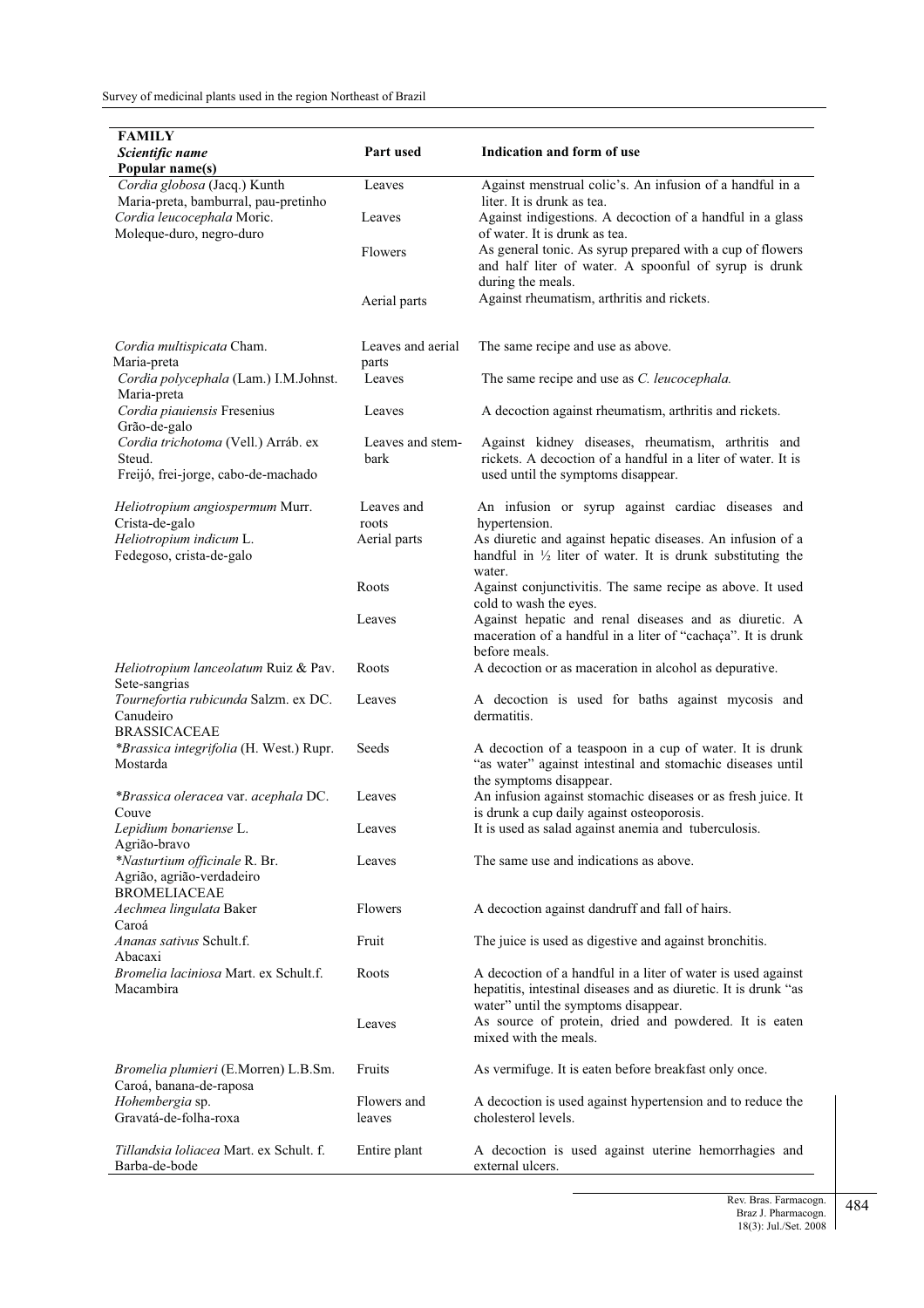| **FAMILY** *Scientific name* **Popular name(s)** | **Part used** | **Indication and form of use** |
|---|---|---|
| *Cordia globosa* (Jacq.) Kunth Maria-preta, bamburral, pau-pretinho | Leaves | Against menstrual colic's. An infusion of a handful in a liter. It is drunk as tea. |
| *Cordia leucocephala* Moric. Moleque-duro, negro-duro | Leaves | Against indigestions. A decoction of a handful in a glass of water. It is drunk as tea. |
| | Flowers | As general tonic. As syrup prepared with a cup of flowers and half liter of water. A spoonful of syrup is drunk during the meals. |
| | Aerial parts | Against rheumatism, arthritis and rickets. |
| *Cordia multispicata* Cham. Maria-preta | Leaves and aerial parts | The same recipe and use as above. |
| *Cordia polycephala* (Lam.) I.M.Johnst. Maria-preta | Leaves | The same recipe and use as *C. leucocephala.* |
| *Cordia piauiensis* Fresenius Grão-de-galo | Leaves | A decoction against rheumatism, arthritis and rickets. |
| *Cordia trichotoma* (Vell.) Arráb. ex Steud. Freijó, frei-jorge, cabo-de-machado | Leaves and stem-bark | Against kidney diseases, rheumatism, arthritis and rickets. A decoction of a handful in a liter of water. It is used until the symptoms disappear. |
| *Heliotropium angiospermum* Murr. Crista-de-galo | Leaves and roots | An infusion or syrup against cardiac diseases and hypertension. |
| *Heliotropium indicum* L. Fedegoso, crista-de-galo | Aerial parts | As diuretic and against hepatic diseases. An infusion of a handful in ½ liter of water. It is drunk substituting the water. |
| | Roots | Against conjunctivitis. The same recipe as above. It used cold to wash the eyes. |
| | Leaves | Against hepatic and renal diseases and as diuretic. A maceration of a handful in a liter of "cachaça". It is drunk before meals. |
| *Heliotropium lanceolatum* Ruiz & Pav. Sete-sangrias | Roots | A decoction or as maceration in alcohol as depurative. |
| *Tournefortia rubicunda* Salzm. ex DC. Canudeiro | Leaves | A decoction is used for baths against mycosis and dermatitis. |
| BRASSICACEAE | | |
| *\*Brassica integrifolia* (H. West.) Rupr. Mostarda | Seeds | A decoction of a teaspoon in a cup of water. It is drunk "as water" against intestinal and stomachic diseases until the symptoms disappear. |
| *\*Brassica oleracea* var. *acephala* DC. Couve | Leaves | An infusion against stomachic diseases or as fresh juice. It is drunk a cup daily against osteoporosis. |
| *Lepidium bonariense* L. Agrião-bravo | Leaves | It is used as salad against anemia and tuberculosis. |
| *\*Nasturtium officinale* R. Br. Agrião, agrião-verdadeiro | Leaves | The same use and indications as above. |
| BROMELIACEAE | | |
| *Aechmea lingulata* Baker Caroá | Flowers | A decoction against dandruff and fall of hairs. |
| *Ananas sativus* Schult.f. Abacaxi | Fruit | The juice is used as digestive and against bronchitis. |
| *Bromelia laciniosa* Mart. ex Schult.f. Macambira | Roots | A decoction of a handful in a liter of water is used against hepatitis, intestinal diseases and as diuretic. It is drunk "as water" until the symptoms disappear. |
| | Leaves | As source of protein, dried and powdered. It is eaten mixed with the meals. |
| *Bromelia plumieri* (E.Morren) L.B.Sm. Caroá, banana-de-raposa | Fruits | As vermifuge. It is eaten before breakfast only once. |
| *Hohembergia* sp. Gravatá-de-folha-roxa | Flowers and leaves | A decoction is used against hypertension and to reduce the cholesterol levels. |
| *Tillandsia loliacea* Mart. ex Schult. f. Barba-de-bode | Entire plant | A decoction is used against uterine hemorrhagies and external ulcers. |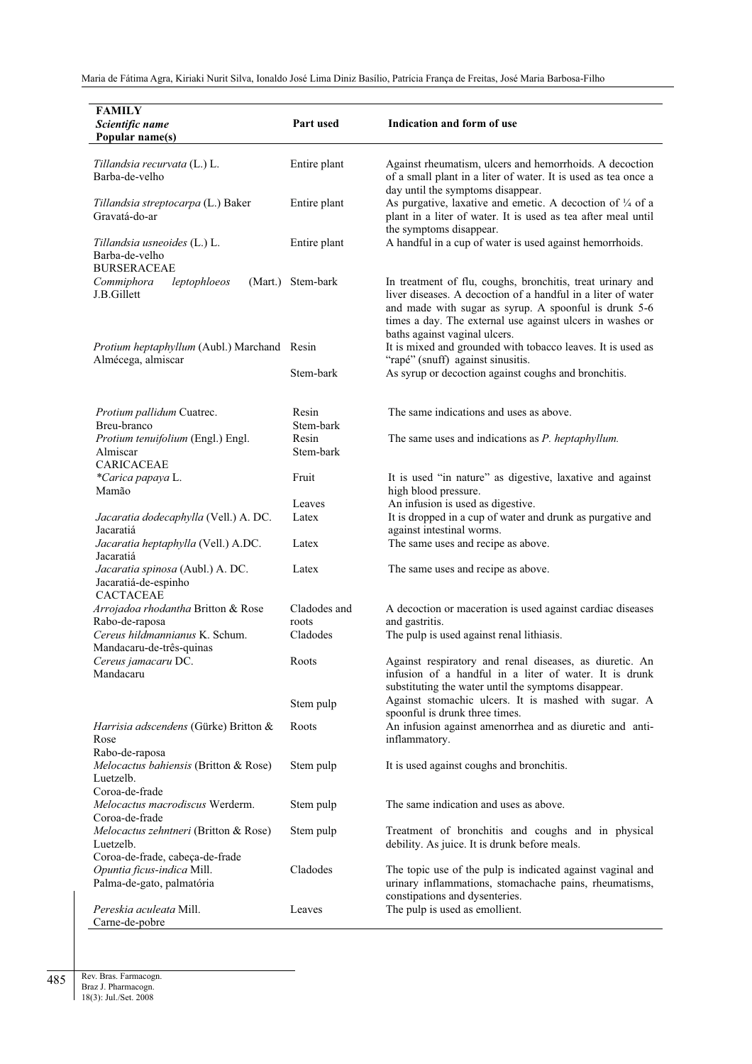| FAMILY<br>*Scientific name*<br>**Popular name(s)** | Part used | Indication and form of use |
|---|---|---|
| *Tillandsia recurvata* (L.) L.<br>Barba-de-velho | Entire plant | Against rheumatism, ulcers and hemorrhoids. A decoction of a small plant in a liter of water. It is used as tea once a day until the symptoms disappear. |
| *Tillandsia streptocarpa* (L.) Baker<br>Gravatá-do-ar | Entire plant | As purgative, laxative and emetic. A decoction of ¼ of a plant in a liter of water. It is used as tea after meal until the symptoms disappear. |
| *Tillandsia usneoides* (L.) L.<br>Barba-de-velho | Entire plant | A handful in a cup of water is used against hemorrhoids. |
| BURSERACEAE | | |
| *Commiphora leptophloeos* (Mart.) J.B.Gillett | Stem-bark | In treatment of flu, coughs, bronchitis, treat urinary and liver diseases. A decoction of a handful in a liter of water and made with sugar as syrup. A spoonful is drunk 5-6 times a day. The external use against ulcers in washes or baths against vaginal ulcers. |
| *Protium heptaphyllum* (Aubl.) Marchand<br>Almécega, almiscar | Resin | It is mixed and grounded with tobacco leaves. It is used as "rapé" (snuff) against sinusitis. |
| | Stem-bark | As syrup or decoction against coughs and bronchitis. |
| *Protium pallidum* Cuatrec.<br>Breu-branco | Resin<br>Stem-bark | The same indications and uses as above. |
| *Protium tenuifolium* (Engl.) Engl.<br>Almiscar | Resin<br>Stem-bark | The same uses and indications as *P. heptaphyllum.* |
| CARICACEAE | | |
| \**Carica papaya* L.<br>Mamão | Fruit | It is used "in nature" as digestive, laxative and against high blood pressure. |
| | Leaves | An infusion is used as digestive. |
| *Jacaratia dodecaphylla* (Vell.) A. DC.<br>Jacaratiá | Latex | It is dropped in a cup of water and drunk as purgative and against intestinal worms. |
| *Jacaratia heptaphylla* (Vell.) A.DC.<br>Jacaratiá | Latex | The same uses and recipe as above. |
| *Jacaratia spinosa* (Aubl.) A. DC.<br>Jacaratiá-de-espinho | Latex | The same uses and recipe as above. |
| CACTACEAE | | |
| *Arrojadoa rhodantha* Britton & Rose<br>Rabo-de-raposa | Cladodes and roots | A decoction or maceration is used against cardiac diseases and gastritis. |
| *Cereus hildmannianus* K. Schum.<br>Mandacaru-de-três-quinas | Cladodes | The pulp is used against renal lithiasis. |
| *Cereus jamacaru* DC.<br>Mandacaru | Roots | Against respiratory and renal diseases, as diuretic. An infusion of a handful in a liter of water. It is drunk substituting the water until the symptoms disappear. |
| | Stem pulp | Against stomachic ulcers. It is mashed with sugar. A spoonful is drunk three times. |
| *Harrisia adscendens* (Gürke) Britton & Rose<br>Rabo-de-raposa | Roots | An infusion against amenorrhea and as diuretic and anti-inflammatory. |
| *Melocactus bahiensis* (Britton & Rose) Luetzelb.<br>Coroa-de-frade | Stem pulp | It is used against coughs and bronchitis. |
| *Melocactus macrodiscus* Werderm.<br>Coroa-de-frade | Stem pulp | The same indication and uses as above. |
| *Melocactus zehntneri* (Britton & Rose) Luetzelb.<br>Coroa-de-frade, cabeça-de-frade | Stem pulp | Treatment of bronchitis and coughs and in physical debility. As juice. It is drunk before meals. |
| *Opuntia ficus-indica* Mill.<br>Palma-de-gato, palmatória | Cladodes | The topic use of the pulp is indicated against vaginal and urinary inflammations, stomachache pains, rheumatisms, constipations and dysenteries. |
| *Pereskia aculeata* Mill.<br>Carne-de-pobre | Leaves | The pulp is used as emollient. |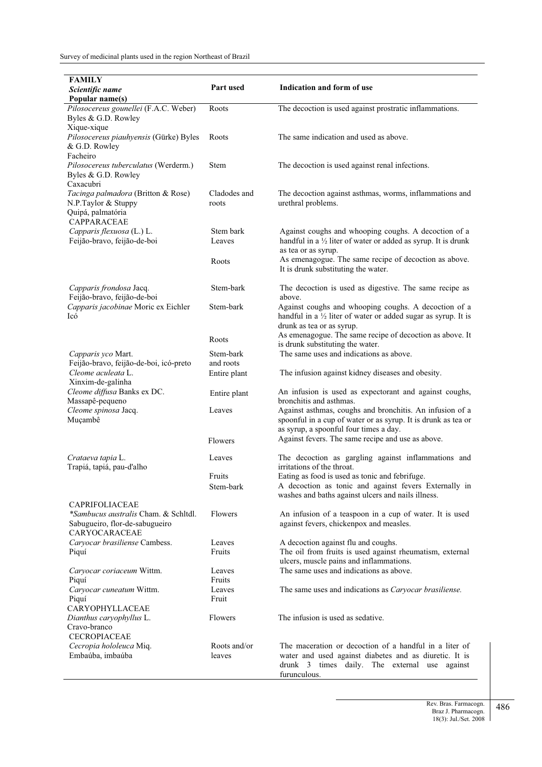| FAMILY<br>*Scientific name*<br>Popular name(s) | Part used | Indication and form of use |
|---|---|---|
| *Pilosocereus gounellei* (F.A.C. Weber) Byles & G.D. Rowley<br>Xique-xique | Roots | The decoction is used against prostratic inflammations. |
| *Pilosocereus piauhyensis* (Gürke) Byles & G.D. Rowley<br>Facheiro | Roots | The same indication and used as above. |
| *Pilosocereus tuberculatus* (Werderm.) Byles & G.D. Rowley<br>Caxacubri | Stem | The decoction is used against renal infections. |
| *Tacinga palmadora* (Britton & Rose) N.P.Taylor & Stuppy<br>Quipá, palmatória | Cladodes and roots | The decoction against asthmas, worms, inflammations and urethral problems. |
| CAPPARACEAE | | |
| *Capparis flexuosa* (L.) L.<br>Feijão-bravo, feijão-de-boi | Stem bark<br>Leaves | Against coughs and whooping coughs. A decoction of a handful in a ½ liter of water or added as syrup. It is drunk as tea or as syrup. |
| | Roots | As emenagogue. The same recipe of decoction as above. It is drunk substituting the water. |
| *Capparis frondosa* Jacq.<br>Feijão-bravo, feijão-de-boi | Stem-bark | The decoction is used as digestive. The same recipe as above. |
| *Capparis jacobinae* Moric ex Eichler<br>Icó | Stem-bark | Against coughs and whooping coughs. A decoction of a handful in a ½ liter of water or added sugar as syrup. It is drunk as tea or as syrup. |
| | Roots | As emenagogue. The same recipe of decoction as above. It is drunk substituting the water. |
| *Capparis yco* Mart.<br>Feijão-bravo, feijão-de-boi, icó-preto | Stem-bark and roots | The same uses and indications as above. |
| *Cleome aculeata* L.<br>Xinxim-de-galinha | Entire plant | The infusion against kidney diseases and obesity. |
| *Cleome diffusa* Banks ex DC.<br>Massapê-pequeno | Entire plant | An infusion is used as expectorant and against coughs, bronchitis and asthmas. |
| *Cleome spinosa* Jacq.<br>Muçambê | Leaves | Against asthmas, coughs and bronchitis. An infusion of a spoonful in a cup of water or as syrup. It is drunk as tea or as syrup, a spoonful four times a day. |
| | Flowers | Against fevers. The same recipe and use as above. |
| *Crataeva tapia* L.<br>Trapiá, tapiá, pau-d'alho | Leaves | The decoction as gargling against inflammations and irritations of the throat. |
| | Fruits | Eating as food is used as tonic and febrifuge. |
| | Stem-bark | A decoction as tonic and against fevers Externally in washes and baths against ulcers and nails illness. |
| CAPRIFOLIACEAE | | |
| **Sambucus australis* Cham. & Schltdl.<br>Sabugueiro, flor-de-sabugueiro | Flowers | An infusion of a teaspoon in a cup of water. It is used against fevers, chickenpox and measles. |
| CARYOCARACEAE | | |
| *Caryocar brasiliense* Cambess.<br>Piquí | Leaves<br>Fruits | A decoction against flu and coughs.<br>The oil from fruits is used against rheumatism, external ulcers, muscle pains and inflammations. |
| *Caryocar coriaceum* Wittm.<br>Piquí | Leaves<br>Fruits | The same uses and indications as above. |
| *Caryocar cuneatum* Wittm.<br>Piquí | Leaves<br>Fruit | The same uses and indications as *Caryocar brasiliense.* |
| CARYOPHYLLACEAE | | |
| *Dianthus caryophyllus* L.<br>Cravo-branco | Flowers | The infusion is used as sedative. |
| CECROPIACEAE | | |
| *Cecropia hololeuca* Miq.<br>Embaúba, imbaúba | Roots and/or leaves | The maceration or decoction of a handful in a liter of water and used against diabetes and as diuretic. It is drunk 3 times daily. The external use against furunculous. |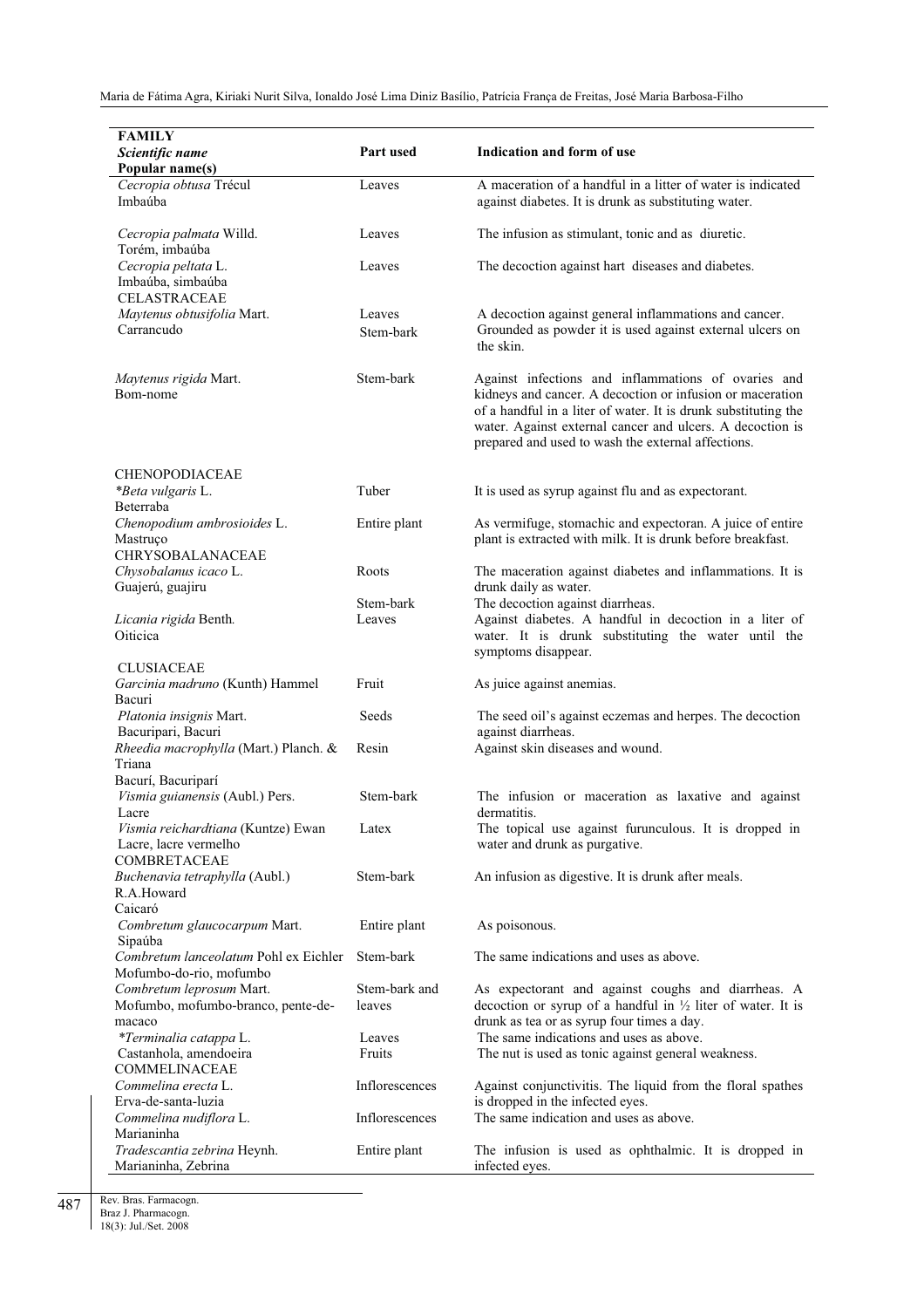| FAMILY<br>*Scientific name*<br>Popular name(s) | Part used | Indication and form of use |
|---|---|---|
| *Cecropia obtusa* Trécul<br>Imbaúba | Leaves | A maceration of a handful in a litter of water is indicated against diabetes. It is drunk as substituting water. |
| *Cecropia palmata* Willd.<br>Torém, imbaúba | Leaves | The infusion as stimulant, tonic and as diuretic. |
| *Cecropia peltata* L.<br>Imbaúba, simbaúba | Leaves | The decoction against hart diseases and diabetes. |
| CELASTRACEAE | | |
| *Maytenus obtusifolia* Mart.<br>Carrancudo | Leaves | A decoction against general inflammations and cancer. |
| | Stem-bark | Grounded as powder it is used against external ulcers on the skin. |
| *Maytenus rigida* Mart.<br>Bom-nome | Stem-bark | Against infections and inflammations of ovaries and kidneys and cancer. A decoction or infusion or maceration of a handful in a liter of water. It is drunk substituting the water. Against external cancer and ulcers. A decoction is prepared and used to wash the external affections. |
| CHENOPODIACEAE | | |
| **Beta vulgaris* L.<br>Beterraba | Tuber | It is used as syrup against flu and as expectorant. |
| *Chenopodium ambrosioides* L.<br>Mastruço | Entire plant | As vermifuge, stomachic and expectoran. A juice of entire plant is extracted with milk. It is drunk before breakfast. |
| CHRYSOBALANACEAE | | |
| *Chysobalanus icaco* L.<br>Guajerú, guajiru | Roots | The maceration against diabetes and inflammations. It is drunk daily as water. |
| | Stem-bark | The decoction against diarrheas. |
| *Licania rigida* Benth.<br>Oiticica | Leaves | Against diabetes. A handful in decoction in a liter of water. It is drunk substituting the water until the symptoms disappear. |
| CLUSIACEAE | | |
| *Garcinia madruno* (Kunth) Hammel<br>Bacuri | Fruit | As juice against anemias. |
| *Platonia insignis* Mart.<br>Bacuripari, Bacuri | Seeds | The seed oil's against eczemas and herpes. The decoction against diarrheas. |
| *Rheedia macrophylla* (Mart.) Planch. & Triana<br>Bacurí, Bacuriparí | Resin | Against skin diseases and wound. |
| *Vismia guianensis* (Aubl.) Pers.<br>Lacre | Stem-bark | The infusion or maceration as laxative and against dermatitis. |
| *Vismia reichardtiana* (Kuntze) Ewan<br>Lacre, lacre vermelho | Latex | The topical use against furunculous. It is dropped in water and drunk as purgative. |
| COMBRETACEAE | | |
| *Buchenavia tetraphylla* (Aubl.) R.A.Howard<br>Caicaró | Stem-bark | An infusion as digestive. It is drunk after meals. |
| *Combretum glaucocarpum* Mart.<br>Sipaúba | Entire plant | As poisonous. |
| *Combretum lanceolatum* Pohl ex Eichler<br>Mofumbo-do-rio, mofumbo | Stem-bark | The same indications and uses as above. |
| *Combretum leprosum* Mart.<br>Mofumbo, mofumbo-branco, pente-de-macaco | Stem-bark and leaves | As expectorant and against coughs and diarrheas. A decoction or syrup of a handful in ½ liter of water. It is drunk as tea or as syrup four times a day. |
| **Terminalia catappa* L.<br>Castanhola, amendoeira | Leaves | The same indications and uses as above. |
| | Fruits | The nut is used as tonic against general weakness. |
| COMMELINACEAE | | |
| *Commelina erecta* L.<br>Erva-de-santa-luzia | Inflorescences | Against conjunctivitis. The liquid from the floral spathes is dropped in the infected eyes. |
| *Commelina nudiflora* L.<br>Marianinha | Inflorescences | The same indication and uses as above. |
| *Tradescantia zebrina* Heynh.<br>Marianinha, Zebrina | Entire plant | The infusion is used as ophthalmic. It is dropped in infected eyes. |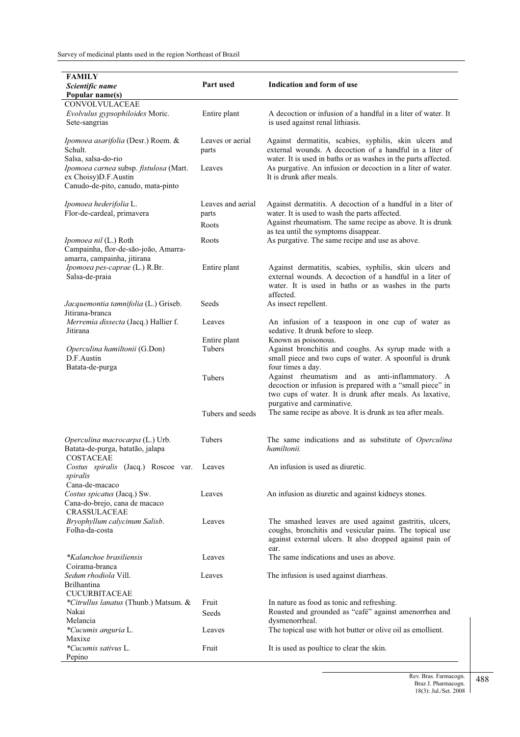| **FAMILY** *Scientific name* **Popular name(s)** | **Part used** | **Indication and form of use** |
|---|---|---|
| CONVOLVULACEAE | | |
| *Evolvulus gypsophiloides* Moric. Sete-sangrias | Entire plant | A decoction or infusion of a handful in a liter of water. It is used against renal lithiasis. |
| *Ipomoea asarifolia* (Desr.) Roem. & Schult. Salsa, salsa-do-rio | Leaves or aerial parts | Against dermatitis, scabies, syphilis, skin ulcers and external wounds. A decoction of a handful in a liter of water. It is used in baths or as washes in the parts affected. |
| *Ipomoea carnea* subsp. *fistulosa* (Mart. ex Choisy)D.F.Austin Canudo-de-pito, canudo, mata-pinto | Leaves | As purgative. An infusion or decoction in a liter of water. It is drunk after meals. |
| *Ipomoea hederifolia* L. Flor-de-cardeal, primavera | Leaves and aerial parts | Against dermatitis. A decoction of a handful in a liter of water. It is used to wash the parts affected. |
| | Roots | Against rheumatism. The same recipe as above. It is drunk as tea until the symptoms disappear. |
| *Ipomoea nil* (L.) Roth Campainha, flor-de-são-joão, Amarra-amarra, campainha, jitirana | Roots | As purgative. The same recipe and use as above. |
| *Ipomoea pes-caprae* (L.) R.Br. Salsa-de-praia | Entire plant | Against dermatitis, scabies, syphilis, skin ulcers and external wounds. A decoction of a handful in a liter of water. It is used in baths or as washes in the parts affected. |
| *Jacquemontia tamnifolia* (L.) Griseb. Jitirana-branca | Seeds | As insect repellent. |
| *Merremia dissecta* (Jacq.) Hallier f. Jitirana | Leaves | An infusion of a teaspoon in one cup of water as sedative. It drunk before to sleep. |
| | Entire plant | Known as poisonous. |
| *Operculina hamiltonii* (G.Don) D.F.Austin Batata-de-purga | Tubers | Against bronchitis and coughs. As syrup made with a small piece and two cups of water. A spoonful is drunk four times a day. |
| | Tubers | Against rheumatism and as anti-inflammatory. A decoction or infusion is prepared with a "small piece" in two cups of water. It is drunk after meals. As laxative, purgative and carminative. |
| | Tubers and seeds | The same recipe as above. It is drunk as tea after meals. |
| *Operculina macrocarpa* (L.) Urb. Batata-de-purga, batatão, jalapa | Tubers | The same indications and as substitute of *Operculina hamiltonii.* |
| COSTACEAE | | |
| *Costus spiralis* (Jacq.) Roscoe var. *spiralis* Cana-de-macaco | Leaves | An infusion is used as diuretic. |
| *Costus spicatus* (Jacq.) Sw. Cana-do-brejo, cana de macaco | Leaves | An infusion as diuretic and against kidneys stones. |
| CRASSULACEAE | | |
| *Bryophyllum calycinum Salisb*. Folha-da-costa | Leaves | The smashed leaves are used against gastritis, ulcers, coughs, bronchitis and vesicular pains. The topical use against external ulcers. It also dropped against pain of ear. |
| *\*Kalanchoe brasiliensis* Coirama-branca | Leaves | The same indications and uses as above. |
| *Sedum rhodiola* Vill. Brilhantina | Leaves | The infusion is used against diarrheas. |
| CUCURBITACEAE | | |
| *\*Citrullus lanatus* (Thunb.) Matsum. & Nakai Melancia | Fruit | In nature as food as tonic and refreshing. |
| | Seeds | Roasted and grounded as "café" against amenorrhea and dysmenorrheal. |
| *\*Cucumis anguria* L. Maxixe | Leaves | The topical use with hot butter or olive oil as emollient. |
| *\*Cucumis sativus* L. Pepino | Fruit | It is used as poultice to clear the skin. |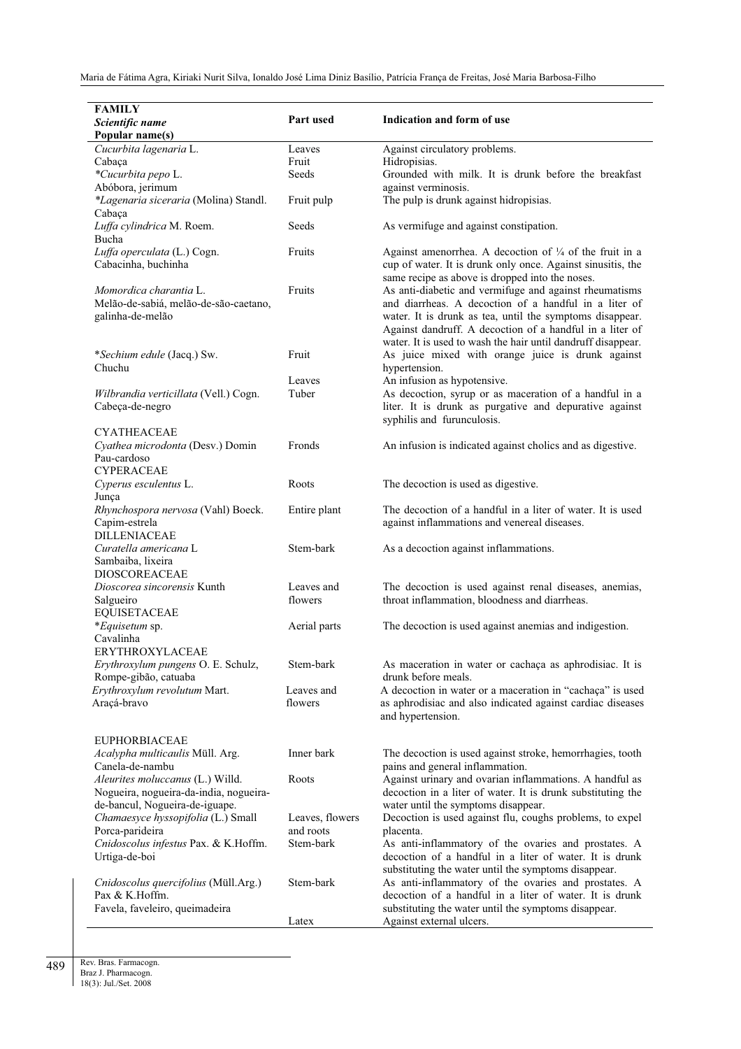| FAMILY *Scientific name* Popular name(s) | Part used | Indication and form of use |
|---|---|---|
| *Cucurbita lagenaria* L. | Leaves | Against circulatory problems. |
| Cabaça | Fruit | Hidropisias. |
| **Cucurbita pepo* L. Abóbora, jerimum | Seeds | Grounded with milk. It is drunk before the breakfast against verminosis. |
| **Lagenaria siceraria* (Molina) Standl. Cabaça | Fruit pulp | The pulp is drunk against hidropisias. |
| *Luffa cylindrica* M. Roem. Bucha | Seeds | As vermifuge and against constipation. |
| *Luffa operculata* (L.) Cogn. Cabacinha, buchinha | Fruits | Against amenorrhea. A decoction of ¼ of the fruit in a cup of water. It is drunk only once. Against sinusitis, the same recipe as above is dropped into the noses. |
| *Momordica charantia* L. Melão-de-sabiá, melão-de-são-caetano, galinha-de-melão | Fruits | As anti-diabetic and vermifuge and against rheumatisms and diarrheas. A decoction of a handful in a liter of water. It is drunk as tea, until the symptoms disappear. Against dandruff. A decoction of a handful in a liter of water. It is used to wash the hair until dandruff disappear. |
| **Sechium edule* (Jacq.) Sw. Chuchu | Fruit | As juice mixed with orange juice is drunk against hypertension. |
| | Leaves | An infusion as hypotensive. |
| *Wilbrandia verticillata* (Vell.) Cogn. Cabeça-de-negro | Tuber | As decoction, syrup or as maceration of a handful in a liter. It is drunk as purgative and depurative against syphilis and furunculosis. |
| CYATHEACEAE | | |
| *Cyathea microdonta* (Desv.) Domin Pau-cardoso | Fronds | An infusion is indicated against cholics and as digestive. |
| CYPERACEAE | | |
| *Cyperus esculentus* L. Junça | Roots | The decoction is used as digestive. |
| *Rhynchospora nervosa* (Vahl) Boeck. Capim-estrela | Entire plant | The decoction of a handful in a liter of water. It is used against inflammations and venereal diseases. |
| DILLENIACEAE | | |
| *Curatella americana* L Sambaiba, lixeira | Stem-bark | As a decoction against inflammations. |
| DIOSCOREACEAE | | |
| *Dioscorea sincorensis* Kunth Salgueiro | Leaves and flowers | The decoction is used against renal diseases, anemias, throat inflammation, bloodness and diarrheas. |
| EQUISETACEAE | | |
| **Equisetum* sp. Cavalinha | Aerial parts | The decoction is used against anemias and indigestion. |
| ERYTHROXYLACEAE | | |
| *Erythroxylum pungens* O. E. Schulz, Rompe-gibão, catuaba | Stem-bark | As maceration in water or cachaça as aphrodisiac. It is drunk before meals. |
| *Erythroxylum revolutum* Mart. Araçá-bravo | Leaves and flowers | A decoction in water or a maceration in "cachaça" is used as aphrodisiac and also indicated against cardiac diseases and hypertension. |
| EUPHORBIACEAE | | |
| *Acalypha multicaulis* Müll. Arg. Canela-de-nambu | Inner bark | The decoction is used against stroke, hemorrhagies, tooth pains and general inflammation. |
| *Aleurites moluccanus* (L.) Willd. Nogueira, nogueira-da-india, nogueira-de-bancul, Nogueira-de-iguape. | Roots | Against urinary and ovarian inflammations. A handful as decoction in a liter of water. It is drunk substituting the water until the symptoms disappear. |
| *Chamaesyce hyssopifolia* (L.) Small Porca-parideira | Leaves, flowers and roots | Decoction is used against flu, coughs problems, to expel placenta. |
| *Cnidoscolus infestus* Pax. & K.Hoffm. Urtiga-de-boi | Stem-bark | As anti-inflammatory of the ovaries and prostates. A decoction of a handful in a liter of water. It is drunk substituting the water until the symptoms disappear. |
| *Cnidoscolus quercifolius* (Müll.Arg.) Pax & K.Hoffm. Favela, faveleiro, queimadeira | Stem-bark | As anti-inflammatory of the ovaries and prostates. A decoction of a handful in a liter of water. It is drunk substituting the water until the symptoms disappear. |
| | Latex | Against external ulcers. |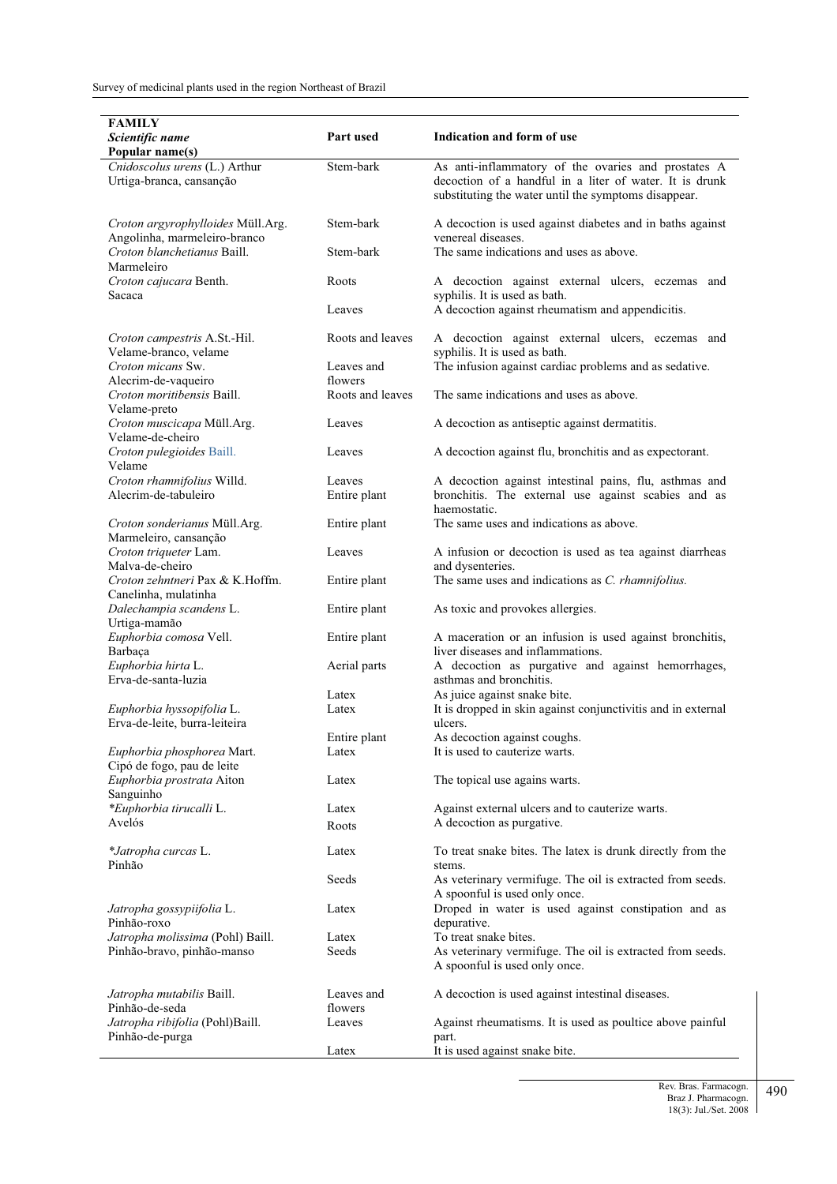| FAMILY *Scientific name* Popular name(s) | Part used | Indication and form of use |
|---|---|---|
| *Cnidoscolus urens* (L.) Arthur Urtiga-branca, cansanção | Stem-bark | As anti-inflammatory of the ovaries and prostates A decoction of a handful in a liter of water. It is drunk substituting the water until the symptoms disappear. |
| *Croton argyrophylloides* Müll.Arg. Angolinha, marmeleiro-branco | Stem-bark | A decoction is used against diabetes and in baths against venereal diseases. |
| *Croton blanchetianus* Baill. Marmeleiro | Stem-bark | The same indications and uses as above. |
| *Croton cajucara* Benth. Sacaca | Roots | A decoction against external ulcers, eczemas and syphilis. It is used as bath. |
| | Leaves | A decoction against rheumatism and appendicitis. |
| *Croton campestris* A.St.-Hil. Velame-branco, velame | Roots and leaves | A decoction against external ulcers, eczemas and syphilis. It is used as bath. |
| *Croton micans* Sw. Alecrim-de-vaqueiro | Leaves and flowers | The infusion against cardiac problems and as sedative. |
| *Croton moritibensis* Baill. Velame-preto | Roots and leaves | The same indications and uses as above. |
| *Croton muscicapa* Müll.Arg. Velame-de-cheiro | Leaves | A decoction as antiseptic against dermatitis. |
| *Croton pulegioides* Baill. Velame | Leaves | A decoction against flu, bronchitis and as expectorant. |
| *Croton rhamnifolius* Willd. Alecrim-de-tabuleiro | Leaves Entire plant | A decoction against intestinal pains, flu, asthmas and bronchitis. The external use against scabies and as haemostatic. |
| *Croton sonderianus* Müll.Arg. Marmeleiro, cansanção | Entire plant | The same uses and indications as above. |
| *Croton triqueter* Lam. Malva-de-cheiro | Leaves | A infusion or decoction is used as tea against diarrheas and dysenteries. |
| *Croton zehntneri* Pax & K.Hoffm. Canelinha, mulatinha | Entire plant | The same uses and indications as *C. rhamnifolius.* |
| *Dalechampia scandens* L. Urtiga-mamão | Entire plant | As toxic and provokes allergies. |
| *Euphorbia comosa* Vell. Barbaça | Entire plant | A maceration or an infusion is used against bronchitis, liver diseases and inflammations. |
| *Euphorbia hirta* L. Erva-de-santa-luzia | Aerial parts | A decoction as purgative and against hemorrhages, asthmas and bronchitis. |
| | Latex | As juice against snake bite. |
| *Euphorbia hyssopifolia* L. Erva-de-leite, burra-leiteira | Latex | It is dropped in skin against conjunctivitis and in external ulcers. |
| | Entire plant | As decoction against coughs. |
| *Euphorbia phosphorea* Mart. Cipó de fogo, pau de leite | Latex | It is used to cauterize warts. |
| *Euphorbia prostrata* Aiton Sanguinho | Latex | The topical use agains warts. |
| **Euphorbia tirucalli* L. Avelós | Latex | Against external ulcers and to cauterize warts. |
| | Roots | A decoction as purgative. |
| **Jatropha curcas* L. Pinhão | Latex | To treat snake bites. The latex is drunk directly from the stems. |
| | Seeds | As veterinary vermifuge. The oil is extracted from seeds. A spoonful is used only once. |
| *Jatropha gossypiifolia* L. Pinhão-roxo | Latex | Droped in water is used against constipation and as depurative. |
| *Jatropha molissima* (Pohl) Baill. Pinhão-bravo, pinhão-manso | Latex | To treat snake bites. |
| | Seeds | As veterinary vermifuge. The oil is extracted from seeds. A spoonful is used only once. |
| *Jatropha mutabilis* Baill. Pinhão-de-seda | Leaves and flowers | A decoction is used against intestinal diseases. |
| *Jatropha ribifolia* (Pohl)Baill. Pinhão-de-purga | Leaves | Against rheumatisms. It is used as poultice above painful part. |
| | Latex | It is used against snake bite. |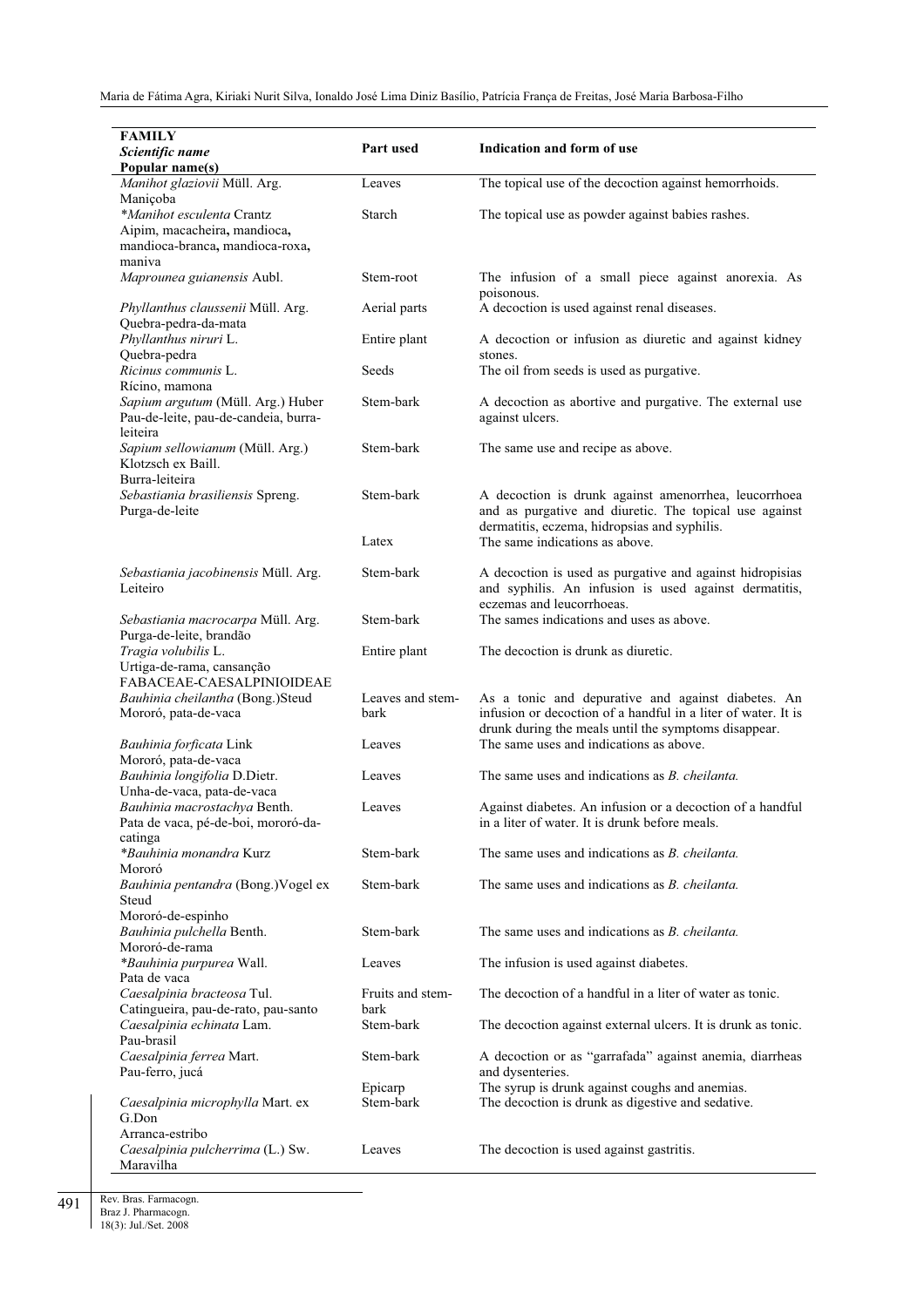| FAMILY<br>*Scientific name*<br>**Popular name(s)** | Part used | Indication and form of use |
|---|---|---|
| *Manihot glaziovii* Müll. Arg.<br>Maniçoba | Leaves | The topical use of the decoction against hemorrhoids. |
| **Manihot esculenta* Crantz<br>Aipim, macacheira, mandioca, mandioca-branca, mandioca-roxa, maniva | Starch | The topical use as powder against babies rashes. |
| *Maprounea guianensis* Aubl. | Stem-root | The infusion of a small piece against anorexia. As poisonous. |
| *Phyllanthus claussenii* Müll. Arg.<br>Quebra-pedra-da-mata | Aerial parts | A decoction is used against renal diseases. |
| *Phyllanthus niruri* L.<br>Quebra-pedra | Entire plant | A decoction or infusion as diuretic and against kidney stones. |
| *Ricinus communis* L.<br>Rícino, mamona | Seeds | The oil from seeds is used as purgative. |
| *Sapium argutum* (Müll. Arg.) Huber<br>Pau-de-leite, pau-de-candeia, burra-leiteira | Stem-bark | A decoction as abortive and purgative. The external use against ulcers. |
| *Sapium sellowianum* (Müll. Arg.) Klotzsch ex Baill.<br>Burra-leiteira | Stem-bark | The same use and recipe as above. |
| *Sebastiania brasiliensis* Spreng.<br>Purga-de-leite | Stem-bark | A decoction is drunk against amenorrhea, leucorrhoea and as purgative and diuretic. The topical use against dermatitis, eczema, hidropsias and syphilis. |
| | Latex | The same indications as above. |
| *Sebastiania jacobinensis* Müll. Arg.<br>Leiteiro | Stem-bark | A decoction is used as purgative and against hidropisias and syphilis. An infusion is used against dermatitis, eczemas and leucorrhoeas. |
| *Sebastiania macrocarpa* Müll. Arg.<br>Purga-de-leite, brandão | Stem-bark | The sames indications and uses as above. |
| *Tragia volubilis* L.<br>Urtiga-de-rama, cansanção | Entire plant | The decoction is drunk as diuretic. |
| FABACEAE-CAESALPINIOIDEAE | | |
| *Bauhinia cheilantha* (Bong.)Steud<br>Mororó, pata-de-vaca | Leaves and stem-bark | As a tonic and depurative and against diabetes. An infusion or decoction of a handful in a liter of water. It is drunk during the meals until the symptoms disappear. |
| *Bauhinia forficata* Link<br>Mororó, pata-de-vaca | Leaves | The same uses and indications as above. |
| *Bauhinia longifolia* D.Dietr.<br>Unha-de-vaca, pata-de-vaca | Leaves | The same uses and indications as *B. cheilanta.* |
| *Bauhinia macrostachya* Benth.<br>Pata de vaca, pé-de-boi, mororó-da-catinga | Leaves | Against diabetes. An infusion or a decoction of a handful in a liter of water. It is drunk before meals. |
| **Bauhinia monandra* Kurz<br>Mororó | Stem-bark | The same uses and indications as *B. cheilanta.* |
| *Bauhinia pentandra* (Bong.)Vogel ex Steud<br>Mororó-de-espinho | Stem-bark | The same uses and indications as *B. cheilanta.* |
| *Bauhinia pulchella* Benth.<br>Mororó-de-rama | Stem-bark | The same uses and indications as *B. cheilanta.* |
| **Bauhinia purpurea* Wall.<br>Pata de vaca | Leaves | The infusion is used against diabetes. |
| *Caesalpinia bracteosa* Tul.<br>Catingueira, pau-de-rato, pau-santo | Fruits and stem-bark | The decoction of a handful in a liter of water as tonic. |
| *Caesalpinia echinata* Lam.<br>Pau-brasil | Stem-bark | The decoction against external ulcers. It is drunk as tonic. |
| *Caesalpinia ferrea* Mart.<br>Pau-ferro, jucá | Stem-bark | A decoction or as "garrafada" against anemia, diarrheas and dysenteries. |
| | Epicarp | The syrup is drunk against coughs and anemias. |
| *Caesalpinia microphylla* Mart. ex G.Don<br>Arranca-estribo | Stem-bark | The decoction is drunk as digestive and sedative. |
| *Caesalpinia pulcherrima* (L.) Sw.<br>Maravilha | Leaves | The decoction is used against gastritis. |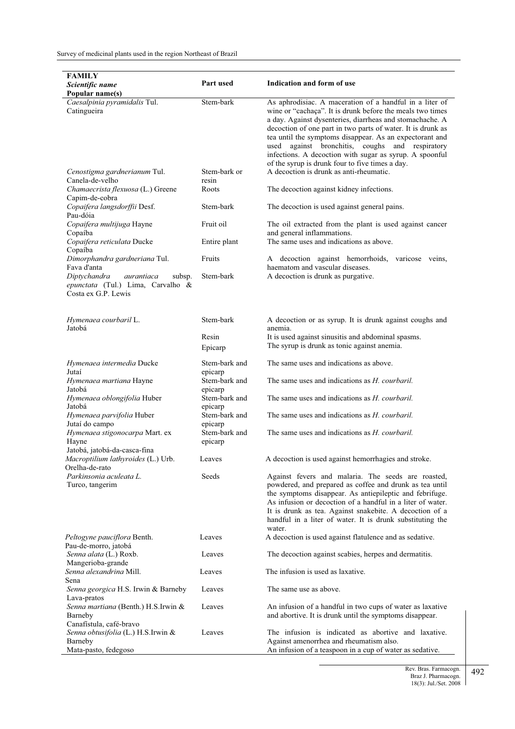| **FAMILY** *Scientific name* **Popular name(s)** | **Part used** | **Indication and form of use** |
|---|---|---|
| *Caesalpinia pyramidalis* Tul. Catingueira | Stem-bark | As aphrodisiac. A maceration of a handful in a liter of wine or "cachaça". It is drunk before the meals two times a day. Against dysenteries, diarrheas and stomachache. A decoction of one part in two parts of water. It is drunk as tea until the symptoms disappear. As an expectorant and used against bronchitis, coughs and respiratory infections. A decoction with sugar as syrup. A spoonful of the syrup is drunk four to five times a day. |
| *Cenostigma gardnerianum* Tul. Canela-de-velho | Stem-bark or resin | A decoction is drunk as anti-rheumatic. |
| *Chamaecrista flexuosa* (L.) Greene Capim-de-cobra | Roots | The decoction against kidney infections. |
| *Copaifera langsdorffii* Desf. Pau-dóia | Stem-bark | The decoction is used against general pains. |
| *Copaifera multijuga* Hayne Copaíba | Fruit oil | The oil extracted from the plant is used against cancer and general inflammations. |
| *Copaifera reticulata* Ducke Copaíba | Entire plant | The same uses and indications as above. |
| *Dimorphandra gardneriana* Tul. Fava d'anta | Fruits | A decoction against hemorrhoids, varicose veins, haematom and vascular diseases. |
| *Diptychandra aurantiaca* subsp. *epunctata* (Tul.) Lima, Carvalho & Costa ex G.P. Lewis | Stem-bark | A decoction is drunk as purgative. |
| *Hymenaea courbaril* L. Jatobá | Stem-bark | A decoction or as syrup. It is drunk against coughs and anemia. |
| | Resin | It is used against sinusitis and abdominal spasms. |
| | Epicarp | The syrup is drunk as tonic against anemia. |
| *Hymenaea intermedia* Ducke Jutaí | Stem-bark and epicarp | The same uses and indications as above. |
| *Hymenaea martiana* Hayne Jatobá | Stem-bark and epicarp | The same uses and indications as *H. courbaril.* |
| *Hymenaea oblongifolia* Huber Jatobá | Stem-bark and epicarp | The same uses and indications as *H. courbaril.* |
| *Hymenaea parvifolia* Huber Jutaí do campo | Stem-bark and epicarp | The same uses and indications as *H. courbaril.* |
| *Hymenaea stigonocarpa* Mart. ex Hayne Jatobá, jatobá-da-casca-fina | Stem-bark and epicarp | The same uses and indications as *H. courbaril.* |
| *Macroptilium lathyroides* (L.) Urb. Orelha-de-rato | Leaves | A decoction is used against hemorrhagies and stroke. |
| *Parkinsonia aculeata L.* Turco, tangerim | Seeds | Against fevers and malaria. The seeds are roasted, powdered, and prepared as coffee and drunk as tea until the symptoms disappear. As antiepileptic and febrifuge. As infusion or decoction of a handful in a liter of water. It is drunk as tea. Against snakebite. A decoction of a handful in a liter of water. It is drunk substituting the water. |
| *Peltogyne pauciflora* Benth. Pau-de-morro, jatobá | Leaves | A decoction is used against flatulence and as sedative. |
| *Senna alata* (L.) Roxb. Mangerioba-grande | Leaves | The decoction against scabies, herpes and dermatitis. |
| *Senna alexandrina* Mill. Sena | Leaves | The infusion is used as laxative. |
| *Senna georgica* H.S. Irwin & Barneby Lava-pratos | Leaves | The same use as above. |
| *Senna martiana* (Benth.) H.S.Irwin & Barneby Canafístula, café-bravo | Leaves | An infusion of a handful in two cups of water as laxative and abortive. It is drunk until the symptoms disappear. |
| *Senna obtusifolia* (L.) H.S.Irwin & Barneby Mata-pasto, fedegoso | Leaves | The infusion is indicated as abortive and laxative. Against amenorrhea and rheumatism also. An infusion of a teaspoon in a cup of water as sedative. |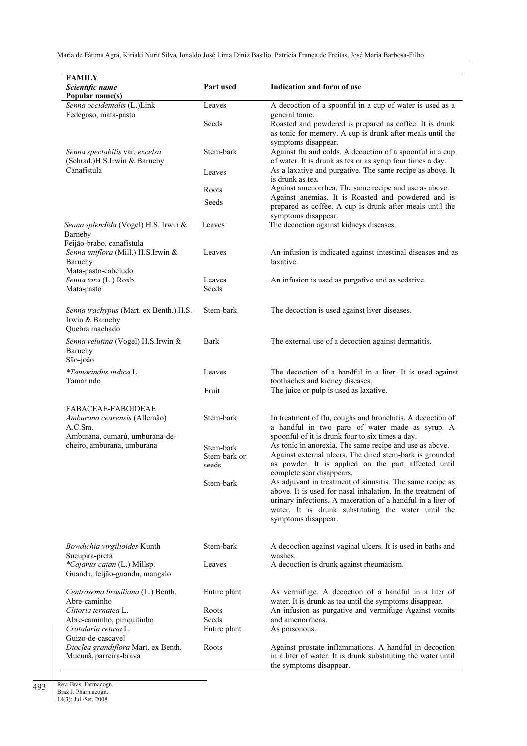| FAMILY *Scientific name* Popular name(s) | Part used | Indication and form of use |
|---|---|---|
| *Senna occidentalis* (L.)Link Fedegoso, mata-pasto | Leaves | A decoction of a spoonful in a cup of water is used as a general tonic. |
| | Seeds | Roasted and powdered is prepared as coffee. It is drunk as tonic for memory. A cup is drunk after meals until the symptoms disappear. |
| *Senna spectabilis* var. *excelsa* (Schrad.)H.S.Irwin & Barneby Canafístula | Stem-bark | Against flu and colds. A decoction of a spoonful in a cup of water. It is drunk as tea or as syrup four times a day. |
| | Leaves | As a laxative and purgative. The same recipe as above. It is drunk as tea. |
| | Roots | Against amenorrhea. The same recipe and use as above. |
| | Seeds | Against anemias. It is Roasted and powdered and is prepared as coffee. A cup is drunk after meals until the symptoms disappear. |
| *Senna splendida* (Vogel) H.S. Irwin & Barneby Feijão-brabo, canafístula | Leaves | The decoction against kidneys diseases. |
| *Senna uniflora* (Mill.) H.S.Irwin & Barneby Mata-pasto-cabeludo | Leaves | An infusion is indicated against intestinal diseases and as laxative. |
| *Senna tora* (L.) Roxb. Mata-pasto | Leaves Seeds | An infusion is used as purgative and as sedative. |
| *Senna trachypus* (Mart. ex Benth.) H.S. Irwin & Barneby Quebra machado | Stem-bark | The decoction is used against liver diseases. |
| *Senna velutina* (Vogel) H.S.Irwin & Barneby São-joão | Bark | The external use of a decoction against dermatitis. |
| **Tamarindus indica* L. Tamarindo | Leaves | The decoction of a handful in a liter. It is used against toothaches and kidney diseases. |
| | Fruit | The juice or pulp is used as laxative. |
| FABACEAE-FABOIDEAE | | |
| *Amburana cearensis* (Allemão) A.C.Sm. Amburana, cumarú, umburana-de-cheiro, amburana, umburana | Stem-bark | In treatment of flu, coughs and bronchitis. A decoction of a handful in two parts of water made as syrup. A spoonful of it is drunk four to six times a day. |
| | Stem-bark | As tonic in anorexia. The same recipe and use as above. |
| | Stem-bark or seeds | Against external ulcers. The dried stem-bark is grounded as powder. It is applied on the part affected until complete scar disappears. |
| | Stem-bark | As adjuvant in treatment of sinusitis. The same recipe as above. It is used for nasal inhalation. In the treatment of urinary infections. A maceration of a handful in a liter of water. It is drunk substituting the water until the symptoms disappear. |
| *Bowdichia virgilioides* Kunth Sucupira-preta | Stem-bark | A decoction against vaginal ulcers. It is used in baths and washes. |
| **Cajanus cajan* (L.) Millsp. Guandu, feijão-guandu, mangalo | Leaves | A decoction is drunk against rheumatism. |
| *Centrosema brasiliana* (L.) Benth. Abre-caminho | Entire plant | As vermifuge. A decoction of a handful in a liter of water. It is drunk as tea until the symptoms disappear. |
| *Clitoria ternatea* L. Abre-caminho, piriquitinho | Roots Seeds | An infusion as purgative and vermifuge Against vomits and amenorrheas. |
| *Crotalaria retusa* L. Guizo-de-cascavel | Entire plant | As poisonous. |
| *Dioclea grandiflora* Mart. ex Benth. Mucunã, parreira-brava | Roots | Against prostate inflammations. A handful in decoction in a liter of water. It is drunk substituting the water until the symptoms disappear. |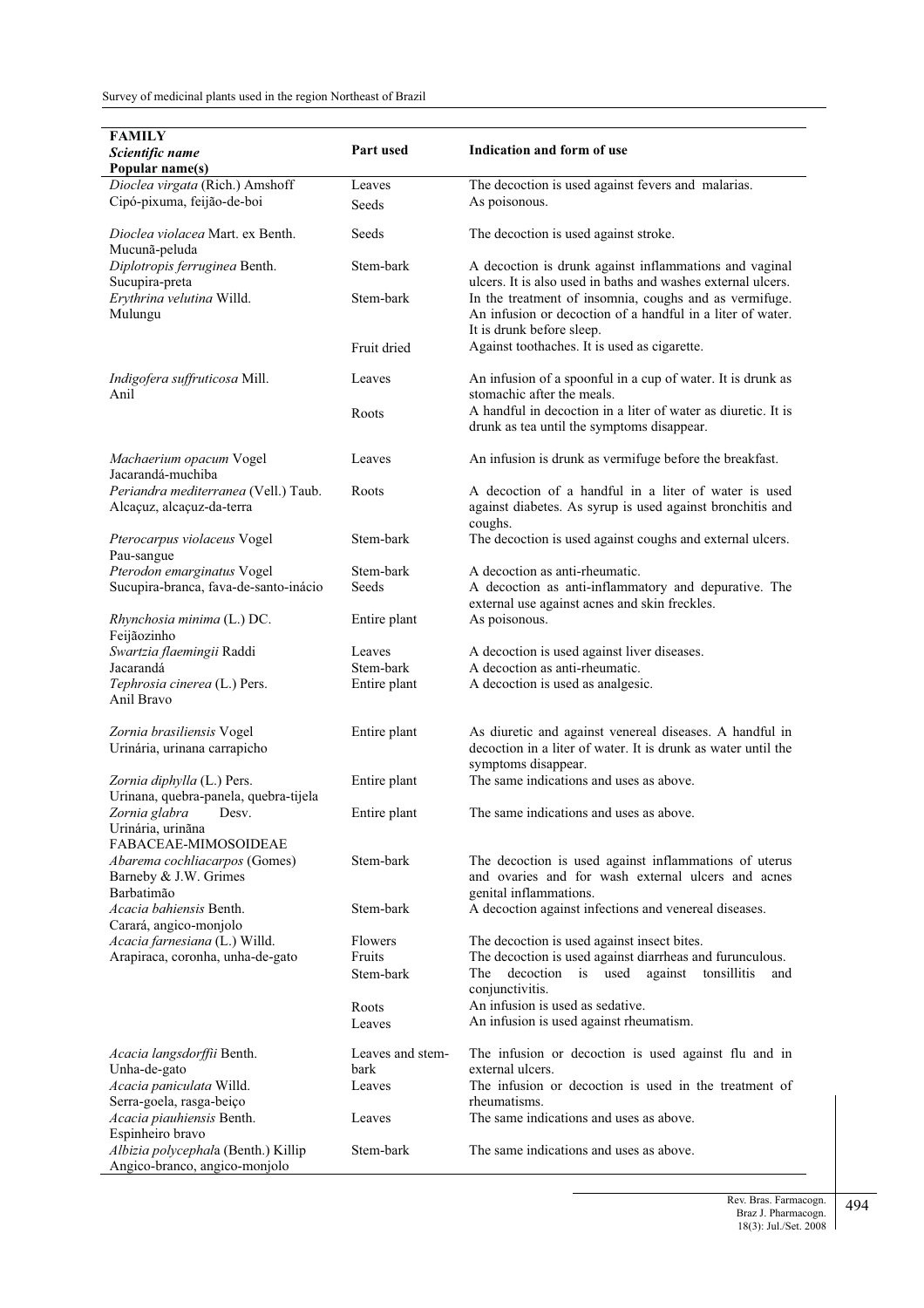| FAMILY<br>*Scientific name*<br>Popular name(s) | Part used | Indication and form of use |
|---|---|---|
| *Dioclea virgata* (Rich.) Amshoff<br>Cipó-pixuma, feijão-de-boi | Leaves | The decoction is used against fevers and malarias. |
| | Seeds | As poisonous. |
| *Dioclea violacea* Mart. ex Benth.<br>Mucunã-peluda | Seeds | The decoction is used against stroke. |
| *Diplotropis ferruginea* Benth.<br>Sucupira-preta | Stem-bark | A decoction is drunk against inflammations and vaginal ulcers. It is also used in baths and washes external ulcers. |
| *Erythrina velutina* Willd.<br>Mulungu | Stem-bark | In the treatment of insomnia, coughs and as vermifuge. An infusion or decoction of a handful in a liter of water. It is drunk before sleep. |
| | Fruit dried | Against toothaches. It is used as cigarette. |
| *Indigofera suffruticosa* Mill.<br>Anil | Leaves | An infusion of a spoonful in a cup of water. It is drunk as stomachic after the meals. |
| | Roots | A handful in decoction in a liter of water as diuretic. It is drunk as tea until the symptoms disappear. |
| *Machaerium opacum* Vogel<br>Jacarandá-muchiba | Leaves | An infusion is drunk as vermifuge before the breakfast. |
| *Periandra mediterranea* (Vell.) Taub.<br>Alcaçuz, alcaçuz-da-terra | Roots | A decoction of a handful in a liter of water is used against diabetes. As syrup is used against bronchitis and coughs. |
| *Pterocarpus violaceus* Vogel<br>Pau-sangue | Stem-bark | The decoction is used against coughs and external ulcers. |
| *Pterodon emarginatus* Vogel<br>Sucupira-branca, fava-de-santo-inácio | Stem-bark | A decoction as anti-rheumatic. |
| | Seeds | A decoction as anti-inflammatory and depurative. The external use against acnes and skin freckles. |
| *Rhynchosia minima* (L.) DC.<br>Feijãozinho | Entire plant | As poisonous. |
| *Swartzia flaemingii* Raddi<br>Jacarandá | Leaves | A decoction is used against liver diseases. |
| | Stem-bark | A decoction as anti-rheumatic. |
| *Tephrosia cinerea* (L.) Pers.<br>Anil Bravo | Entire plant | A decoction is used as analgesic. |
| *Zornia brasiliensis* Vogel<br>Urinária, urinana carrapicho | Entire plant | As diuretic and against venereal diseases. A handful in decoction in a liter of water. It is drunk as water until the symptoms disappear. |
| *Zornia diphylla* (L.) Pers.<br>Urinana, quebra-panela, quebra-tijela | Entire plant | The same indications and uses as above. |
| *Zornia glabra* Desv.<br>Urinária, urinãna | Entire plant | The same indications and uses as above. |
| FABACEAE-MIMOSOIDEAE | | |
| *Abarema cochliacarpos* (Gomes) Barneby & J.W. Grimes<br>Barbatimão | Stem-bark | The decoction is used against inflammations of uterus and ovaries and for wash external ulcers and acnes genital inflammations. |
| *Acacia bahiensis* Benth.<br>Carará, angico-monjolo | Stem-bark | A decoction against infections and venereal diseases. |
| *Acacia farnesiana* (L.) Willd.<br>Arapiraca, coronha, unha-de-gato | Flowers | The decoction is used against insect bites. |
| | Fruits | The decoction is used against diarrheas and furunculous. |
| | Stem-bark | The decoction is used against tonsillitis and conjunctivitis. |
| | Roots | An infusion is used as sedative. |
| | Leaves | An infusion is used against rheumatism. |
| *Acacia langsdorffii* Benth.<br>Unha-de-gato | Leaves and stem-bark | The infusion or decoction is used against flu and in external ulcers. |
| *Acacia paniculata* Willd.<br>Serra-goela, rasga-beiço | Leaves | The infusion or decoction is used in the treatment of rheumatisms. |
| *Acacia piauhiensis* Benth.<br>Espinheiro bravo | Leaves | The same indications and uses as above. |
| *Albizia polycephala* (Benth.) Killip<br>Angico-branco, angico-monjolo | Stem-bark | The same indications and uses as above. |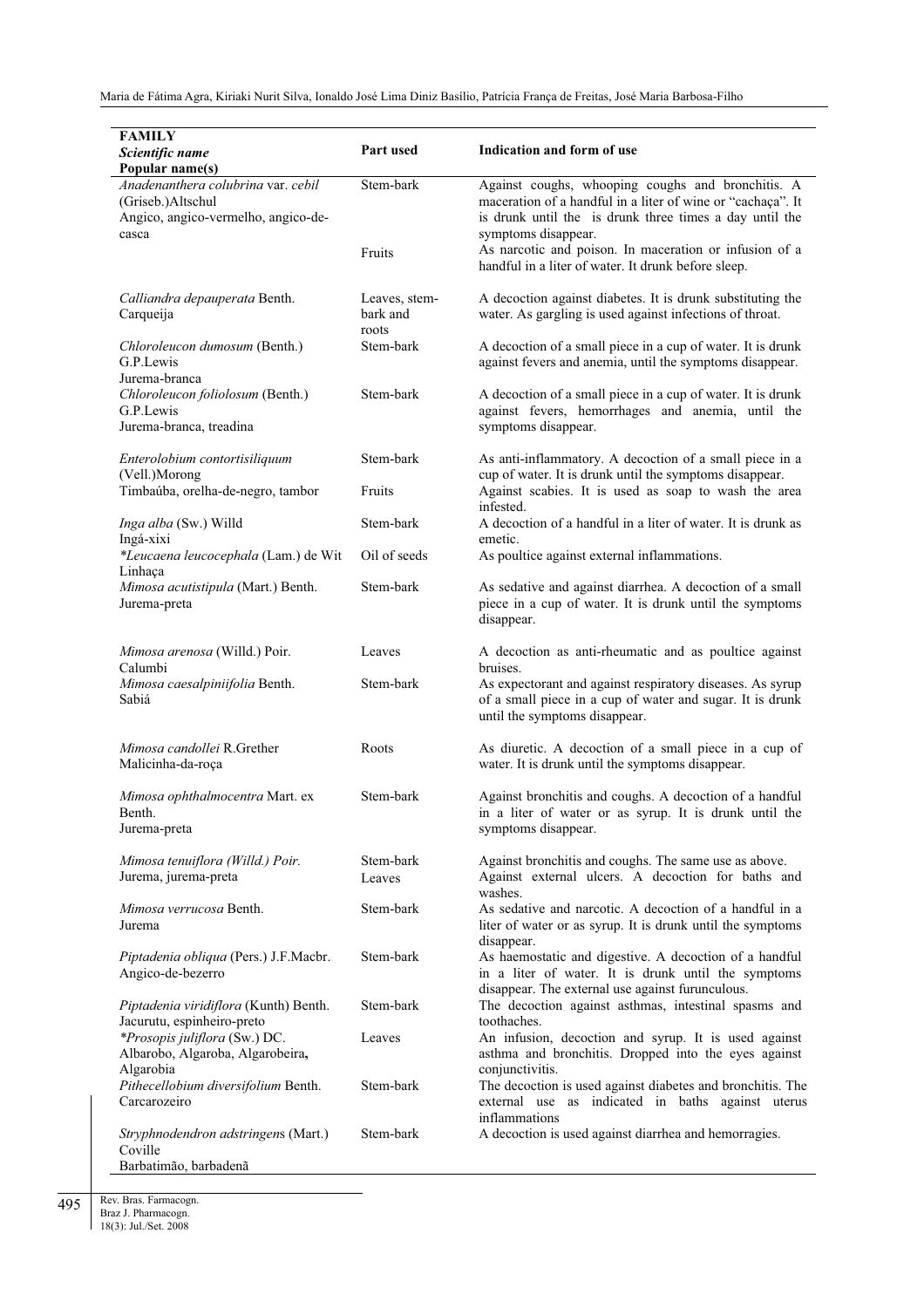| **FAMILY** *Scientific name* **Popular name(s)** | **Part used** | **Indication and form of use** |
|---|---|---|
| *Anadenanthera colubrina* var. *cebil* (Griseb.)Altschul Angico, angico-vermelho, angico-de-casca | Stem-bark | Against coughs, whooping coughs and bronchitis. A maceration of a handful in a liter of wine or "cachaça". It is drunk until the is drunk three times a day until the symptoms disappear. |
| | Fruits | As narcotic and poison. In maceration or infusion of a handful in a liter of water. It drunk before sleep. |
| *Calliandra depauperata* Benth. Carqueija | Leaves, stem-bark and roots | A decoction against diabetes. It is drunk substituting the water. As gargling is used against infections of throat. |
| *Chloroleucon dumosum* (Benth.) G.P.Lewis Jurema-branca | Stem-bark | A decoction of a small piece in a cup of water. It is drunk against fevers and anemia, until the symptoms disappear. |
| *Chloroleucon foliolosum* (Benth.) G.P.Lewis Jurema-branca, treadina | Stem-bark | A decoction of a small piece in a cup of water. It is drunk against fevers, hemorrhages and anemia, until the symptoms disappear. |
| *Enterolobium contortisiliquum* (Vell.)Morong Timbaúba, orelha-de-negro, tambor | Stem-bark | As anti-inflammatory. A decoction of a small piece in a cup of water. It is drunk until the symptoms disappear. |
| | Fruits | Against scabies. It is used as soap to wash the area infested. |
| *Inga alba* (Sw.) Willd Ingá-xixi | Stem-bark | A decoction of a handful in a liter of water. It is drunk as emetic. |
| **Leucaena leucocephala* (Lam.) de Wit Linhaça | Oil of seeds | As poultice against external inflammations. |
| *Mimosa acutistipula* (Mart.) Benth. Jurema-preta | Stem-bark | As sedative and against diarrhea. A decoction of a small piece in a cup of water. It is drunk until the symptoms disappear. |
| *Mimosa arenosa* (Willd.) Poir. Calumbi | Leaves | A decoction as anti-rheumatic and as poultice against bruises. |
| *Mimosa caesalpiniifolia* Benth. Sabiá | Stem-bark | As expectorant and against respiratory diseases. As syrup of a small piece in a cup of water and sugar. It is drunk until the symptoms disappear. |
| *Mimosa candollei* R.Grether Malicinha-da-roça | Roots | As diuretic. A decoction of a small piece in a cup of water. It is drunk until the symptoms disappear. |
| *Mimosa ophthalmocentra* Mart. ex Benth. Jurema-preta | Stem-bark | Against bronchitis and coughs. A decoction of a handful in a liter of water or as syrup. It is drunk until the symptoms disappear. |
| *Mimosa tenuiflora (Willd.) Poir.* Jurema, jurema-preta | Stem-bark | Against bronchitis and coughs. The same use as above. |
| | Leaves | Against external ulcers. A decoction for baths and washes. |
| *Mimosa verrucosa* Benth. Jurema | Stem-bark | As sedative and narcotic. A decoction of a handful in a liter of water or as syrup. It is drunk until the symptoms disappear. |
| *Piptadenia obliqua* (Pers.) J.F.Macbr. Angico-de-bezerro | Stem-bark | As haemostatic and digestive. A decoction of a handful in a liter of water. It is drunk until the symptoms disappear. The external use against furunculous. |
| *Piptadenia viridiflora* (Kunth) Benth. Jacurutu, espinheiro-preto | Stem-bark | The decoction against asthmas, intestinal spasms and toothaches. |
| **Prosopis juliflora* (Sw.) DC. Albarobo, Algaroba, Algarobeira, Algarobia | Leaves | An infusion, decoction and syrup. It is used against asthma and bronchitis. Dropped into the eyes against conjunctivitis. |
| *Pithecellobium diversifolium* Benth. Carcarozeiro | Stem-bark | The decoction is used against diabetes and bronchitis. The external use as indicated in baths against uterus inflammations |
| *Stryphnodendron adstringens* (Mart.) Coville Barbatimão, barbadenã | Stem-bark | A decoction is used against diarrhea and hemorragies. |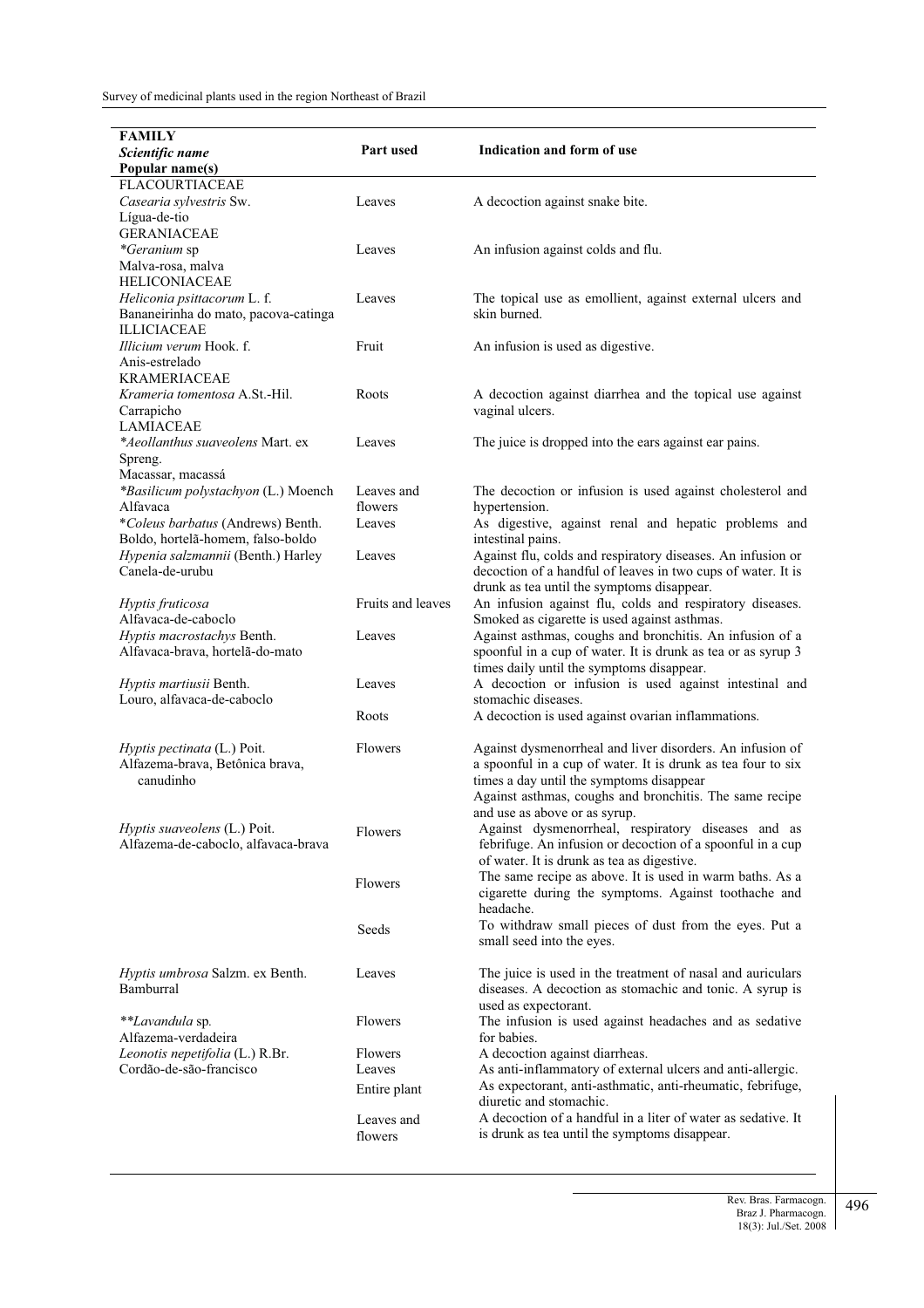| FAMILY *Scientific name* Popular name(s) | Part used | Indication and form of use |
|---|---|---|
| FLACOURTIACEAE | | |
| *Casearia sylvestris* Sw. Lígua-de-tio | Leaves | A decoction against snake bite. |
| GERANIACEAE | | |
| **Geranium* sp Malva-rosa, malva | Leaves | An infusion against colds and flu. |
| HELICONIACEAE | | |
| *Heliconia psittacorum* L. f. Bananeirinha do mato, pacova-catinga | Leaves | The topical use as emollient, against external ulcers and skin burned. |
| ILLICIACEAE | | |
| *Illicium verum* Hook. f. Anis-estrelado | Fruit | An infusion is used as digestive. |
| KRAMERIACEAE | | |
| *Krameria tomentosa* A.St.-Hil. Carrapicho | Roots | A decoction against diarrhea and the topical use against vaginal ulcers. |
| LAMIACEAE | | |
| **Aeollanthus suaveolens* Mart. ex Spreng. Macassar, macassá | Leaves | The juice is dropped into the ears against ear pains. |
| **Basilicum polystachyon* (L.) Moench Alfavaca | Leaves and flowers | The decoction or infusion is used against cholesterol and hypertension. |
| **Coleus barbatus* (Andrews) Benth. Boldo, hortelã-homem, falso-boldo | Leaves | As digestive, against renal and hepatic problems and intestinal pains. |
| *Hypenia salzmannii* (Benth.) Harley Canela-de-urubu | Leaves | Against flu, colds and respiratory diseases. An infusion or decoction of a handful of leaves in two cups of water. It is drunk as tea until the symptoms disappear. |
| *Hyptis fruticosa* Alfavaca-de-caboclo | Fruits and leaves | An infusion against flu, colds and respiratory diseases. Smoked as cigarette is used against asthmas. |
| *Hyptis macrostachys* Benth. Alfavaca-brava, hortelã-do-mato | Leaves | Against asthmas, coughs and bronchitis. An infusion of a spoonful in a cup of water. It is drunk as tea or as syrup 3 times daily until the symptoms disappear. |
| *Hyptis martiusii* Benth. Louro, alfavaca-de-caboclo | Leaves | A decoction or infusion is used against intestinal and stomachic diseases. |
| | Roots | A decoction is used against ovarian inflammations. |
| *Hyptis pectinata* (L.) Poit. Alfazema-brava, Betônica brava, canudinho | Flowers | Against dysmenorrheal and liver disorders. An infusion of a spoonful in a cup of water. It is drunk as tea four to six times a day until the symptoms disappear Against asthmas, coughs and bronchitis. The same recipe and use as above or as syrup. |
| *Hyptis suaveolens* (L.) Poit. Alfazema-de-caboclo, alfavaca-brava | Flowers | Against dysmenorrheal, respiratory diseases and as febrifuge. An infusion or decoction of a spoonful in a cup of water. It is drunk as tea as digestive. |
| | Flowers | The same recipe as above. It is used in warm baths. As a cigarette during the symptoms. Against toothache and headache. |
| | Seeds | To withdraw small pieces of dust from the eyes. Put a small seed into the eyes. |
| *Hyptis umbrosa* Salzm. ex Benth. Bamburral | Leaves | The juice is used in the treatment of nasal and auriculars diseases. A decoction as stomachic and tonic. A syrup is used as expectorant. |
| ***Lavandula* sp. Alfazema-verdadeira | Flowers | The infusion is used against headaches and as sedative for babies. |
| *Leonotis nepetifolia* (L.) R.Br. Cordão-de-são-francisco | Flowers | A decoction against diarrheas. |
| | Leaves | As anti-inflammatory of external ulcers and anti-allergic. |
| | Entire plant | As expectorant, anti-asthmatic, anti-rheumatic, febrifuge, diuretic and stomachic. |
| | Leaves and flowers | A decoction of a handful in a liter of water as sedative. It is drunk as tea until the symptoms disappear. |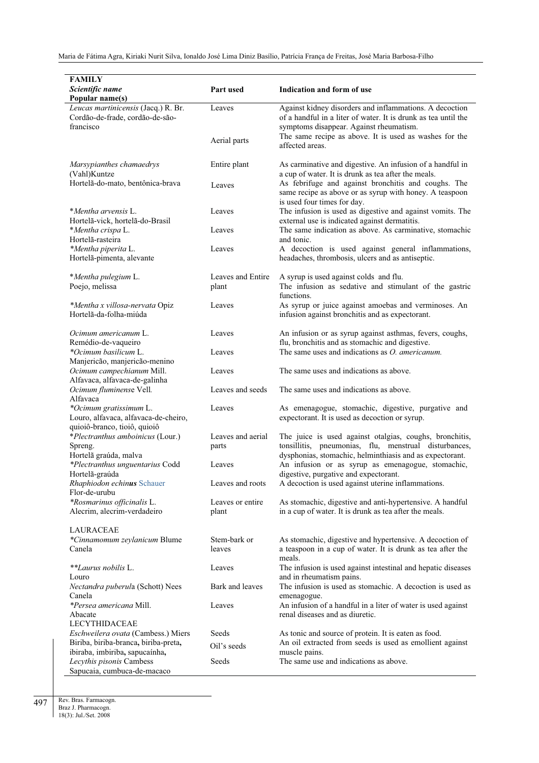| FAMILY<br>*Scientific name*<br>Popular name(s) | Part used | Indication and form of use |
|---|---|---|
| *Leucas martinicensis* (Jacq.) R. Br.<br>Cordão-de-frade, cordão-de-são-francisco | Leaves | Against kidney disorders and inflammations. A decoction of a handful in a liter of water. It is drunk as tea until the symptoms disappear. Against rheumatism. |
| | Aerial parts | The same recipe as above. It is used as washes for the affected areas. |
| *Marsypianthes chamaedrys* (Vahl)Kuntze<br>Hortelã-do-mato, bentônica-brava | Entire plant | As carminative and digestive. An infusion of a handful in a cup of water. It is drunk as tea after the meals. |
| | Leaves | As febrifuge and against bronchitis and coughs. The same recipe as above or as syrup with honey. A teaspoon is used four times for day. |
| *\*Mentha arvensis* L.<br>Hortelã-vick, hortelã-do-Brasil | Leaves | The infusion is used as digestive and against vomits. The external use is indicated against dermatitis. |
| *\*Mentha crispa* L.<br>Hortelã-rasteira | Leaves | The same indication as above. As carminative, stomachic and tonic. |
| *\*Mentha piperita* L.<br>Hortelã-pimenta, alevante | Leaves | A decoction is used against general inflammations, headaches, thrombosis, ulcers and as antiseptic. |
| *\*Mentha pulegium* L.<br>Poejo, melissa | Leaves and Entire plant | A syrup is used against colds and flu.<br>The infusion as sedative and stimulant of the gastric functions. |
| *\*Mentha x villosa-nervata* Opiz<br>Hortelã-da-folha-miúda | Leaves | As syrup or juice against amoebas and verminoses. An infusion against bronchitis and as expectorant. |
| *Ocimum americanum* L.<br>Remédio-de-vaqueiro | Leaves | An infusion or as syrup against asthmas, fevers, coughs, flu, bronchitis and as stomachic and digestive. |
| *\*Ocimum basilicum* L.<br>Manjericão, manjericão-menino | Leaves | The same uses and indications as *O. americanum.* |
| *Ocimum campechianum* Mill.<br>Alfavaca, alfavaca-de-galinha | Leaves | The same uses and indications as above. |
| *Ocimum fluminense* Vell.<br>Alfavaca | Leaves and seeds | The same uses and indications as above. |
| *\*Ocimum gratissimum* L.<br>Louro, alfavaca, alfavaca-de-cheiro, quioiô-branco, tioiô, quioiô | Leaves | As emenagogue, stomachic, digestive, purgative and expectorant. It is used as decoction or syrup. |
| *\*Plectranthus amboinicus* (Lour.) Spreng.<br>Hortelã graúda, malva | Leaves and aerial parts | The juice is used against otalgias, coughs, bronchitis, tonsillitis, pneumonias, flu, menstrual disturbances, dysphonias, stomachic, helminthiasis and as expectorant. |
| *\*Plectranthus unguentarius* Codd<br>Hortelã-graúda | Leaves | An infusion or as syrup as emenagogue, stomachic, digestive, purgative and expectorant. |
| *Rhaphiodon echinus* Schauer<br>Flor-de-urubu | Leaves and roots | A decoction is used against uterine inflammations. |
| *\*Rosmarinus officinalis* L.<br>Alecrim, alecrim-verdadeiro | Leaves or entire plant | As stomachic, digestive and anti-hypertensive. A handful in a cup of water. It is drunk as tea after the meals. |
| LAURACEAE | | |
| *\*Cinnamomum zeylanicum* Blume<br>Canela | Stem-bark or leaves | As stomachic, digestive and hypertensive. A decoction of a teaspoon in a cup of water. It is drunk as tea after the meals. |
| *\*\*Laurus nobilis* L.<br>Louro | Leaves | The infusion is used against intestinal and hepatic diseases and in rheumatism pains. |
| *Nectandra puberula* (Schott) Nees<br>Canela | Bark and leaves | The infusion is used as stomachic. A decoction is used as emenagogue. |
| *\*Persea americana* Mill.<br>Abacate | Leaves | An infusion of a handful in a liter of water is used against renal diseases and as diuretic. |
| LECYTHIDACEAE | | |
| *Eschweilera ovata* (Cambess.) Miers<br>Biriba, biriba-branca, biriba-preta, ibiraba, imbiriba, sapucaínha, | Seeds | As tonic and source of protein. It is eaten as food. |
| | Oil's seeds | An oil extracted from seeds is used as emollient against muscle pains. |
| *Lecythis pisonis* Cambess<br>Sapucaia, cumbuca-de-macaco | Seeds | The same use and indications as above. |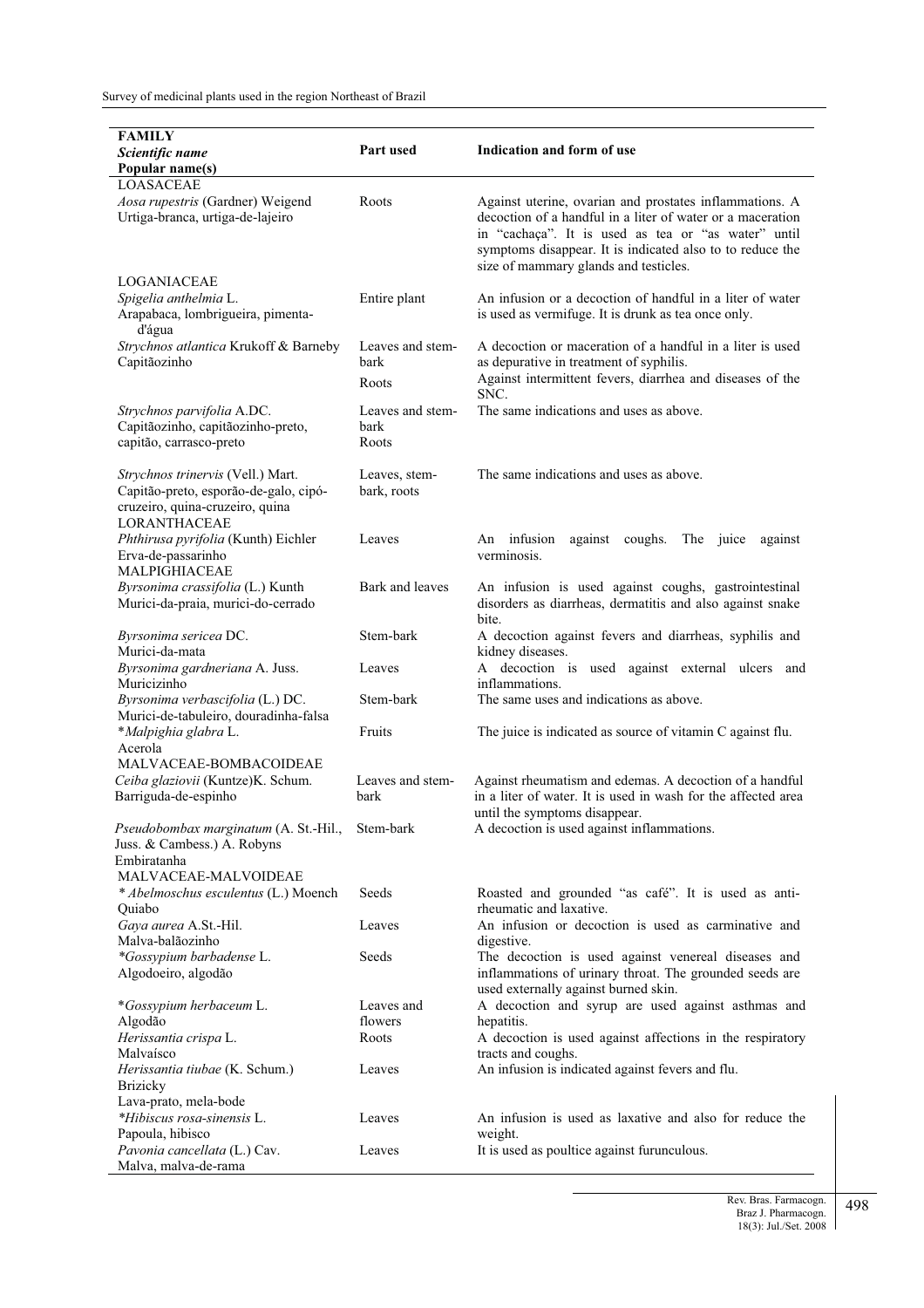| FAMILY *Scientific name* Popular name(s) | Part used | Indication and form of use |
|---|---|---|
| LOASACEAE | | |
| *Aosa rupestris* (Gardner) Weigend Urtiga-branca, urtiga-de-lajeiro | Roots | Against uterine, ovarian and prostates inflammations. A decoction of a handful in a liter of water or a maceration in "cachaça". It is used as tea or "as water" until symptoms disappear. It is indicated also to to reduce the size of mammary glands and testicles. |
| LOGANIACEAE | | |
| *Spigelia anthelmia* L. Arapabaca, lombrigueira, pimenta-d'água | Entire plant | An infusion or a decoction of handful in a liter of water is used as vermifuge. It is drunk as tea once only. |
| *Strychnos atlantica* Krukoff & Barneby Capitãozinho | Leaves and stem-bark | A decoction or maceration of a handful in a liter is used as depurative in treatment of syphilis. |
| | Roots | Against intermittent fevers, diarrhea and diseases of the SNC. |
| *Strychnos parvifolia* A.DC. Capitãozinho, capitãozinho-preto, capitão, carrasco-preto | Leaves and stem-bark Roots | The same indications and uses as above. |
| *Strychnos trinervis* (Vell.) Mart. Capitão-preto, esporão-de-galo, cipó-cruzeiro, quina-cruzeiro, quina | Leaves, stem-bark, roots | The same indications and uses as above. |
| LORANTHACEAE | | |
| *Phthirusa pyrifolia* (Kunth) Eichler Erva-de-passarinho | Leaves | An infusion against coughs. The juice against verminosis. |
| MALPIGHIACEAE | | |
| *Byrsonima crassifolia* (L.) Kunth Murici-da-praia, murici-do-cerrado | Bark and leaves | An infusion is used against coughs, gastrointestinal disorders as diarrheas, dermatitis and also against snake bite. |
| *Byrsonima sericea* DC. Murici-da-mata | Stem-bark | A decoction against fevers and diarrheas, syphilis and kidney diseases. |
| *Byrsonima gardneriana* A. Juss. Muricizinho | Leaves | A decoction is used against external ulcers and inflammations. |
| *Byrsonima verbascifolia* (L.) DC. Murici-de-tabuleiro, douradinha-falsa | Stem-bark | The same uses and indications as above. |
| **Malpighia glabra* L. Acerola | Fruits | The juice is indicated as source of vitamin C against flu. |
| MALVACEAE-BOMBACOIDEAE | | |
| *Ceiba glaziovii* (Kuntze)K. Schum. Barriguda-de-espinho | Leaves and stem-bark | Against rheumatism and edemas. A decoction of a handful in a liter of water. It is used in wash for the affected area until the symptoms disappear. |
| *Pseudobombax marginatum* (A. St.-Hil., Juss. & Cambess.) A. Robyns Embiratanha | Stem-bark | A decoction is used against inflammations. |
| MALVACEAE-MALVOIDEAE | | |
| * *Abelmoschus esculentus* (L.) Moench Quiabo | Seeds | Roasted and grounded "as café". It is used as anti-rheumatic and laxative. |
| *Gaya aurea* A.St.-Hil. Malva-balãozinho | Leaves | An infusion or decoction is used as carminative and digestive. |
| **Gossypium barbadense* L. Algodoeiro, algodão | Seeds | The decoction is used against venereal diseases and inflammations of urinary throat. The grounded seeds are used externally against burned skin. |
| **Gossypium herbaceum* L. Algodão | Leaves and flowers | A decoction and syrup are used against asthmas and hepatitis. |
| *Herissantia crispa* L. Malvaísco | Roots | A decoction is used against affections in the respiratory tracts and coughs. |
| *Herissantia tiubae* (K. Schum.) Brizicky Lava-prato, mela-bode | Leaves | An infusion is indicated against fevers and flu. |
| **Hibiscus rosa-sinensis* L. Papoula, hibisco | Leaves | An infusion is used as laxative and also for reduce the weight. |
| *Pavonia cancellata* (L.) Cav. Malva, malva-de-rama | Leaves | It is used as poultice against furunculous. |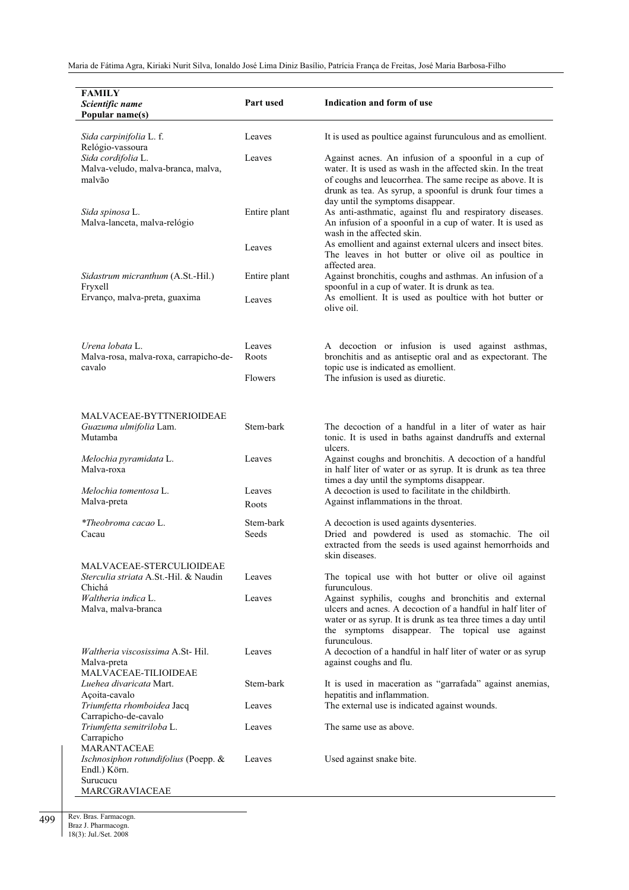| FAMILY *Scientific name* Popular name(s) | Part used | Indication and form of use |
|---|---|---|
| *Sida carpinifolia* L. f. Relógio-vassoura | Leaves | It is used as poultice against furunculous and as emollient. |
| *Sida cordifolia* L. Malva-veludo, malva-branca, malva, malvão | Leaves | Against acnes. An infusion of a spoonful in a cup of water. It is used as wash in the affected skin. In the treat of coughs and leucorrhea. The same recipe as above. It is drunk as tea. As syrup, a spoonful is drunk four times a day until the symptoms disappear. |
| *Sida spinosa* L. Malva-lanceta, malva-relógio | Entire plant | As anti-asthmatic, against flu and respiratory diseases. An infusion of a spoonful in a cup of water. It is used as wash in the affected skin. |
| | Leaves | As emollient and against external ulcers and insect bites. The leaves in hot butter or olive oil as poultice in affected area. |
| *Sidastrum micranthum* (A.St.-Hil.) Fryxell Ervanço, malva-preta, guaxima | Entire plant | Against bronchitis, coughs and asthmas. An infusion of a spoonful in a cup of water. It is drunk as tea. |
| | Leaves | As emollient. It is used as poultice with hot butter or olive oil. |
| *Urena lobata* L. Malva-rosa, malva-roxa, carrapicho-de-cavalo | Leaves Roots | A decoction or infusion is used against asthmas, bronchitis and as antiseptic oral and as expectorant. The topic use is indicated as emollient. |
| | Flowers | The infusion is used as diuretic. |
| MALVACEAE-BYTTNERIOIDEAE | | |
| *Guazuma ulmifolia* Lam. Mutamba | Stem-bark | The decoction of a handful in a liter of water as hair tonic. It is used in baths against dandruffs and external ulcers. |
| *Melochia pyramidata* L. Malva-roxa | Leaves | Against coughs and bronchitis. A decoction of a handful in half liter of water or as syrup. It is drunk as tea three times a day until the symptoms disappear. |
| *Melochia tomentosa* L. Malva-preta | Leaves | A decoction is used to facilitate in the childbirth. |
| | Roots | Against inflammations in the throat. |
| *\*Theobroma cacao* L. Cacau | Stem-bark | A decoction is used againts dysenteries. |
| | Seeds | Dried and powdered is used as stomachic. The oil extracted from the seeds is used against hemorrhoids and skin diseases. |
| MALVACEAE-STERCULIOIDEAE | | |
| *Sterculia striata* A.St.-Hil. & Naudin Chichá | Leaves | The topical use with hot butter or olive oil against furunculous. |
| *Waltheria indica* L. Malva, malva-branca | Leaves | Against syphilis, coughs and bronchitis and external ulcers and acnes. A decoction of a handful in half liter of water or as syrup. It is drunk as tea three times a day until the symptoms disappear. The topical use against furunculous. |
| *Waltheria viscosissima* A.St- Hil. Malva-preta | Leaves | A decoction of a handful in half liter of water or as syrup against coughs and flu. |
| MALVACEAE-TILIOIDEAE | | |
| *Luehea divaricata* Mart. Açoita-cavalo | Stem-bark | It is used in maceration as "garrafada" against anemias, hepatitis and inflammation. |
| *Triumfetta rhomboidea* Jacq Carrapicho-de-cavalo | Leaves | The external use is indicated against wounds. |
| *Triumfetta semitriloba* L. Carrapicho | Leaves | The same use as above. |
| MARANTACEAE | | |
| *Ischnosiphon rotundifolius* (Poepp. & Endl.) Körn. Surucucu | Leaves | Used against snake bite. |
| MARCGRAVIACEAE | | |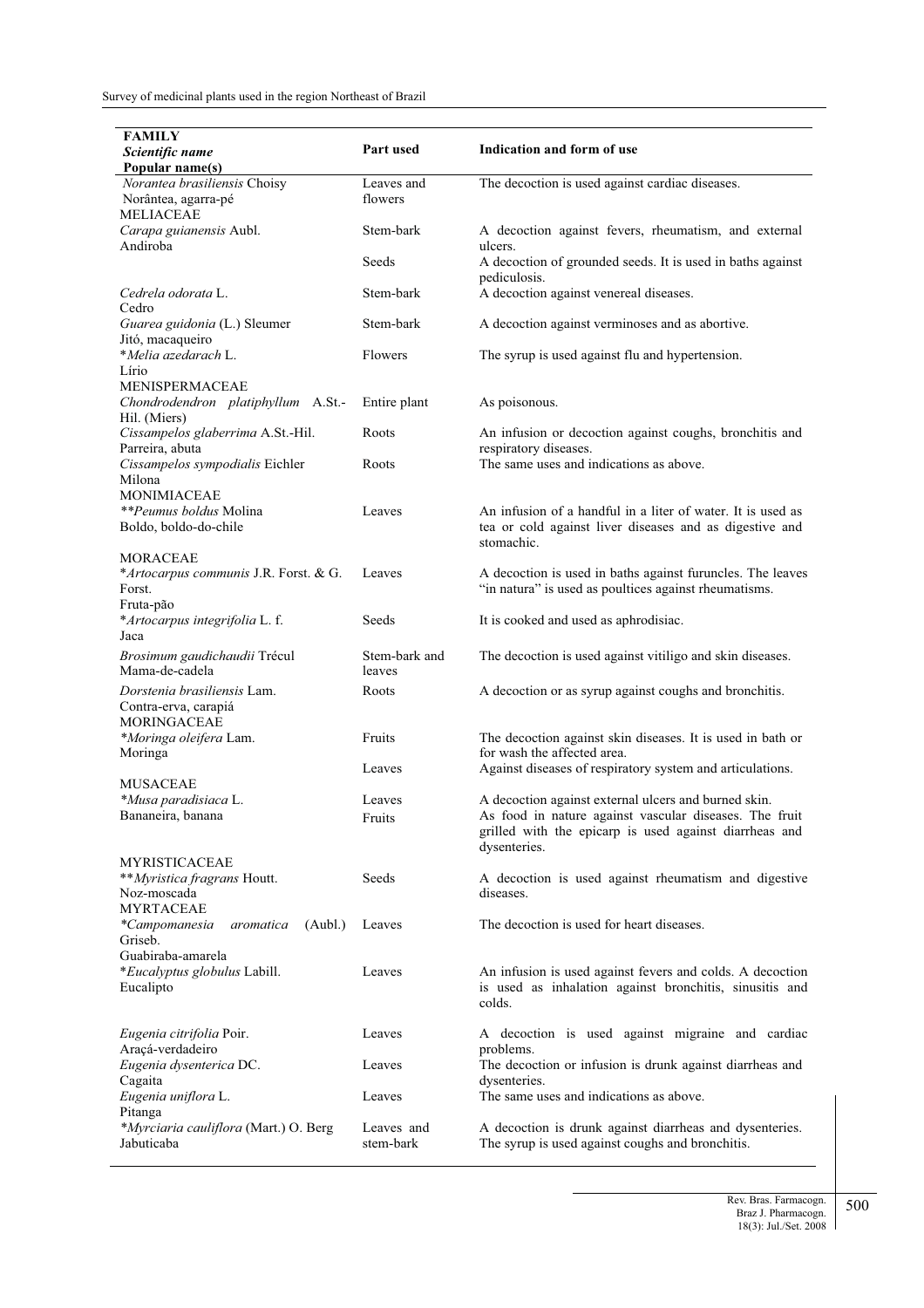| FAMILY *Scientific name* Popular name(s) | Part used | Indication and form of use |
|---|---|---|
| *Norantea brasiliensis* Choisy Norântea, agarra-pé | Leaves and flowers | The decoction is used against cardiac diseases. |
| MELIACEAE | | |
| *Carapa guianensis* Aubl. Andiroba | Stem-bark | A decoction against fevers, rheumatism, and external ulcers. |
| | Seeds | A decoction of grounded seeds. It is used in baths against pediculosis. |
| *Cedrela odorata* L. Cedro | Stem-bark | A decoction against venereal diseases. |
| *Guarea guidonia* (L.) Sleumer Jitó, macaqueiro | Stem-bark | A decoction against verminoses and as abortive. |
| **Melia azedarach* L. Lírio | Flowers | The syrup is used against flu and hypertension. |
| MENISPERMACEAE | | |
| *Chondrodendron platiphyllum* A.St.-Hil. (Miers) | Entire plant | As poisonous. |
| *Cissampelos glaberrima* A.St.-Hil. Parreira, abuta | Roots | An infusion or decoction against coughs, bronchitis and respiratory diseases. |
| *Cissampelos sympodialis* Eichler Milona | Roots | The same uses and indications as above. |
| MONIMIACEAE | | |
| ***Peumus boldus* Molina Boldo, boldo-do-chile | Leaves | An infusion of a handful in a liter of water. It is used as tea or cold against liver diseases and as digestive and stomachic. |
| MORACEAE | | |
| **Artocarpus communis* J.R. Forst. & G. Forst. Fruta-pão | Leaves | A decoction is used in baths against furuncles. The leaves "in natura" is used as poultices against rheumatisms. |
| **Artocarpus integrifolia* L. f. Jaca | Seeds | It is cooked and used as aphrodisiac. |
| *Brosimum gaudichaudii* Trécul Mama-de-cadela | Stem-bark and leaves | The decoction is used against vitiligo and skin diseases. |
| *Dorstenia brasiliensis* Lam. Contra-erva, carapiá | Roots | A decoction or as syrup against coughs and bronchitis. |
| MORINGACEAE | | |
| **Moringa oleifera* Lam. Moringa | Fruits | The decoction against skin diseases. It is used in bath or for wash the affected area. |
| | Leaves | Against diseases of respiratory system and articulations. |
| MUSACEAE | | |
| **Musa paradisiaca* L. Bananeira, banana | Leaves | A decoction against external ulcers and burned skin. |
| | Fruits | As food in nature against vascular diseases. The fruit grilled with the epicarp is used against diarrheas and dysenteries. |
| MYRISTICACEAE | | |
| ***Myristica fragrans* Houtt. Noz-moscada | Seeds | A decoction is used against rheumatism and digestive diseases. |
| MYRTACEAE | | |
| **Campomanesia aromatica* (Aubl.) Griseb. Guabiraba-amarela | Leaves | The decoction is used for heart diseases. |
| **Eucalyptus globulus* Labill. Eucalipto | Leaves | An infusion is used against fevers and colds. A decoction is used as inhalation against bronchitis, sinusitis and colds. |
| *Eugenia citrifolia* Poir. Araçá-verdadeiro | Leaves | A decoction is used against migraine and cardiac problems. |
| *Eugenia dysenterica* DC. Cagaita | Leaves | The decoction or infusion is drunk against diarrheas and dysenteries. |
| *Eugenia uniflora* L. Pitanga | Leaves | The same uses and indications as above. |
| **Myrciaria cauliflora* (Mart.) O. Berg Jabuticaba | Leaves and stem-bark | A decoction is drunk against diarrheas and dysenteries. The syrup is used against coughs and bronchitis. |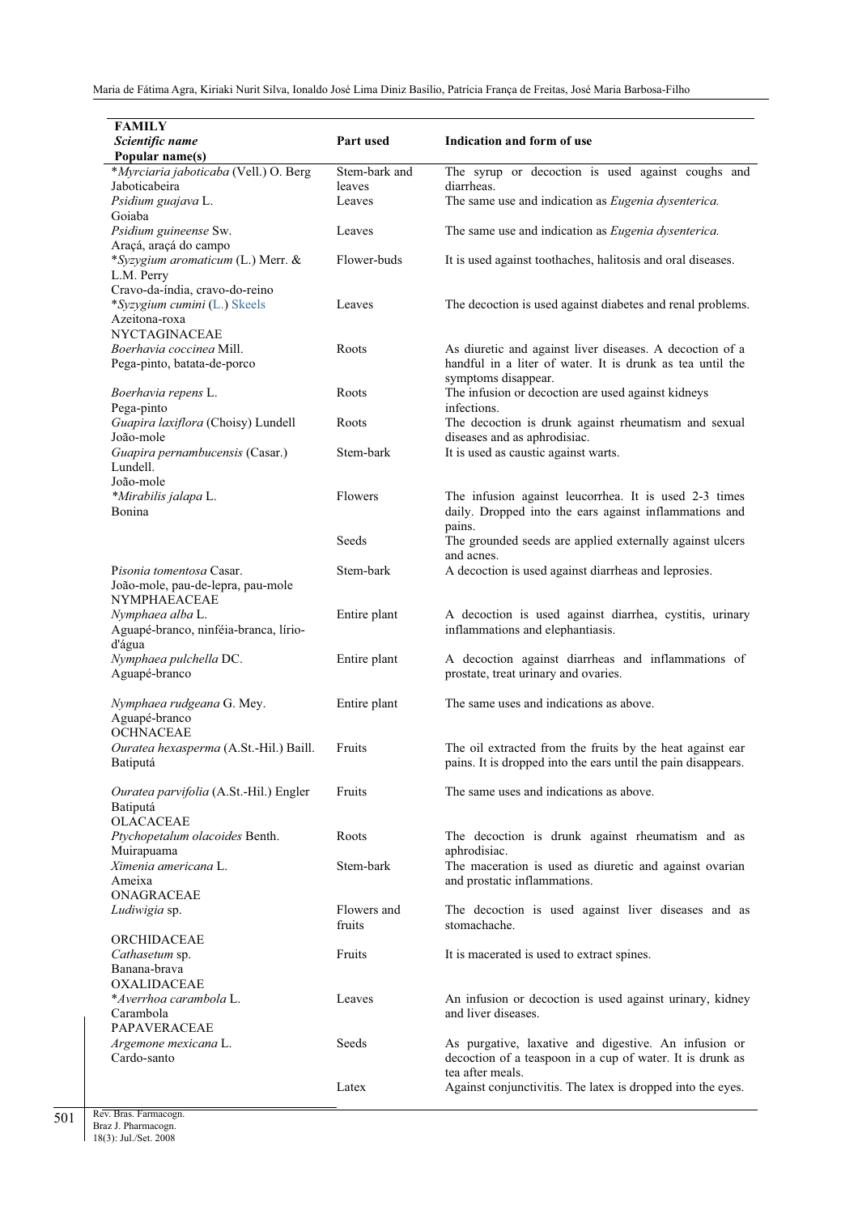| FAMILY *Scientific name* Popular name(s) | Part used | Indication and form of use |
|---|---|---|
| \**Myrciaria jaboticaba* (Vell.) O. Berg Jaboticabeira | Stem-bark and leaves | The syrup or decoction is used against coughs and diarrheas. |
| *Psidium guajava* L. Goiaba | Leaves | The same use and indication as *Eugenia dysenterica.* |
| *Psidium guineense* Sw. Araçá, araçá do campo | Leaves | The same use and indication as *Eugenia dysenterica.* |
| \**Syzygium aromaticum* (L.) Merr. & L.M. Perry Cravo-da-índia, cravo-do-reino | Flower-buds | It is used against toothaches, halitosis and oral diseases. |
| \**Syzygium cumini* (L.) Skeels Azeitona-roxa | Leaves | The decoction is used against diabetes and renal problems. |
| NYCTAGINACEAE | | |
| *Boerhavia coccinea* Mill. Pega-pinto, batata-de-porco | Roots | As diuretic and against liver diseases. A decoction of a handful in a liter of water. It is drunk as tea until the symptoms disappear. |
| *Boerhavia repens* L. Pega-pinto | Roots | The infusion or decoction are used against kidneys infections. |
| *Guapira laxiflora* (Choisy) Lundell João-mole | Roots | The decoction is drunk against rheumatism and sexual diseases and as aphrodisiac. |
| *Guapira pernambucensis* (Casar.) Lundell. João-mole | Stem-bark | It is used as caustic against warts. |
| \**Mirabilis jalapa* L. Bonina | Flowers | The infusion against leucorrhea. It is used 2-3 times daily. Dropped into the ears against inflammations and pains. |
| | Seeds | The grounded seeds are applied externally against ulcers and acnes. |
| *Pisonia tomentosa* Casar. João-mole, pau-de-lepra, pau-mole | Stem-bark | A decoction is used against diarrheas and leprosies. |
| NYMPHAEACEAE | | |
| *Nymphaea alba* L. Aguapé-branco, ninféia-branca, lírio-d'água | Entire plant | A decoction is used against diarrhea, cystitis, urinary inflammations and elephantiasis. |
| *Nymphaea pulchella* DC. Aguapé-branco | Entire plant | A decoction against diarrheas and inflammations of prostate, treat urinary and ovaries. |
| *Nymphaea rudgeana* G. Mey. Aguapé-branco | Entire plant | The same uses and indications as above. |
| OCHNACEAE | | |
| *Ouratea hexasperma* (A.St.-Hil.) Baill. Batiputá | Fruits | The oil extracted from the fruits by the heat against ear pains. It is dropped into the ears until the pain disappears. |
| *Ouratea parvifolia* (A.St.-Hil.) Engler Batiputá | Fruits | The same uses and indications as above. |
| OLACACEAE | | |
| *Ptychopetalum olacoides* Benth. Muirapuama | Roots | The decoction is drunk against rheumatism and as aphrodisiac. |
| *Ximenia americana* L. Ameixa | Stem-bark | The maceration is used as diuretic and against ovarian and prostatic inflammations. |
| ONAGRACEAE | | |
| *Ludiwigia* sp. | Flowers and fruits | The decoction is used against liver diseases and as stomachache. |
| ORCHIDACEAE | | |
| *Cathasetum* sp. Banana-brava | Fruits | It is macerated is used to extract spines. |
| OXALIDACEAE | | |
| \**Averrhoa carambola* L. Carambola | Leaves | An infusion or decoction is used against urinary, kidney and liver diseases. |
| PAPAVERACEAE | | |
| *Argemone mexicana* L. Cardo-santo | Seeds | As purgative, laxative and digestive. An infusion or decoction of a teaspoon in a cup of water. It is drunk as tea after meals. |
| | Latex | Against conjunctivitis. The latex is dropped into the eyes. |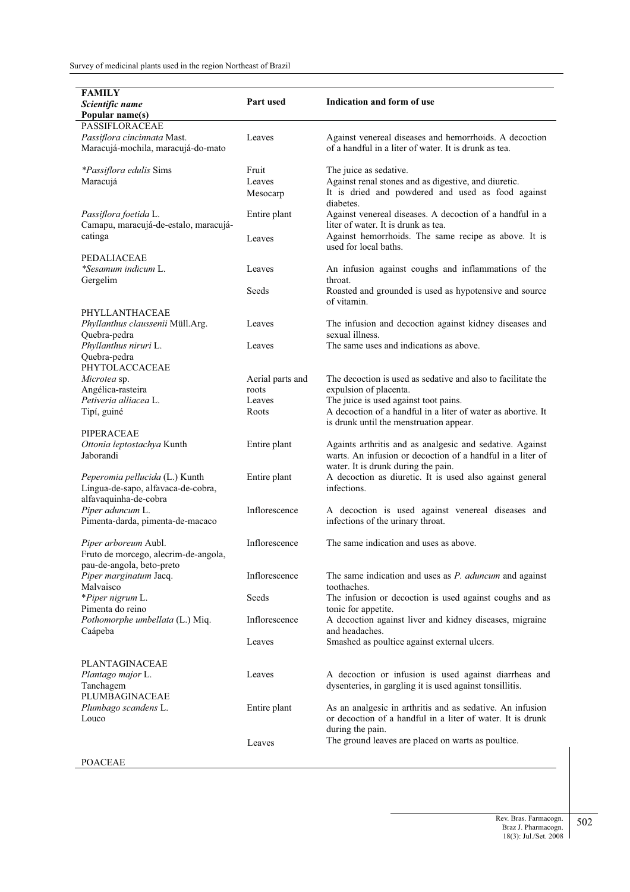| FAMILY<br>*Scientific name*<br>**Popular name(s)** | Part used | Indication and form of use |
|---|---|---|
| PASSIFLORACEAE | | |
| *Passiflora cincinnata* Mast.<br>Maracujá-mochila, maracujá-do-mato | Leaves | Against venereal diseases and hemorrhoids. A decoction of a handful in a liter of water. It is drunk as tea. |
| **Passiflora edulis* Sims<br>Maracujá | Fruit | The juice as sedative. |
| | Leaves | Against renal stones and as digestive, and diuretic. |
| | Mesocarp | It is dried and powdered and used as food against diabetes. |
| *Passiflora foetida* L.<br>Camapu, maracujá-de-estalo, maracujá-catinga | Entire plant | Against venereal diseases. A decoction of a handful in a liter of water. It is drunk as tea. |
| | Leaves | Against hemorrhoids. The same recipe as above. It is used for local baths. |
| PEDALIACEAE | | |
| **Sesamum indicum* L.<br>Gergelim | Leaves | An infusion against coughs and inflammations of the throat. |
| | Seeds | Roasted and grounded is used as hypotensive and source of vitamin. |
| PHYLLANTHACEAE | | |
| *Phyllanthus claussenii* Müll.Arg.<br>Quebra-pedra | Leaves | The infusion and decoction against kidney diseases and sexual illness. |
| *Phyllanthus niruri* L.<br>Quebra-pedra | Leaves | The same uses and indications as above. |
| PHYTOLACCACEAE | | |
| *Microtea* sp.<br>Angélica-rasteira | Aerial parts and roots | The decoction is used as sedative and also to facilitate the expulsion of placenta. |
| *Petiveria alliacea* L.<br>Tipí, guiné | Leaves | The juice is used against toot pains. |
| | Roots | A decoction of a handful in a liter of water as abortive. It is drunk until the menstruation appear. |
| PIPERACEAE | | |
| *Ottonia leptostachya* Kunth<br>Jaborandi | Entire plant | Againts arthritis and as analgesic and sedative. Against warts. An infusion or decoction of a handful in a liter of water. It is drunk during the pain. |
| *Peperomia pellucida* (L.) Kunth<br>Língua-de-sapo, alfavaca-de-cobra, alfavaquinha-de-cobra | Entire plant | A decoction as diuretic. It is used also against general infections. |
| *Piper aduncum* L.<br>Pimenta-darda, pimenta-de-macaco | Inflorescence | A decoction is used against venereal diseases and infections of the urinary throat. |
| *Piper arboreum* Aubl.<br>Fruto de morcego, alecrim-de-angola, pau-de-angola, beto-preto | Inflorescence | The same indication and uses as above. |
| *Piper marginatum* Jacq.<br>Malvaisco | Inflorescence | The same indication and uses as *P. aduncum* and against toothaches. |
| **Piper nigrum* L.<br>Pimenta do reino | Seeds | The infusion or decoction is used against coughs and as tonic for appetite. |
| *Pothomorphe umbellata* (L.) Miq.<br>Caápeba | Inflorescence | A decoction against liver and kidney diseases, migraine and headaches. |
| | Leaves | Smashed as poultice against external ulcers. |
| PLANTAGINACEAE | | |
| *Plantago major* L.<br>Tanchagem | Leaves | A decoction or infusion is used against diarrheas and dysenteries, in gargling it is used against tonsillitis. |
| PLUMBAGINACEAE | | |
| *Plumbago scandens* L.<br>Louco | Entire plant | As an analgesic in arthritis and as sedative. An infusion or decoction of a handful in a liter of water. It is drunk during the pain. |
| | Leaves | The ground leaves are placed on warts as poultice. |
| POACEAE | | |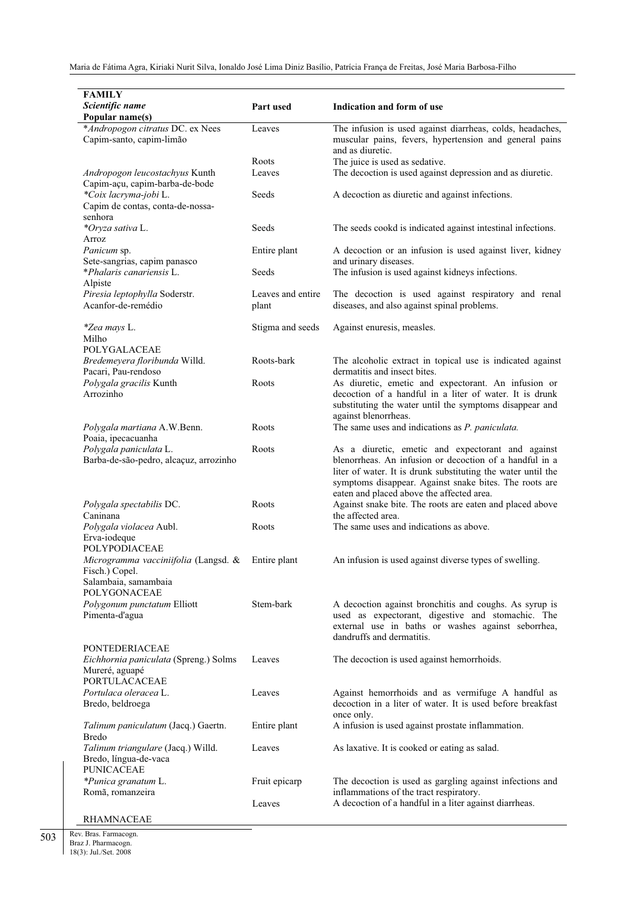| FAMILY<br>*Scientific name*<br>**Popular name(s)** | Part used | Indication and form of use |
|---|---|---|
| *\*Andropogon citratus* DC. ex Nees<br>Capim-santo, capim-limão | Leaves | The infusion is used against diarrheas, colds, headaches, muscular pains, fevers, hypertension and general pains and as diuretic. |
| | Roots | The juice is used as sedative. |
| *Andropogon leucostachyus* Kunth<br>Capim-açu, capim-barba-de-bode | Leaves | The decoction is used against depression and as diuretic. |
| *\*Coix lacryma-jobi* L.<br>Capim de contas, conta-de-nossa-senhora | Seeds | A decoction as diuretic and against infections. |
| *\*Oryza sativa* L.<br>Arroz | Seeds | The seeds cookd is indicated against intestinal infections. |
| *Panicum* sp.<br>Sete-sangrias, capim panasco | Entire plant | A decoction or an infusion is used against liver, kidney and urinary diseases. |
| *\*Phalaris canariensis* L.<br>Alpiste | Seeds | The infusion is used against kidneys infections. |
| *Piresia leptophylla* Soderstr.<br>Acanfor-de-remédio | Leaves and entire plant | The decoction is used against respiratory and renal diseases, and also against spinal problems. |
| *\*Zea mays* L.<br>Milho | Stigma and seeds | Against enuresis, measles. |
| POLYGALACEAE | | |
| *Bredemeyera floribunda* Willd.<br>Pacari, Pau-rendoso | Roots-bark | The alcoholic extract in topical use is indicated against dermatitis and insect bites. |
| *Polygala gracilis* Kunth<br>Arrozinho | Roots | As diuretic, emetic and expectorant. An infusion or decoction of a handful in a liter of water. It is drunk substituting the water until the symptoms disappear and against blenorrheas. |
| *Polygala martiana* A.W.Benn.<br>Poaia, ipecacuanha | Roots | The same uses and indications as *P. paniculata.* |
| *Polygala paniculata* L.<br>Barba-de-são-pedro, alcaçuz, arrozinho | Roots | As a diuretic, emetic and expectorant and against blenorrheas. An infusion or decoction of a handful in a liter of water. It is drunk substituting the water until the symptoms disappear. Against snake bites. The roots are eaten and placed above the affected area. |
| *Polygala spectabilis* DC.<br>Caninana | Roots | Against snake bite. The roots are eaten and placed above the affected area. |
| *Polygala violacea* Aubl.<br>Erva-iodeque | Roots | The same uses and indications as above. |
| POLYPODIACEAE | | |
| *Microgramma vacciniifolia* (Langsd. & Fisch.) Copel.<br>Salambaia, samambaia | Entire plant | An infusion is used against diverse types of swelling. |
| POLYGONACEAE | | |
| *Polygonum punctatum* Elliott<br>Pimenta-d'agua | Stem-bark | A decoction against bronchitis and coughs. As syrup is used as expectorant, digestive and stomachic. The external use in baths or washes against seborrhea, dandruffs and dermatitis. |
| PONTEDERIACEAE | | |
| *Eichhornia paniculata* (Spreng.) Solms<br>Mureré, aguapé | Leaves | The decoction is used against hemorrhoids. |
| PORTULACACEAE | | |
| *Portulaca oleracea* L.<br>Bredo, beldroega | Leaves | Against hemorrhoids and as vermifuge A handful as decoction in a liter of water. It is used before breakfast once only. |
| *Talinum paniculatum* (Jacq.) Gaertn.<br>Bredo | Entire plant | A infusion is used against prostate inflammation. |
| *Talinum triangulare* (Jacq.) Willd.<br>Bredo, língua-de-vaca | Leaves | As laxative. It is cooked or eating as salad. |
| PUNICACEAE | | |
| *\*Punica granatum* L.<br>Romã, romanzeira | Fruit epicarp | The decoction is used as gargling against infections and inflammations of the tract respiratory. |
| | Leaves | A decoction of a handful in a liter against diarrheas. |
| RHAMNACEAE | | |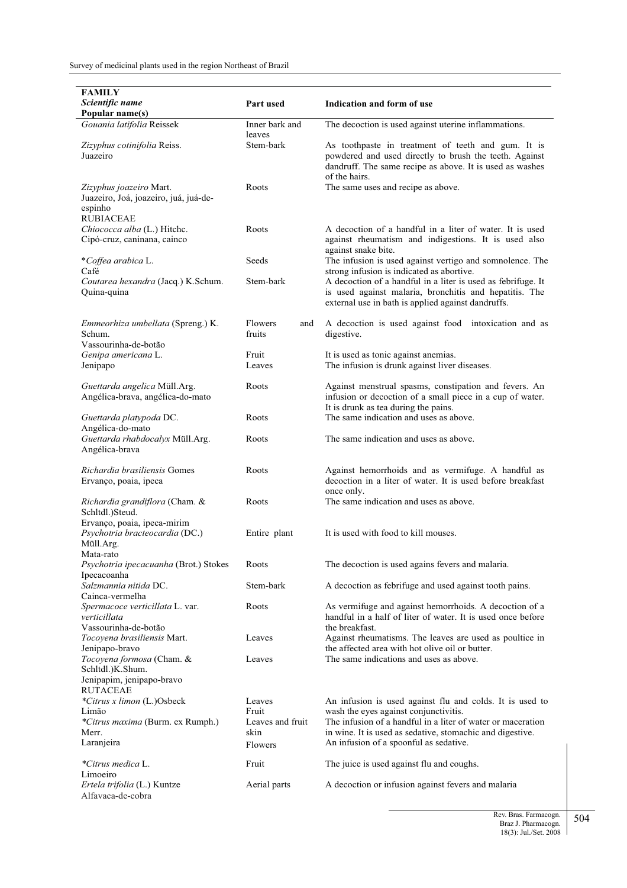| FAMILY *Scientific name* Popular name(s) | Part used | Indication and form of use |
|---|---|---|
| *Gouania latifolia* Reissek | Inner bark and leaves | The decoction is used against uterine inflammations. |
| *Zizyphus cotinifolia* Reiss. Juazeiro | Stem-bark | As toothpaste in treatment of teeth and gum. It is powdered and used directly to brush the teeth. Against dandruff. The same recipe as above. It is used as washes of the hairs. |
| *Zizyphus joazeiro* Mart. Juazeiro, Joá, joazeiro, juá, juá-de-espinho | Roots | The same uses and recipe as above. |
| RUBIACEAE | | |
| *Chiococca alba* (L.) Hitchc. Cipó-cruz, caninana, cainco | Roots | A decoction of a handful in a liter of water. It is used against rheumatism and indigestions. It is used also against snake bite. |
| **Coffea arabica* L. Café | Seeds | The infusion is used against vertigo and somnolence. The strong infusion is indicated as abortive. |
| *Coutarea hexandra* (Jacq.) K.Schum. Quina-quina | Stem-bark | A decoction of a handful in a liter is used as febrifuge. It is used against malaria, bronchitis and hepatitis. The external use in bath is applied against dandruffs. |
| *Emmeorhiza umbellata* (Spreng.) K. Schum. Vassourinha-de-botão | Flowers and fruits | A decoction is used against food intoxication and as digestive. |
| *Genipa americana* L. Jenipapo | Fruit<br>Leaves | It is used as tonic against anemias.<br>The infusion is drunk against liver diseases. |
| *Guettarda angelica* Müll.Arg. Angélica-brava, angélica-do-mato | Roots | Against menstrual spasms, constipation and fevers. An infusion or decoction of a small piece in a cup of water. It is drunk as tea during the pains. |
| *Guettarda platypoda* DC. Angélica-do-mato | Roots | The same indication and uses as above. |
| *Guettarda rhabdocalyx* Müll.Arg. Angélica-brava | Roots | The same indication and uses as above. |
| *Richardia brasiliensis* Gomes Ervanço, poaia, ipeca | Roots | Against hemorrhoids and as vermifuge. A handful as decoction in a liter of water. It is used before breakfast once only. |
| *Richardia grandiflora* (Cham. & Schltdl.)Steud. Ervanço, poaia, ipeca-mirim | Roots | The same indication and uses as above. |
| *Psychotria bracteocardia* (DC.) Müll.Arg. Mata-rato | Entire plant | It is used with food to kill mouses. |
| *Psychotria ipecacuanha* (Brot.) Stokes Ipecacoanha | Roots | The decoction is used agains fevers and malaria. |
| *Salzmannia nitida* DC. Cainca-vermelha | Stem-bark | A decoction as febrifuge and used against tooth pains. |
| *Spermacoce verticillata* L. var. *verticillata* Vassourinha-de-botão | Roots | As vermifuge and against hemorrhoids. A decoction of a handful in a half of liter of water. It is used once before the breakfast. |
| *Tocoyena brasiliensis* Mart. Jenipapo-bravo | Leaves | Against rheumatisms. The leaves are used as poultice in the affected area with hot olive oil or butter. |
| *Tocoyena formosa* (Cham. & Schltdl.)K.Shum. Jenipapim, jenipapo-bravo | Leaves | The same indications and uses as above. |
| RUTACEAE | | |
| **Citrus x limon* (L.)Osbeck Limão | Leaves<br>Fruit | An infusion is used against flu and colds. It is used to wash the eyes against conjunctivitis. |
| **Citrus maxima* (Burm. ex Rumph.) Merr. Laranjeira | Leaves and fruit skin<br>Flowers | The infusion of a handful in a liter of water or maceration in wine. It is used as sedative, stomachic and digestive.<br>An infusion of a spoonful as sedative. |
| **Citrus medica* L. Limoeiro | Fruit | The juice is used against flu and coughs. |
| *Ertela trifolia* (L.) Kuntze Alfavaca-de-cobra | Aerial parts | A decoction or infusion against fevers and malaria |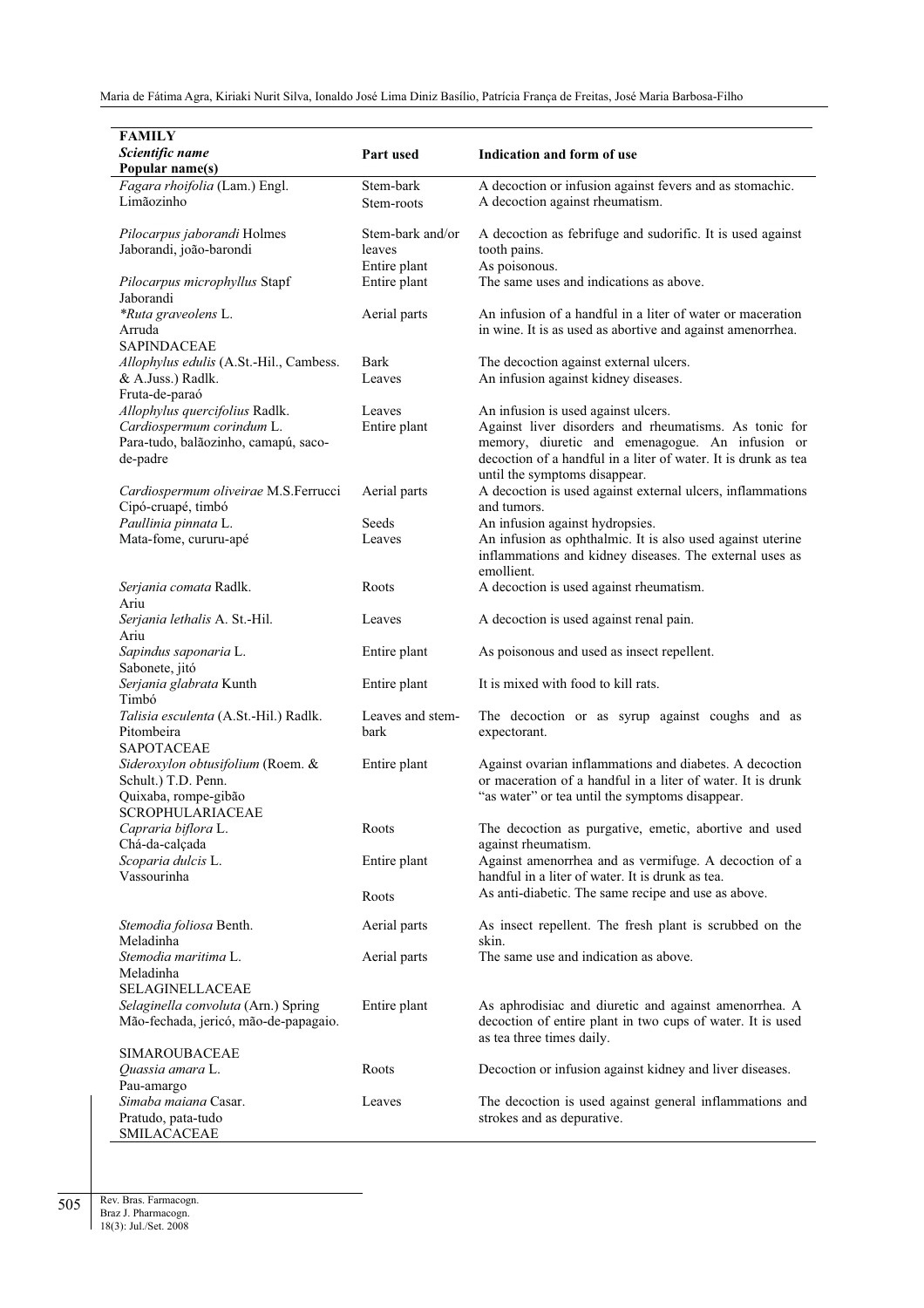| FAMILY<br>*Scientific name*<br>Popular name(s) | Part used | Indication and form of use |
|---|---|---|
| *Fagara rhoifolia* (Lam.) Engl.<br>Limãozinho | Stem-bark<br>Stem-roots | A decoction or infusion against fevers and as stomachic.<br>A decoction against rheumatism. |
| *Pilocarpus jaborandi* Holmes<br>Jaborandi, joão-barondi | Stem-bark and/or leaves<br>Entire plant | A decoction as febrifuge and sudorific. It is used against tooth pains.<br>As poisonous. |
| *Pilocarpus microphyllus* Stapf<br>Jaborandi | Entire plant | The same uses and indications as above. |
| **Ruta graveolens* L.<br>Arruda | Aerial parts | An infusion of a handful in a liter of water or maceration in wine. It is as used as abortive and against amenorrhea. |
| SAPINDACEAE | | |
| *Allophylus edulis* (A.St.-Hil., Cambess. & A.Juss.) Radlk.<br>Fruta-de-paraó | Bark<br>Leaves | The decoction against external ulcers.<br>An infusion against kidney diseases. |
| *Allophylus quercifolius* Radlk. | Leaves | An infusion is used against ulcers. |
| *Cardiospermum corindum* L.<br>Para-tudo, balãozinho, camapú, saco-de-padre | Entire plant | Against liver disorders and rheumatisms. As tonic for memory, diuretic and emenagogue. An infusion or decoction of a handful in a liter of water. It is drunk as tea until the symptoms disappear. |
| *Cardiospermum oliveirae* M.S.Ferrucci<br>Cipó-cruapé, timbó | Aerial parts | A decoction is used against external ulcers, inflammations and tumors. |
| *Paullinia pinnata* L.<br>Mata-fome, cururu-apé | Seeds<br>Leaves | An infusion against hydropsies.<br>An infusion as ophthalmic. It is also used against uterine inflammations and kidney diseases. The external uses as emollient. |
| *Serjania comata* Radlk.<br>Ariu | Roots | A decoction is used against rheumatism. |
| *Serjania lethalis* A. St.-Hil.<br>Ariu | Leaves | A decoction is used against renal pain. |
| *Sapindus saponaria* L.<br>Sabonete, jitó | Entire plant | As poisonous and used as insect repellent. |
| *Serjania glabrata* Kunth<br>Timbó | Entire plant | It is mixed with food to kill rats. |
| *Talisia esculenta* (A.St.-Hil.) Radlk.<br>Pitombeira | Leaves and stem-bark | The decoction or as syrup against coughs and as expectorant. |
| SAPOTACEAE | | |
| *Sideroxylon obtusifolium* (Roem. & Schult.) T.D. Penn.<br>Quixaba, rompe-gibão | Entire plant | Against ovarian inflammations and diabetes. A decoction or maceration of a handful in a liter of water. It is drunk "as water" or tea until the symptoms disappear. |
| SCROPHULARIACEAE | | |
| *Capraria biflora* L.<br>Chá-da-calçada | Roots | The decoction as purgative, emetic, abortive and used against rheumatism. |
| *Scoparia dulcis* L.<br>Vassourinha | Entire plant<br>Roots | Against amenorrhea and as vermifuge. A decoction of a handful in a liter of water. It is drunk as tea.<br>As anti-diabetic. The same recipe and use as above. |
| *Stemodia foliosa* Benth.<br>Meladinha | Aerial parts | As insect repellent. The fresh plant is scrubbed on the skin. |
| *Stemodia maritima* L.<br>Meladinha | Aerial parts | The same use and indication as above. |
| SELAGINELLACEAE | | |
| *Selaginella convoluta* (Arn.) Spring<br>Mão-fechada, jericó, mão-de-papagaio. | Entire plant | As aphrodisiac and diuretic and against amenorrhea. A decoction of entire plant in two cups of water. It is used as tea three times daily. |
| SIMAROUBACEAE | | |
| *Quassia amara* L.<br>Pau-amargo | Roots | Decoction or infusion against kidney and liver diseases. |
| *Simaba maiana* Casar.<br>Pratudo, pata-tudo | Leaves | The decoction is used against general inflammations and strokes and as depurative. |
| SMILACACEAE | | |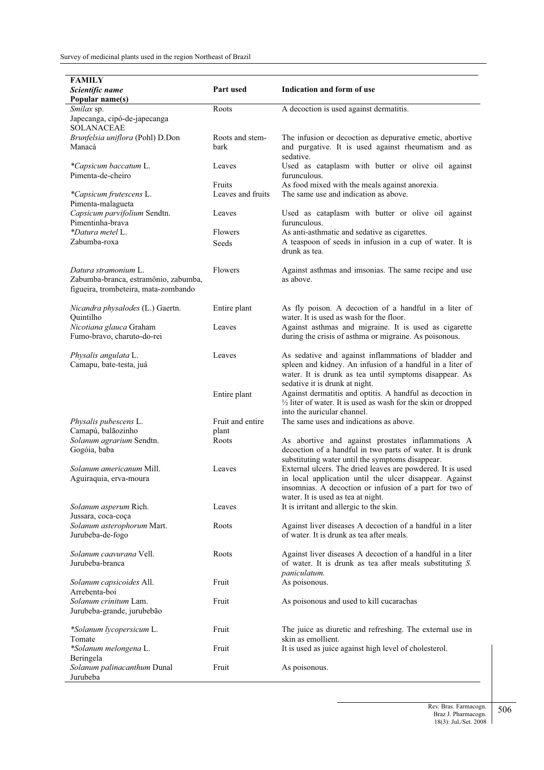| FAMILY *Scientific name* Popular name(s) | Part used | Indication and form of use |
|---|---|---|
| *Smilax* sp. Japecanga, cipó-de-japecanga | Roots | A decoction is used against dermatitis. |
| SOLANACEAE | | |
| *Brunfelsia uniflora* (Pohl) D.Don Manacá | Roots and stem-bark | The infusion or decoction as depurative emetic, abortive and purgative. It is used against rheumatism and as sedative. |
| **Capsicum baccatum* L. Pimenta-de-cheiro | Leaves | Used as cataplasm with butter or olive oil against furunculous. |
| | Fruits | As food mixed with the meals against anorexia. |
| **Capsicum frutescens* L. Pimenta-malagueta | Leaves and fruits | The same use and indication as above. |
| *Capsicum parvifolium* Sendtn. Pimentinha-brava | Leaves | Used as cataplasm with butter or olive oil against furunculous. |
| **Datura metel* L. Zabumba-roxa | Flowers | As anti-asthmatic and sedative as cigarettes. |
| | Seeds | A teaspoon of seeds in infusion in a cup of water. It is drunk as tea. |
| *Datura stramonium* L. Zabumba-branca, estramônio, zabumba, figueira, trombeteira, mata-zombando | Flowers | Against asthmas and imsonias. The same recipe and use as above. |
| *Nicandra physalodes* (L.) Gaertn. Quintilho | Entire plant | As fly poison. A decoction of a handful in a liter of water. It is used as wash for the floor. |
| *Nicotiana glauca* Graham Fumo-bravo, charuto-do-rei | Leaves | Against asthmas and migraine. It is used as cigarette during the crisis of asthma or migraine. As poisonous. |
| *Physalis angulata* L. Camapu, bate-testa, juá | Leaves | As sedative and against inflammations of bladder and spleen and kidney. An infusion of a handful in a liter of water. It is drunk as tea until symptoms disappear. As sedative it is drunk at night. |
| | Entire plant | Against dermatitis and optitis. A handful as decoction in ½ liter of water. It is used as wash for the skin or dropped into the auricular channel. |
| *Physalis pubescens* L. Camapú, balãozinho | Fruit and entire plant | The same uses and indications as above. |
| *Solanum agrarium* Sendtn. Gogóia, baba | Roots | As abortive and against prostates inflammations A decoction of a handful in two parts of water. It is drunk substituting water until the symptoms disappear. |
| *Solanum americanum* Mill. Aguiraquia, erva-moura | Leaves | External ulcers. The dried leaves are powdered. It is used in local application until the ulcer disappear. Against insomnias. A decoction or infusion of a part for two of water. It is used as tea at night. |
| *Solanum asperum* Rich. Jussara, coca-coça | Leaves | It is irritant and allergic to the skin. |
| *Solanum asterophorum* Mart. Jurubeba-de-fogo | Roots | Against liver diseases A decoction of a handful in a liter of water. It is drunk as tea after meals. |
| *Solanum caavurana* Vell. Jurubeba-branca | Roots | Against liver diseases A decoction of a handful in a liter of water. It is drunk as tea after meals substituting *S. paniculatum.* |
| *Solanum capsicoides* All. Arrebenta-boi | Fruit | As poisonous. |
| *Solanum crinitum* Lam. Jurubeba-grande, jurubebão | Fruit | As poisonous and used to kill cucarachas |
| **Solanum lycopersicum* L. Tomate | Fruit | The juice as diuretic and refreshing. The external use in skin as emollient. |
| **Solanum melongena* L. Beringela | Fruit | It is used as juice against high level of cholesterol. |
| *Solanum palinacanthum* Dunal Jurubeba | Fruit | As poisonous. |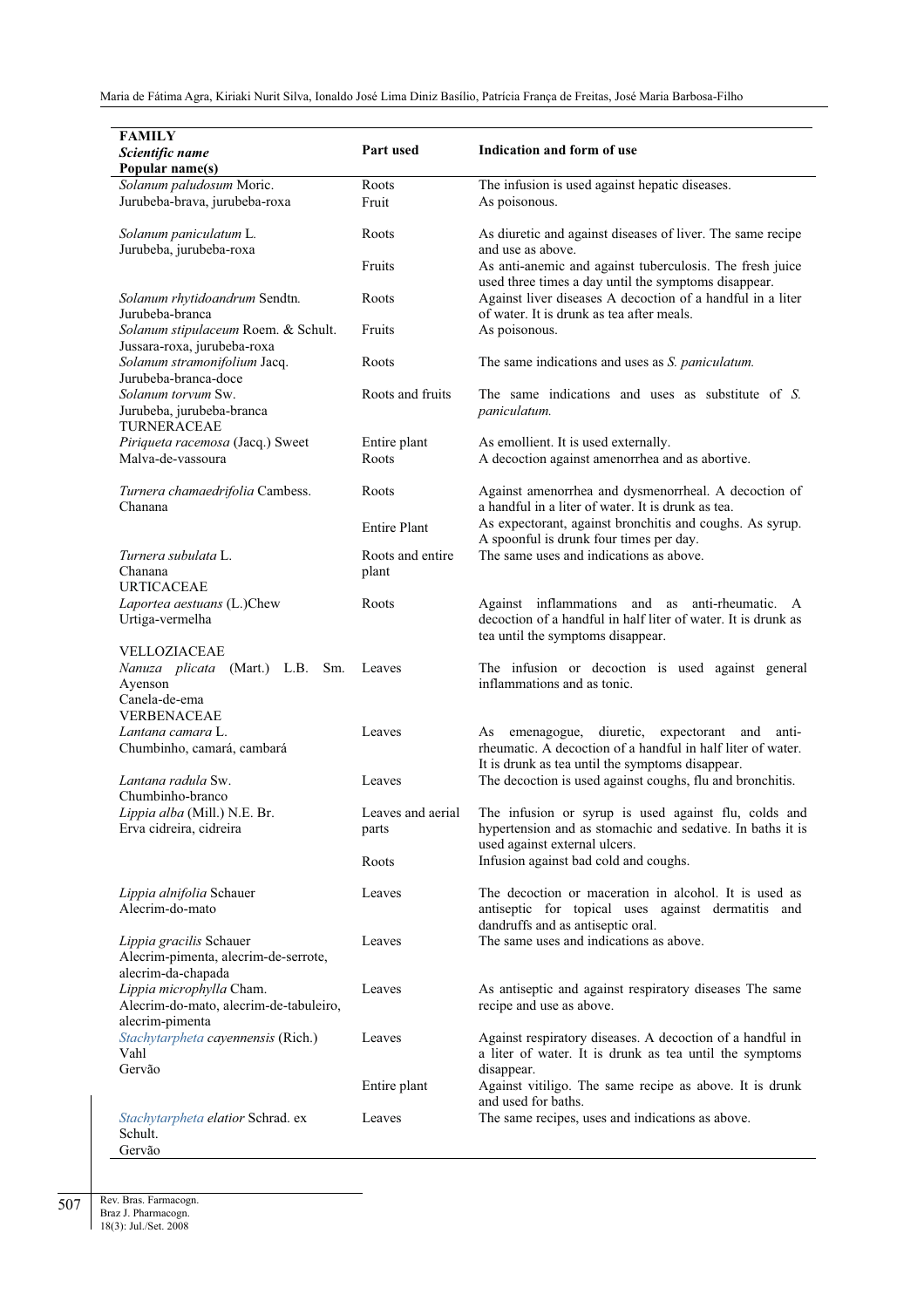| FAMILY<br>*Scientific name*<br>**Popular name(s)** | Part used | Indication and form of use |
|---|---|---|
| *Solanum paludosum* Moric.<br>Jurubeba-brava, jurubeba-roxa | Roots | The infusion is used against hepatic diseases. |
| | Fruit | As poisonous. |
| *Solanum paniculatum* L.<br>Jurubeba, jurubeba-roxa | Roots | As diuretic and against diseases of liver. The same recipe and use as above. |
| | Fruits | As anti-anemic and against tuberculosis. The fresh juice used three times a day until the symptoms disappear. |
| *Solanum rhytidoandrum* Sendtn.<br>Jurubeba-branca | Roots | Against liver diseases A decoction of a handful in a liter of water. It is drunk as tea after meals. |
| *Solanum stipulaceum* Roem. & Schult.<br>Jussara-roxa, jurubeba-roxa | Fruits | As poisonous. |
| *Solanum stramonifolium* Jacq.<br>Jurubeba-branca-doce | Roots | The same indications and uses as *S. paniculatum.* |
| *Solanum torvum* Sw.<br>Jurubeba, jurubeba-branca | Roots and fruits | The same indications and uses as substitute of *S. paniculatum.* |
| TURNERACEAE | | |
| *Piriqueta racemosa* (Jacq.) Sweet<br>Malva-de-vassoura | Entire plant | As emollient. It is used externally. |
| | Roots | A decoction against amenorrhea and as abortive. |
| *Turnera chamaedrifolia* Cambess.<br>Chanana | Roots | Against amenorrhea and dysmenorrheal. A decoction of a handful in a liter of water. It is drunk as tea. |
| | Entire Plant | As expectorant, against bronchitis and coughs. As syrup. A spoonful is drunk four times per day. |
| *Turnera subulata* L.<br>Chanana | Roots and entire plant | The same uses and indications as above. |
| URTICACEAE | | |
| *Laportea aestuans* (L.)Chew<br>Urtiga-vermelha | Roots | Against inflammations and as anti-rheumatic. A decoction of a handful in half liter of water. It is drunk as tea until the symptoms disappear. |
| VELLOZIACEAE | | |
| *Nanuza plicata* (Mart.) L.B. Sm. Ayenson<br>Canela-de-ema | Leaves | The infusion or decoction is used against general inflammations and as tonic. |
| VERBENACEAE | | |
| *Lantana camara* L.<br>Chumbinho, camará, cambará | Leaves | As emenagogue, diuretic, expectorant and anti-rheumatic. A decoction of a handful in half liter of water. It is drunk as tea until the symptoms disappear. |
| *Lantana radula* Sw.<br>Chumbinho-branco | Leaves | The decoction is used against coughs, flu and bronchitis. |
| *Lippia alba* (Mill.) N.E. Br.<br>Erva cidreira, cidreira | Leaves and aerial parts | The infusion or syrup is used against flu, colds and hypertension and as stomachic and sedative. In baths it is used against external ulcers. |
| | Roots | Infusion against bad cold and coughs. |
| *Lippia alnifolia* Schauer<br>Alecrim-do-mato | Leaves | The decoction or maceration in alcohol. It is used as antiseptic for topical uses against dermatitis and dandruffs and as antiseptic oral. |
| *Lippia gracilis* Schauer<br>Alecrim-pimenta, alecrim-de-serrote, alecrim-da-chapada | Leaves | The same uses and indications as above. |
| *Lippia microphylla* Cham.<br>Alecrim-do-mato, alecrim-de-tabuleiro, alecrim-pimenta | Leaves | As antiseptic and against respiratory diseases The same recipe and use as above. |
| *Stachytarpheta cayennensis* (Rich.) Vahl<br>Gervão | Leaves | Against respiratory diseases. A decoction of a handful in a liter of water. It is drunk as tea until the symptoms disappear. |
| | Entire plant | Against vitiligo. The same recipe as above. It is drunk and used for baths. |
| *Stachytarpheta elatior* Schrad. ex Schult.<br>Gervão | Leaves | The same recipes, uses and indications as above. |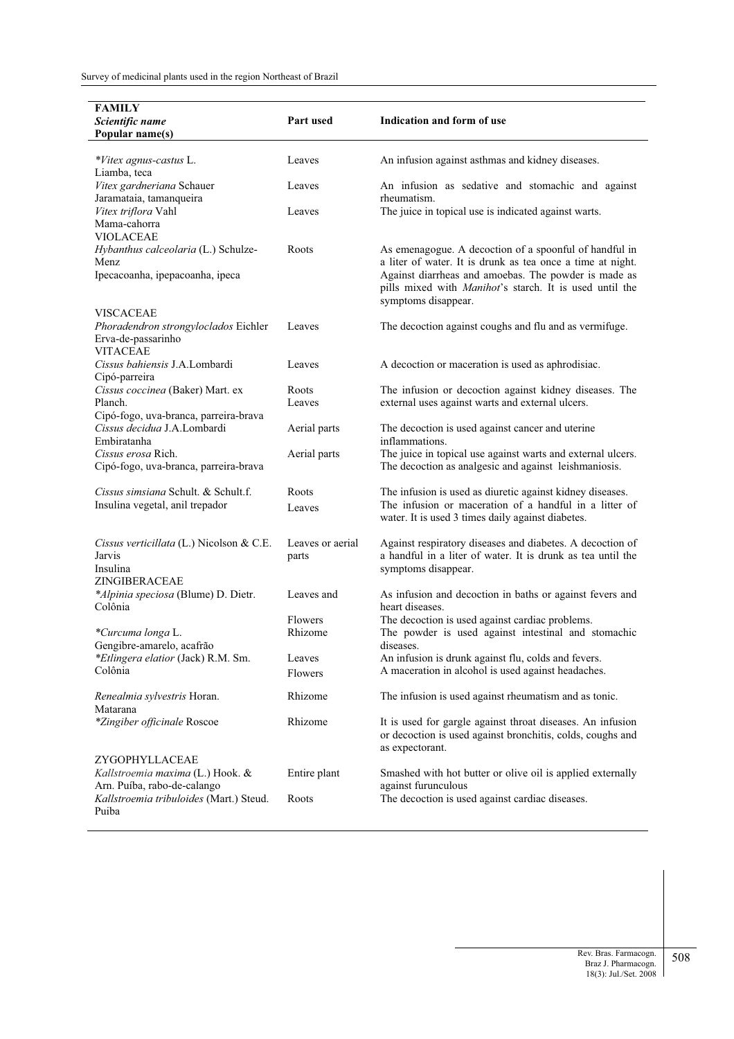| **FAMILY** *Scientific name* **Popular name(s)** | **Part used** | **Indication and form of use** |
|---|---|---|
| **Vitex agnus-castus* L. Liamba, teca | Leaves | An infusion against asthmas and kidney diseases. |
| *Vitex gardneriana* Schauer Jaramataia, tamanqueira | Leaves | An infusion as sedative and stomachic and against rheumatism. |
| *Vitex triflora* Vahl Mama-cahorra | Leaves | The juice in topical use is indicated against warts. |
| VIOLACEAE | | |
| *Hybanthus calceolaria* (L.) Schulze-Menz Ipecacoanha, ipepacoanha, ipeca | Roots | As emenagogue. A decoction of a spoonful of handful in a liter of water. It is drunk as tea once a time at night. Against diarrheas and amoebas. The powder is made as pills mixed with *Manihot*'s starch. It is used until the symptoms disappear. |
| VISCACEAE | | |
| *Phoradendron strongyloclados* Eichler Erva-de-passarinho | Leaves | The decoction against coughs and flu and as vermifuge. |
| VITACEAE | | |
| *Cissus bahiensis* J.A.Lombardi Cipó-parreira | Leaves | A decoction or maceration is used as aphrodisiac. |
| *Cissus coccinea* (Baker) Mart. ex Planch. Cipó-fogo, uva-branca, parreira-brava | Roots Leaves | The infusion or decoction against kidney diseases. The external uses against warts and external ulcers. |
| *Cissus decidua* J.A.Lombardi Embiratanha | Aerial parts | The decoction is used against cancer and uterine inflammations. |
| *Cissus erosa* Rich. Cipó-fogo, uva-branca, parreira-brava | Aerial parts | The juice in topical use against warts and external ulcers. The decoction as analgesic and against leishmaniosis. |
| *Cissus simsiana* Schult. & Schult.f. Insulina vegetal, anil trepador | Roots Leaves | The infusion is used as diuretic against kidney diseases. The infusion or maceration of a handful in a litter of water. It is used 3 times daily against diabetes. |
| *Cissus verticillata* (L.) Nicolson & C.E. Jarvis Insulina | Leaves or aerial parts | Against respiratory diseases and diabetes. A decoction of a handful in a liter of water. It is drunk as tea until the symptoms disappear. |
| ZINGIBERACEAE | | |
| **Alpinia speciosa* (Blume) D. Dietr. Colônia | Leaves and Flowers | As infusion and decoction in baths or against fevers and heart diseases. The decoction is used against cardiac problems. |
| **Curcuma longa* L. Gengibre-amarelo, acafrão | Rhizome | The powder is used against intestinal and stomachic diseases. |
| **Etlingera elatior* (Jack) R.M. Sm. Colônia | Leaves Flowers | An infusion is drunk against flu, colds and fevers. A maceration in alcohol is used against headaches. |
| *Renealmia sylvestris* Horan. Matarana | Rhizome | The infusion is used against rheumatism and as tonic. |
| **Zingiber officinale* Roscoe | Rhizome | It is used for gargle against throat diseases. An infusion or decoction is used against bronchitis, colds, coughs and as expectorant. |
| ZYGOPHYLLACEAE | | |
| *Kallstroemia maxima* (L.) Hook. & Arn. Puíba, rabo-de-calango | Entire plant | Smashed with hot butter or olive oil is applied externally against furunculous |
| *Kallstroemia tribuloides* (Mart.) Steud. Puiba | Roots | The decoction is used against cardiac diseases. |